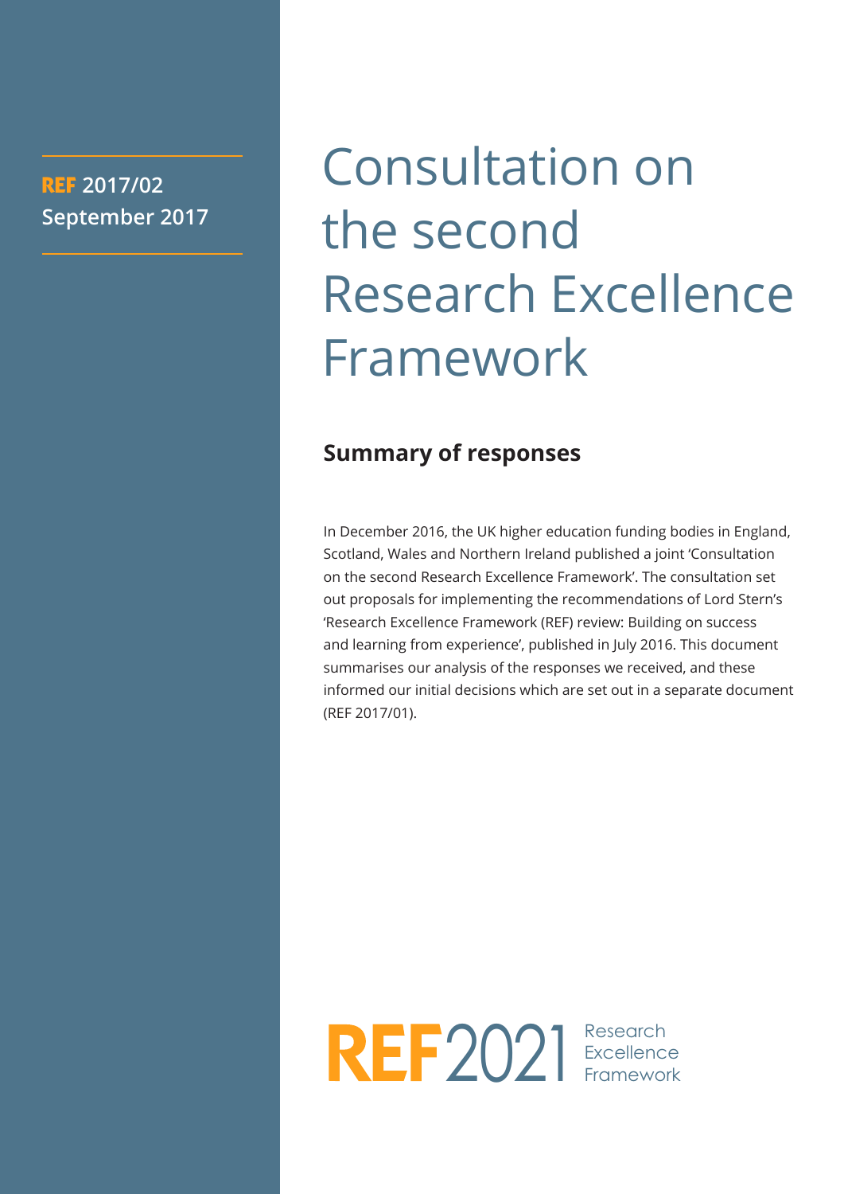**REF 2017/02**
**September 2017**

# Consultation on the second Research Excellence Framework

## Summary of responses

In December 2016, the UK higher education funding bodies in England, Scotland, Wales and Northern Ireland published a joint 'Consultation on the second Research Excellence Framework'. The consultation set out proposals for implementing the recommendations of Lord Stern's 'Research Excellence Framework (REF) review: Building on success and learning from experience', published in July 2016. This document summarises our analysis of the responses we received, and these informed our initial decisions which are set out in a separate document (REF 2017/01).

REF2021 Research Excellence Framework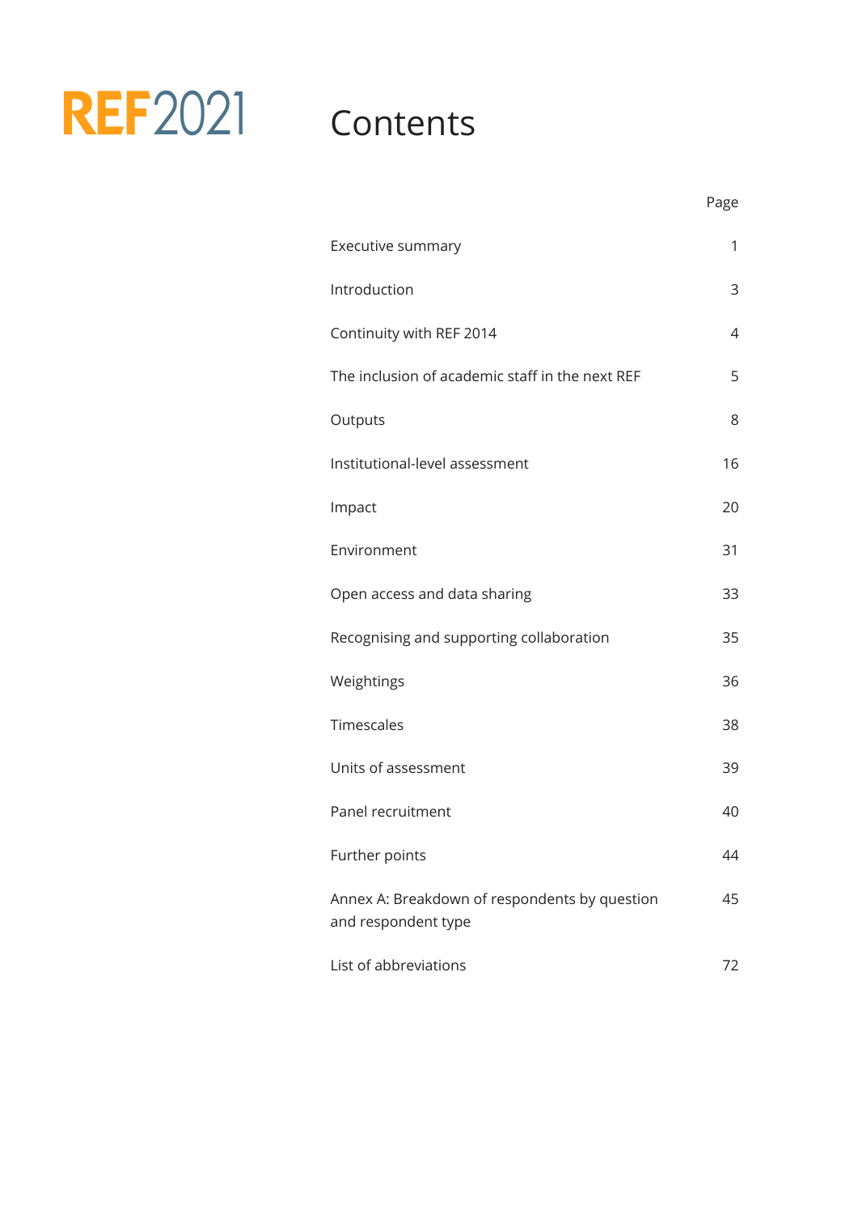REF2021

# Contents

| | Page |
|---|---|
| Executive summary | 1 |
| Introduction | 3 |
| Continuity with REF 2014 | 4 |
| The inclusion of academic staff in the next REF | 5 |
| Outputs | 8 |
| Institutional-level assessment | 16 |
| Impact | 20 |
| Environment | 31 |
| Open access and data sharing | 33 |
| Recognising and supporting collaboration | 35 |
| Weightings | 36 |
| Timescales | 38 |
| Units of assessment | 39 |
| Panel recruitment | 40 |
| Further points | 44 |
| Annex A: Breakdown of respondents by question and respondent type | 45 |
| List of abbreviations | 72 |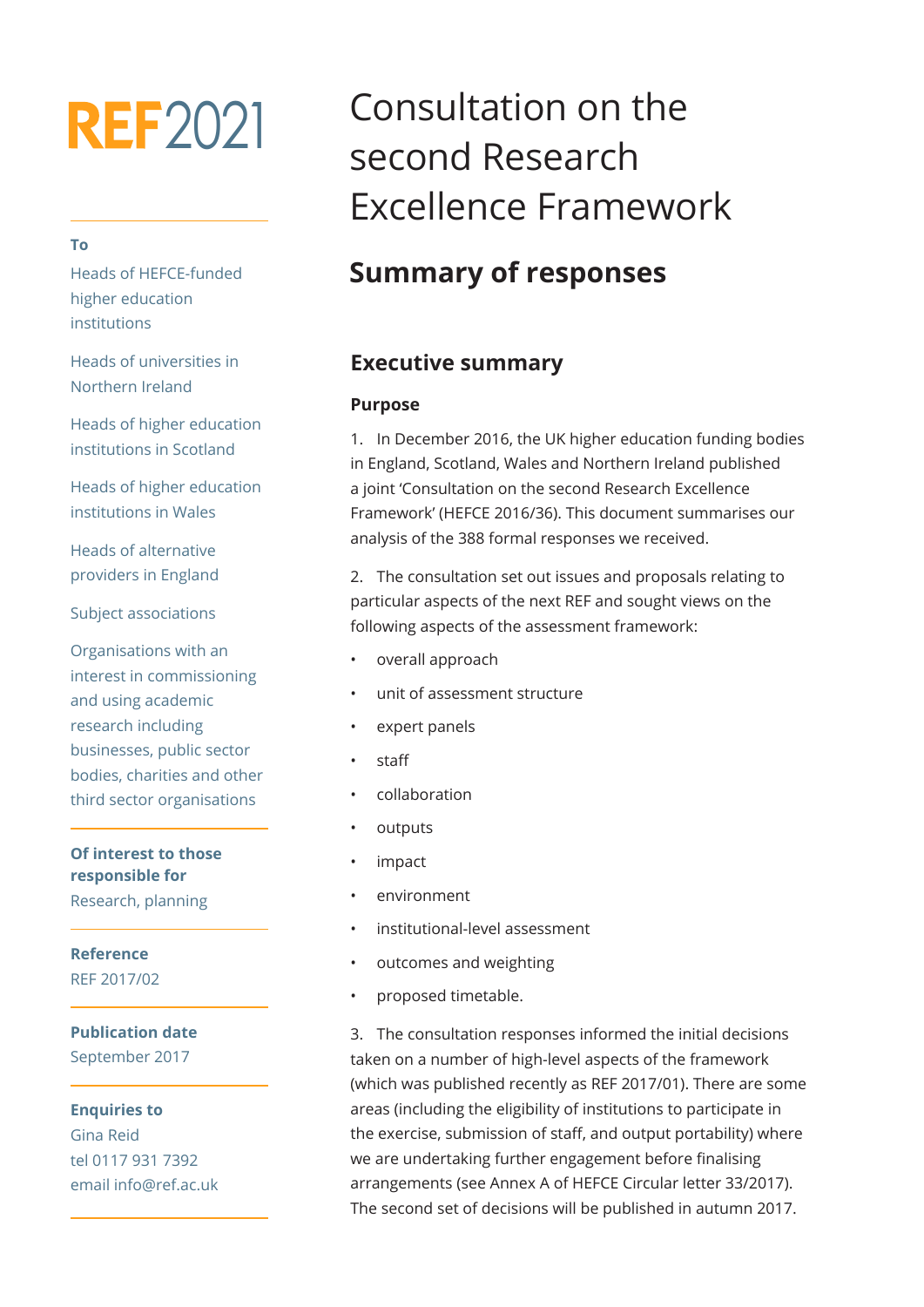REF2021

**To**

Heads of HEFCE-funded higher education institutions

Heads of universities in Northern Ireland

Heads of higher education institutions in Scotland

Heads of higher education institutions in Wales

Heads of alternative providers in England

Subject associations

Organisations with an interest in commissioning and using academic research including businesses, public sector bodies, charities and other third sector organisations

**Of interest to those responsible for**

Research, planning

**Reference**

REF 2017/02

**Publication date**

September 2017

**Enquiries to**

Gina Reid
tel 0117 931 7392
email info@ref.ac.uk

# Consultation on the second Research Excellence Framework

## Summary of responses

### Executive summary

#### Purpose

1. In December 2016, the UK higher education funding bodies in England, Scotland, Wales and Northern Ireland published a joint 'Consultation on the second Research Excellence Framework' (HEFCE 2016/36). This document summarises our analysis of the 388 formal responses we received.

2. The consultation set out issues and proposals relating to particular aspects of the next REF and sought views on the following aspects of the assessment framework:

- overall approach
- unit of assessment structure
- expert panels
- staff
- collaboration
- outputs
- impact
- environment
- institutional-level assessment
- outcomes and weighting
- proposed timetable.

3. The consultation responses informed the initial decisions taken on a number of high-level aspects of the framework (which was published recently as REF 2017/01). There are some areas (including the eligibility of institutions to participate in the exercise, submission of staff, and output portability) where we are undertaking further engagement before finalising arrangements (see Annex A of HEFCE Circular letter 33/2017). The second set of decisions will be published in autumn 2017.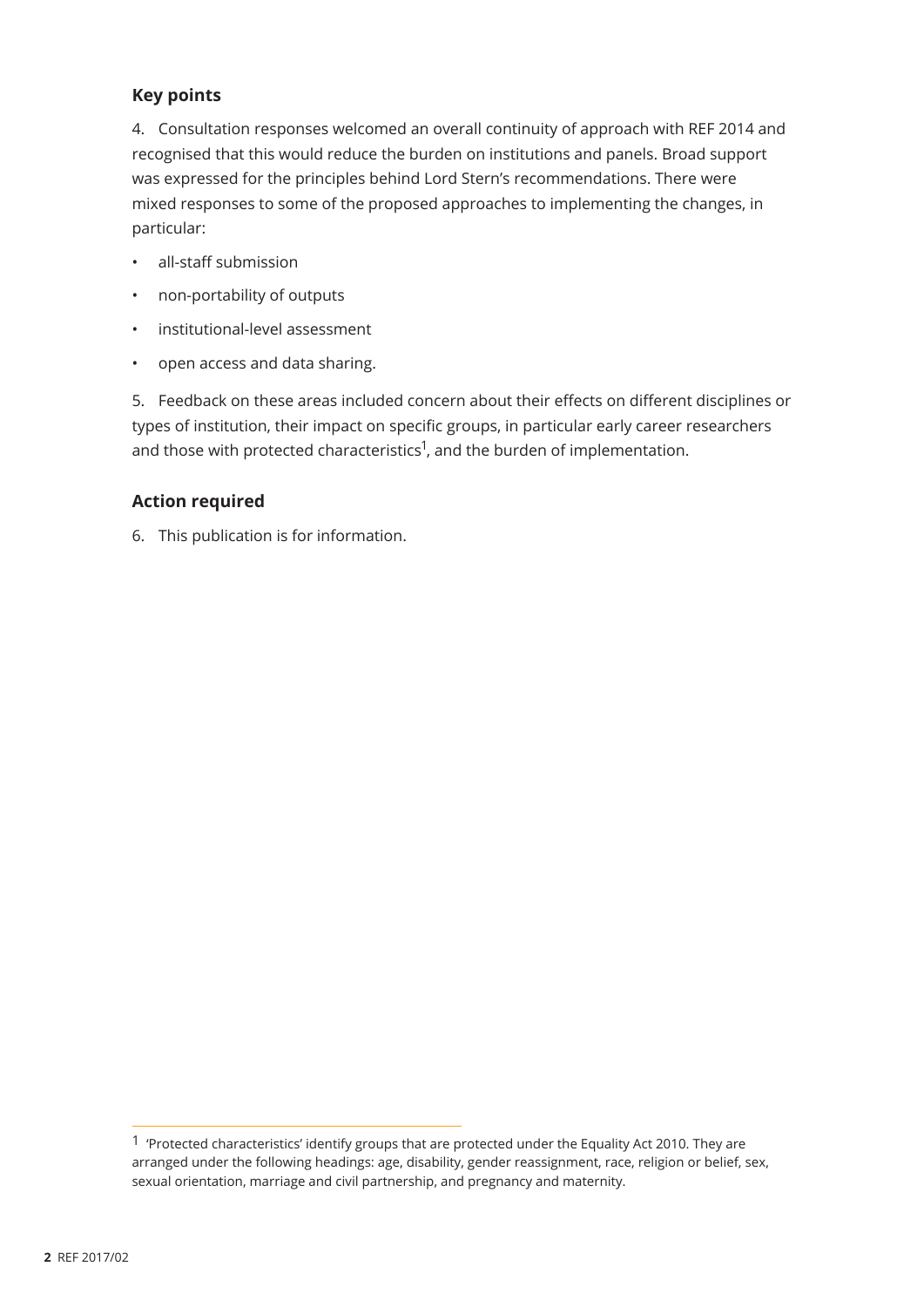## Key points

4. Consultation responses welcomed an overall continuity of approach with REF 2014 and recognised that this would reduce the burden on institutions and panels. Broad support was expressed for the principles behind Lord Stern's recommendations. There were mixed responses to some of the proposed approaches to implementing the changes, in particular:

- all-staff submission
- non-portability of outputs
- institutional-level assessment
- open access and data sharing.

5. Feedback on these areas included concern about their effects on different disciplines or types of institution, their impact on specific groups, in particular early career researchers and those with protected characteristics[1], and the burden of implementation.

## Action required

6. This publication is for information.

[1] 'Protected characteristics' identify groups that are protected under the Equality Act 2010. They are arranged under the following headings: age, disability, gender reassignment, race, religion or belief, sex, sexual orientation, marriage and civil partnership, and pregnancy and maternity.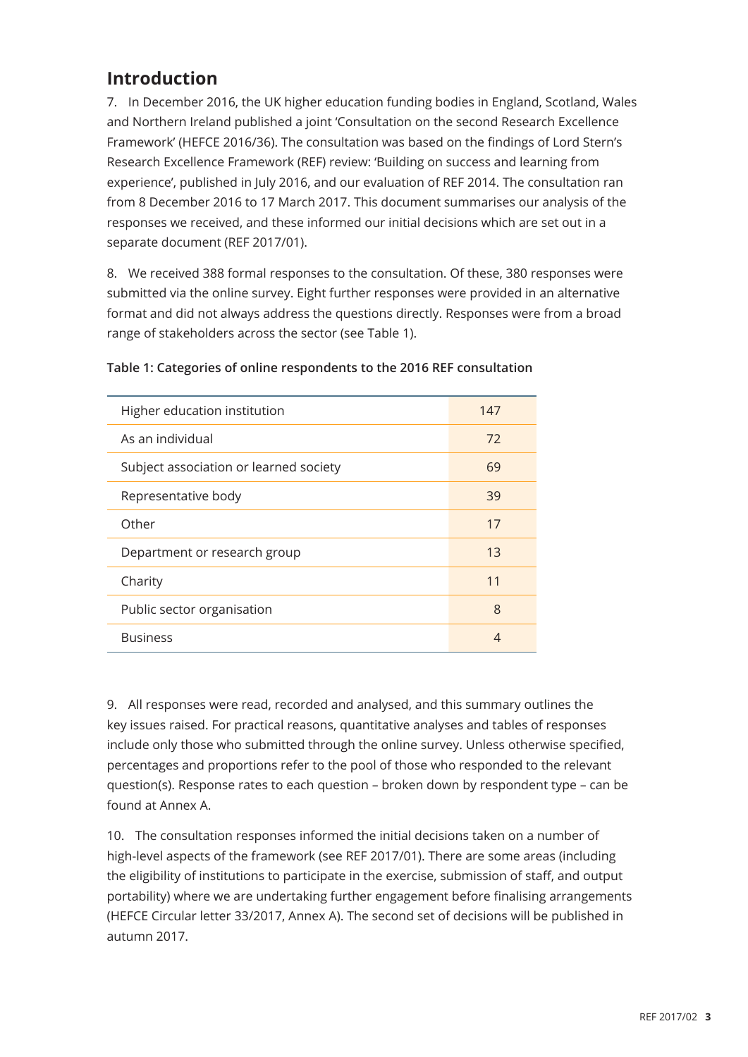## Introduction

7. In December 2016, the UK higher education funding bodies in England, Scotland, Wales and Northern Ireland published a joint 'Consultation on the second Research Excellence Framework' (HEFCE 2016/36). The consultation was based on the findings of Lord Stern's Research Excellence Framework (REF) review: 'Building on success and learning from experience', published in July 2016, and our evaluation of REF 2014. The consultation ran from 8 December 2016 to 17 March 2017. This document summarises our analysis of the responses we received, and these informed our initial decisions which are set out in a separate document (REF 2017/01).

8. We received 388 formal responses to the consultation. Of these, 380 responses were submitted via the online survey. Eight further responses were provided in an alternative format and did not always address the questions directly. Responses were from a broad range of stakeholders across the sector (see Table 1).

**Table 1: Categories of online respondents to the 2016 REF consultation**

| | |
|---|---|
| Higher education institution | 147 |
| As an individual | 72 |
| Subject association or learned society | 69 |
| Representative body | 39 |
| Other | 17 |
| Department or research group | 13 |
| Charity | 11 |
| Public sector organisation | 8 |
| Business | 4 |

9. All responses were read, recorded and analysed, and this summary outlines the key issues raised. For practical reasons, quantitative analyses and tables of responses include only those who submitted through the online survey. Unless otherwise specified, percentages and proportions refer to the pool of those who responded to the relevant question(s). Response rates to each question – broken down by respondent type – can be found at Annex A.

10. The consultation responses informed the initial decisions taken on a number of high-level aspects of the framework (see REF 2017/01). There are some areas (including the eligibility of institutions to participate in the exercise, submission of staff, and output portability) where we are undertaking further engagement before finalising arrangements (HEFCE Circular letter 33/2017, Annex A). The second set of decisions will be published in autumn 2017.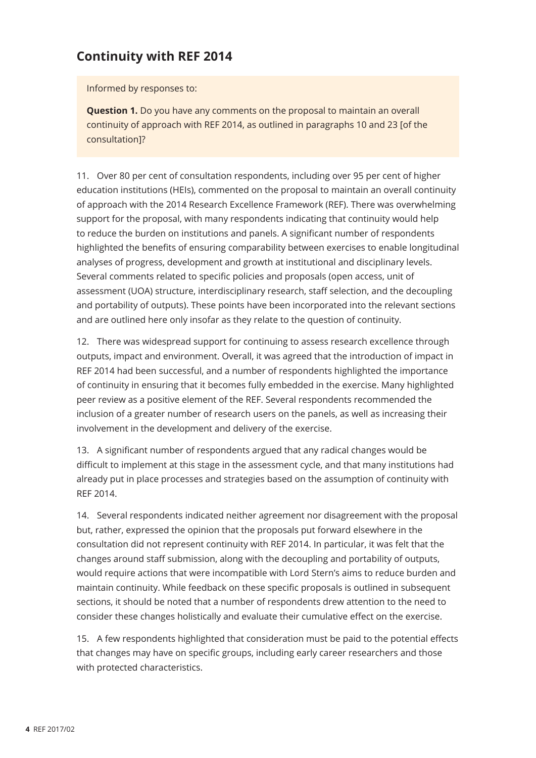## Continuity with REF 2014

Informed by responses to:

**Question 1.** Do you have any comments on the proposal to maintain an overall continuity of approach with REF 2014, as outlined in paragraphs 10 and 23 [of the consultation]?

11. Over 80 per cent of consultation respondents, including over 95 per cent of higher education institutions (HEIs), commented on the proposal to maintain an overall continuity of approach with the 2014 Research Excellence Framework (REF). There was overwhelming support for the proposal, with many respondents indicating that continuity would help to reduce the burden on institutions and panels. A significant number of respondents highlighted the benefits of ensuring comparability between exercises to enable longitudinal analyses of progress, development and growth at institutional and disciplinary levels. Several comments related to specific policies and proposals (open access, unit of assessment (UOA) structure, interdisciplinary research, staff selection, and the decoupling and portability of outputs). These points have been incorporated into the relevant sections and are outlined here only insofar as they relate to the question of continuity.

12. There was widespread support for continuing to assess research excellence through outputs, impact and environment. Overall, it was agreed that the introduction of impact in REF 2014 had been successful, and a number of respondents highlighted the importance of continuity in ensuring that it becomes fully embedded in the exercise. Many highlighted peer review as a positive element of the REF. Several respondents recommended the inclusion of a greater number of research users on the panels, as well as increasing their involvement in the development and delivery of the exercise.

13. A significant number of respondents argued that any radical changes would be difficult to implement at this stage in the assessment cycle, and that many institutions had already put in place processes and strategies based on the assumption of continuity with REF 2014.

14. Several respondents indicated neither agreement nor disagreement with the proposal but, rather, expressed the opinion that the proposals put forward elsewhere in the consultation did not represent continuity with REF 2014. In particular, it was felt that the changes around staff submission, along with the decoupling and portability of outputs, would require actions that were incompatible with Lord Stern's aims to reduce burden and maintain continuity. While feedback on these specific proposals is outlined in subsequent sections, it should be noted that a number of respondents drew attention to the need to consider these changes holistically and evaluate their cumulative effect on the exercise.

15. A few respondents highlighted that consideration must be paid to the potential effects that changes may have on specific groups, including early career researchers and those with protected characteristics.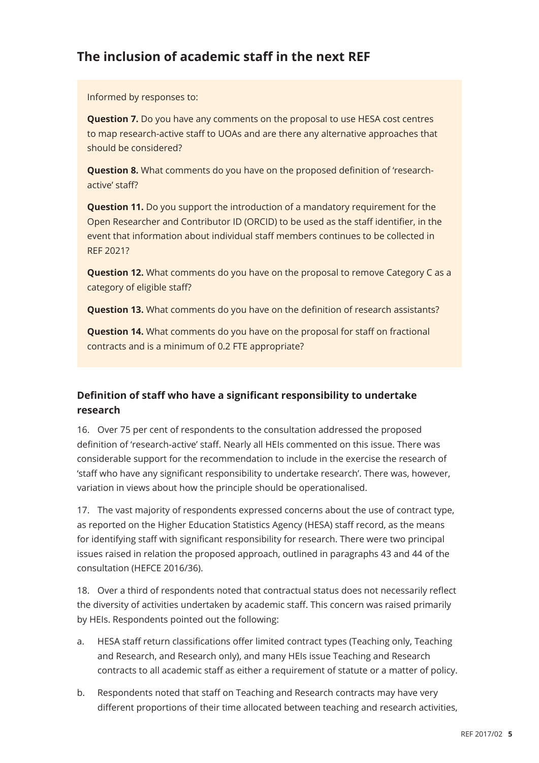## The inclusion of academic staff in the next REF

Informed by responses to:

**Question 7.** Do you have any comments on the proposal to use HESA cost centres to map research-active staff to UOAs and are there any alternative approaches that should be considered?

**Question 8.** What comments do you have on the proposed definition of 'research-active' staff?

**Question 11.** Do you support the introduction of a mandatory requirement for the Open Researcher and Contributor ID (ORCID) to be used as the staff identifier, in the event that information about individual staff members continues to be collected in REF 2021?

**Question 12.** What comments do you have on the proposal to remove Category C as a category of eligible staff?

**Question 13.** What comments do you have on the definition of research assistants?

**Question 14.** What comments do you have on the proposal for staff on fractional contracts and is a minimum of 0.2 FTE appropriate?

### Definition of staff who have a significant responsibility to undertake research

16. Over 75 per cent of respondents to the consultation addressed the proposed definition of 'research-active' staff. Nearly all HEIs commented on this issue. There was considerable support for the recommendation to include in the exercise the research of 'staff who have any significant responsibility to undertake research'. There was, however, variation in views about how the principle should be operationalised.

17. The vast majority of respondents expressed concerns about the use of contract type, as reported on the Higher Education Statistics Agency (HESA) staff record, as the means for identifying staff with significant responsibility for research. There were two principal issues raised in relation the proposed approach, outlined in paragraphs 43 and 44 of the consultation (HEFCE 2016/36).

18. Over a third of respondents noted that contractual status does not necessarily reflect the diversity of activities undertaken by academic staff. This concern was raised primarily by HEIs. Respondents pointed out the following:

a. HESA staff return classifications offer limited contract types (Teaching only, Teaching and Research, and Research only), and many HEIs issue Teaching and Research contracts to all academic staff as either a requirement of statute or a matter of policy.

b. Respondents noted that staff on Teaching and Research contracts may have very different proportions of their time allocated between teaching and research activities,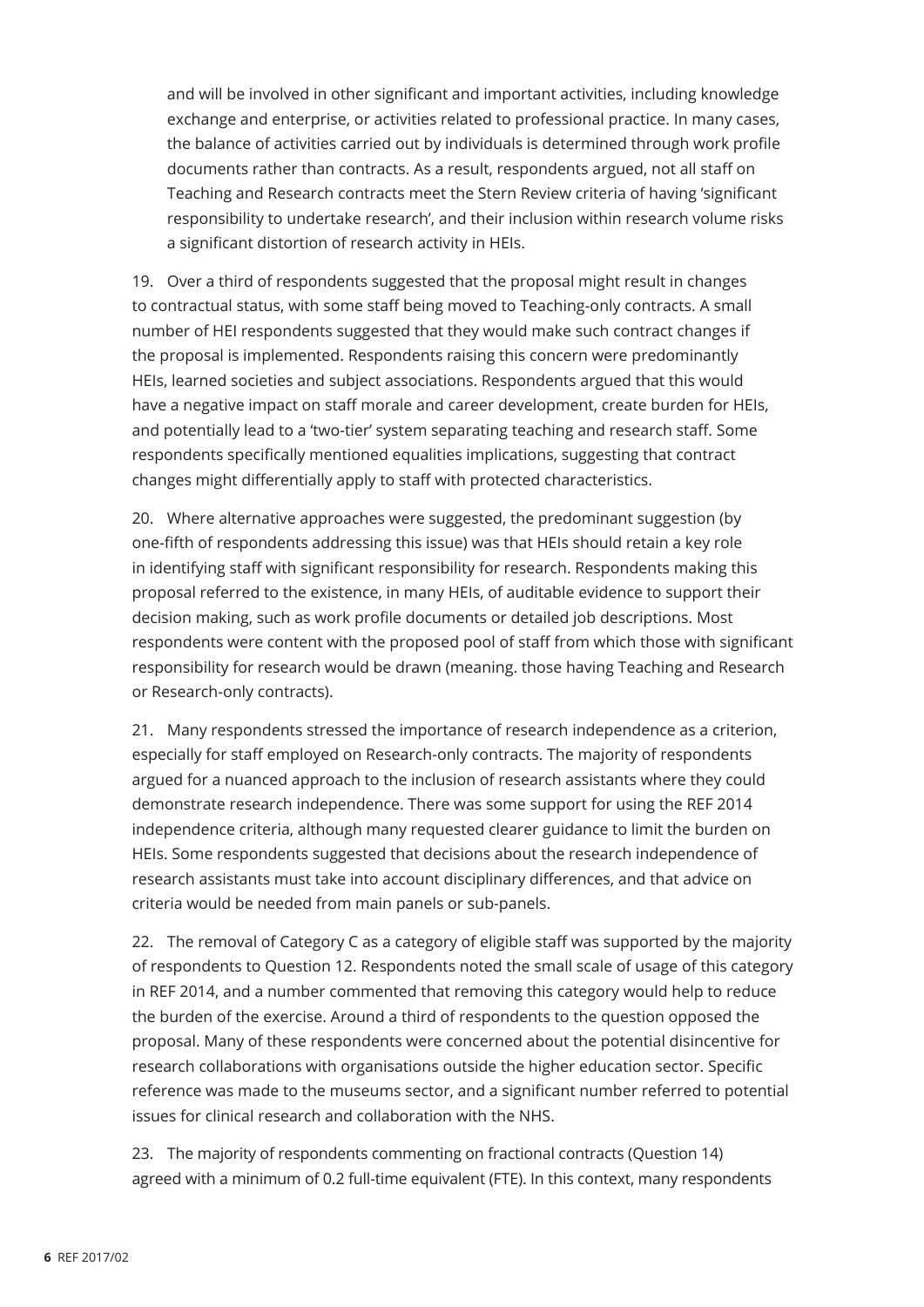and will be involved in other significant and important activities, including knowledge exchange and enterprise, or activities related to professional practice. In many cases, the balance of activities carried out by individuals is determined through work profile documents rather than contracts. As a result, respondents argued, not all staff on Teaching and Research contracts meet the Stern Review criteria of having 'significant responsibility to undertake research', and their inclusion within research volume risks a significant distortion of research activity in HEIs.

19. Over a third of respondents suggested that the proposal might result in changes to contractual status, with some staff being moved to Teaching-only contracts. A small number of HEI respondents suggested that they would make such contract changes if the proposal is implemented. Respondents raising this concern were predominantly HEIs, learned societies and subject associations. Respondents argued that this would have a negative impact on staff morale and career development, create burden for HEIs, and potentially lead to a 'two-tier' system separating teaching and research staff. Some respondents specifically mentioned equalities implications, suggesting that contract changes might differentially apply to staff with protected characteristics.

20. Where alternative approaches were suggested, the predominant suggestion (by one-fifth of respondents addressing this issue) was that HEIs should retain a key role in identifying staff with significant responsibility for research. Respondents making this proposal referred to the existence, in many HEIs, of auditable evidence to support their decision making, such as work profile documents or detailed job descriptions. Most respondents were content with the proposed pool of staff from which those with significant responsibility for research would be drawn (meaning. those having Teaching and Research or Research-only contracts).

21. Many respondents stressed the importance of research independence as a criterion, especially for staff employed on Research-only contracts. The majority of respondents argued for a nuanced approach to the inclusion of research assistants where they could demonstrate research independence. There was some support for using the REF 2014 independence criteria, although many requested clearer guidance to limit the burden on HEIs. Some respondents suggested that decisions about the research independence of research assistants must take into account disciplinary differences, and that advice on criteria would be needed from main panels or sub-panels.

22. The removal of Category C as a category of eligible staff was supported by the majority of respondents to Question 12. Respondents noted the small scale of usage of this category in REF 2014, and a number commented that removing this category would help to reduce the burden of the exercise. Around a third of respondents to the question opposed the proposal. Many of these respondents were concerned about the potential disincentive for research collaborations with organisations outside the higher education sector. Specific reference was made to the museums sector, and a significant number referred to potential issues for clinical research and collaboration with the NHS.

23. The majority of respondents commenting on fractional contracts (Question 14) agreed with a minimum of 0.2 full-time equivalent (FTE). In this context, many respondents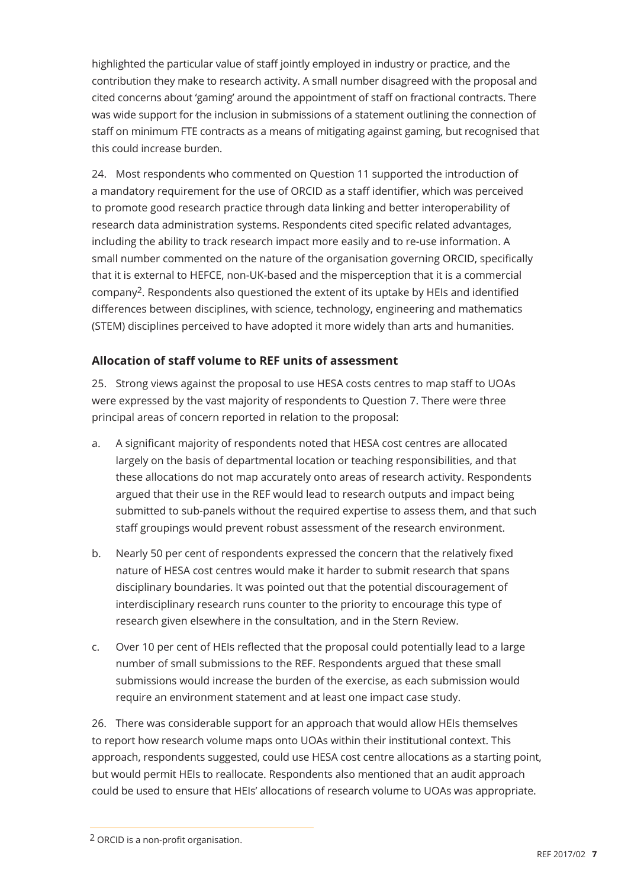highlighted the particular value of staff jointly employed in industry or practice, and the contribution they make to research activity. A small number disagreed with the proposal and cited concerns about 'gaming' around the appointment of staff on fractional contracts. There was wide support for the inclusion in submissions of a statement outlining the connection of staff on minimum FTE contracts as a means of mitigating against gaming, but recognised that this could increase burden.

24. Most respondents who commented on Question 11 supported the introduction of a mandatory requirement for the use of ORCID as a staff identifier, which was perceived to promote good research practice through data linking and better interoperability of research data administration systems. Respondents cited specific related advantages, including the ability to track research impact more easily and to re-use information. A small number commented on the nature of the organisation governing ORCID, specifically that it is external to HEFCE, non-UK-based and the misperception that it is a commercial company[2]. Respondents also questioned the extent of its uptake by HEIs and identified differences between disciplines, with science, technology, engineering and mathematics (STEM) disciplines perceived to have adopted it more widely than arts and humanities.

### Allocation of staff volume to REF units of assessment

25. Strong views against the proposal to use HESA costs centres to map staff to UOAs were expressed by the vast majority of respondents to Question 7. There were three principal areas of concern reported in relation to the proposal:

a. A significant majority of respondents noted that HESA cost centres are allocated largely on the basis of departmental location or teaching responsibilities, and that these allocations do not map accurately onto areas of research activity. Respondents argued that their use in the REF would lead to research outputs and impact being submitted to sub-panels without the required expertise to assess them, and that such staff groupings would prevent robust assessment of the research environment.

b. Nearly 50 per cent of respondents expressed the concern that the relatively fixed nature of HESA cost centres would make it harder to submit research that spans disciplinary boundaries. It was pointed out that the potential discouragement of interdisciplinary research runs counter to the priority to encourage this type of research given elsewhere in the consultation, and in the Stern Review.

c. Over 10 per cent of HEIs reflected that the proposal could potentially lead to a large number of small submissions to the REF. Respondents argued that these small submissions would increase the burden of the exercise, as each submission would require an environment statement and at least one impact case study.

26. There was considerable support for an approach that would allow HEIs themselves to report how research volume maps onto UOAs within their institutional context. This approach, respondents suggested, could use HESA cost centre allocations as a starting point, but would permit HEIs to reallocate. Respondents also mentioned that an audit approach could be used to ensure that HEIs' allocations of research volume to UOAs was appropriate.

---

[2] ORCID is a non-profit organisation.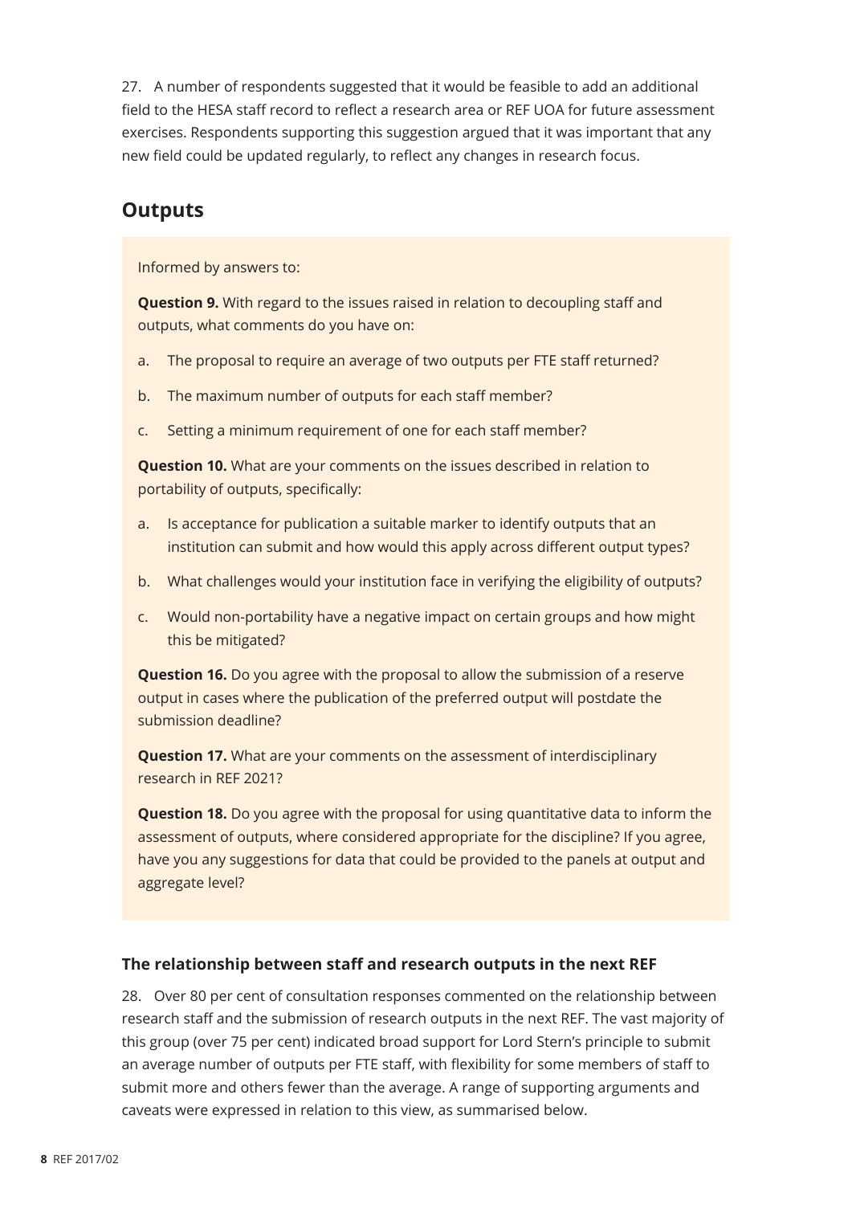27. A number of respondents suggested that it would be feasible to add an additional field to the HESA staff record to reflect a research area or REF UOA for future assessment exercises. Respondents supporting this suggestion argued that it was important that any new field could be updated regularly, to reflect any changes in research focus.

## Outputs

Informed by answers to:

**Question 9.** With regard to the issues raised in relation to decoupling staff and outputs, what comments do you have on:

a. The proposal to require an average of two outputs per FTE staff returned?

b. The maximum number of outputs for each staff member?

c. Setting a minimum requirement of one for each staff member?

**Question 10.** What are your comments on the issues described in relation to portability of outputs, specifically:

a. Is acceptance for publication a suitable marker to identify outputs that an institution can submit and how would this apply across different output types?

b. What challenges would your institution face in verifying the eligibility of outputs?

c. Would non-portability have a negative impact on certain groups and how might this be mitigated?

**Question 16.** Do you agree with the proposal to allow the submission of a reserve output in cases where the publication of the preferred output will postdate the submission deadline?

**Question 17.** What are your comments on the assessment of interdisciplinary research in REF 2021?

**Question 18.** Do you agree with the proposal for using quantitative data to inform the assessment of outputs, where considered appropriate for the discipline? If you agree, have you any suggestions for data that could be provided to the panels at output and aggregate level?

### The relationship between staff and research outputs in the next REF

28. Over 80 per cent of consultation responses commented on the relationship between research staff and the submission of research outputs in the next REF. The vast majority of this group (over 75 per cent) indicated broad support for Lord Stern's principle to submit an average number of outputs per FTE staff, with flexibility for some members of staff to submit more and others fewer than the average. A range of supporting arguments and caveats were expressed in relation to this view, as summarised below.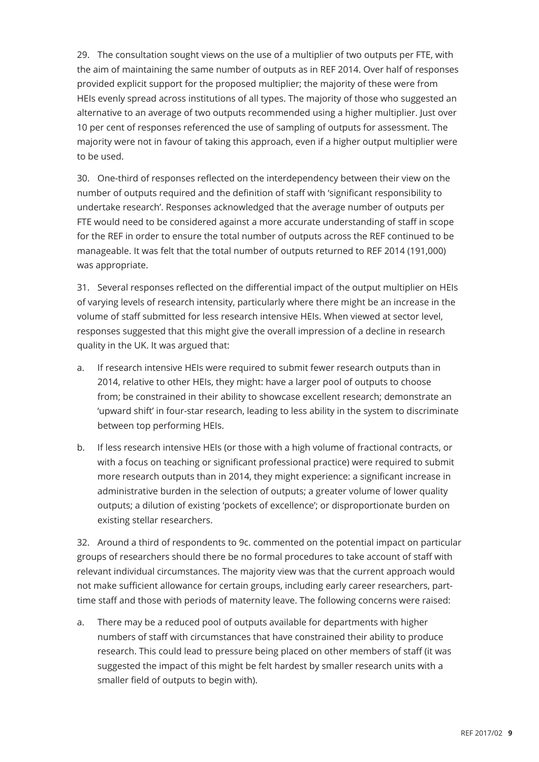29. The consultation sought views on the use of a multiplier of two outputs per FTE, with the aim of maintaining the same number of outputs as in REF 2014. Over half of responses provided explicit support for the proposed multiplier; the majority of these were from HEIs evenly spread across institutions of all types. The majority of those who suggested an alternative to an average of two outputs recommended using a higher multiplier. Just over 10 per cent of responses referenced the use of sampling of outputs for assessment. The majority were not in favour of taking this approach, even if a higher output multiplier were to be used.

30. One-third of responses reflected on the interdependency between their view on the number of outputs required and the definition of staff with 'significant responsibility to undertake research'. Responses acknowledged that the average number of outputs per FTE would need to be considered against a more accurate understanding of staff in scope for the REF in order to ensure the total number of outputs across the REF continued to be manageable. It was felt that the total number of outputs returned to REF 2014 (191,000) was appropriate.

31. Several responses reflected on the differential impact of the output multiplier on HEIs of varying levels of research intensity, particularly where there might be an increase in the volume of staff submitted for less research intensive HEIs. When viewed at sector level, responses suggested that this might give the overall impression of a decline in research quality in the UK. It was argued that:

a. If research intensive HEIs were required to submit fewer research outputs than in 2014, relative to other HEIs, they might: have a larger pool of outputs to choose from; be constrained in their ability to showcase excellent research; demonstrate an 'upward shift' in four-star research, leading to less ability in the system to discriminate between top performing HEIs.

b. If less research intensive HEIs (or those with a high volume of fractional contracts, or with a focus on teaching or significant professional practice) were required to submit more research outputs than in 2014, they might experience: a significant increase in administrative burden in the selection of outputs; a greater volume of lower quality outputs; a dilution of existing 'pockets of excellence'; or disproportionate burden on existing stellar researchers.

32. Around a third of respondents to 9c. commented on the potential impact on particular groups of researchers should there be no formal procedures to take account of staff with relevant individual circumstances. The majority view was that the current approach would not make sufficient allowance for certain groups, including early career researchers, part-time staff and those with periods of maternity leave. The following concerns were raised:

a. There may be a reduced pool of outputs available for departments with higher numbers of staff with circumstances that have constrained their ability to produce research. This could lead to pressure being placed on other members of staff (it was suggested the impact of this might be felt hardest by smaller research units with a smaller field of outputs to begin with).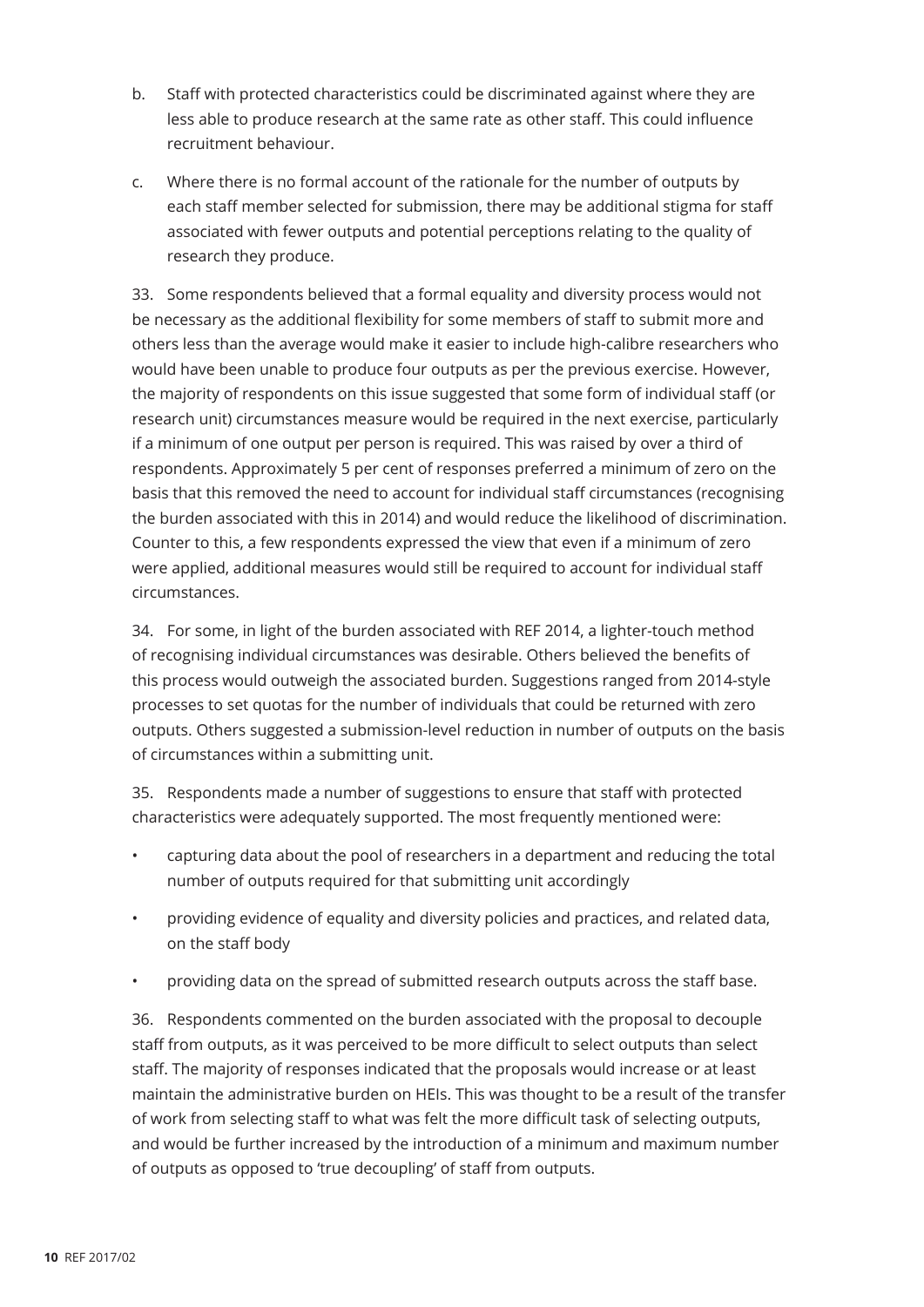b. Staff with protected characteristics could be discriminated against where they are less able to produce research at the same rate as other staff. This could influence recruitment behaviour.

c. Where there is no formal account of the rationale for the number of outputs by each staff member selected for submission, there may be additional stigma for staff associated with fewer outputs and potential perceptions relating to the quality of research they produce.

33. Some respondents believed that a formal equality and diversity process would not be necessary as the additional flexibility for some members of staff to submit more and others less than the average would make it easier to include high-calibre researchers who would have been unable to produce four outputs as per the previous exercise. However, the majority of respondents on this issue suggested that some form of individual staff (or research unit) circumstances measure would be required in the next exercise, particularly if a minimum of one output per person is required. This was raised by over a third of respondents. Approximately 5 per cent of responses preferred a minimum of zero on the basis that this removed the need to account for individual staff circumstances (recognising the burden associated with this in 2014) and would reduce the likelihood of discrimination. Counter to this, a few respondents expressed the view that even if a minimum of zero were applied, additional measures would still be required to account for individual staff circumstances.

34. For some, in light of the burden associated with REF 2014, a lighter-touch method of recognising individual circumstances was desirable. Others believed the benefits of this process would outweigh the associated burden. Suggestions ranged from 2014-style processes to set quotas for the number of individuals that could be returned with zero outputs. Others suggested a submission-level reduction in number of outputs on the basis of circumstances within a submitting unit.

35. Respondents made a number of suggestions to ensure that staff with protected characteristics were adequately supported. The most frequently mentioned were:

- capturing data about the pool of researchers in a department and reducing the total number of outputs required for that submitting unit accordingly
- providing evidence of equality and diversity policies and practices, and related data, on the staff body
- providing data on the spread of submitted research outputs across the staff base.

36. Respondents commented on the burden associated with the proposal to decouple staff from outputs, as it was perceived to be more difficult to select outputs than select staff. The majority of responses indicated that the proposals would increase or at least maintain the administrative burden on HEIs. This was thought to be a result of the transfer of work from selecting staff to what was felt the more difficult task of selecting outputs, and would be further increased by the introduction of a minimum and maximum number of outputs as opposed to 'true decoupling' of staff from outputs.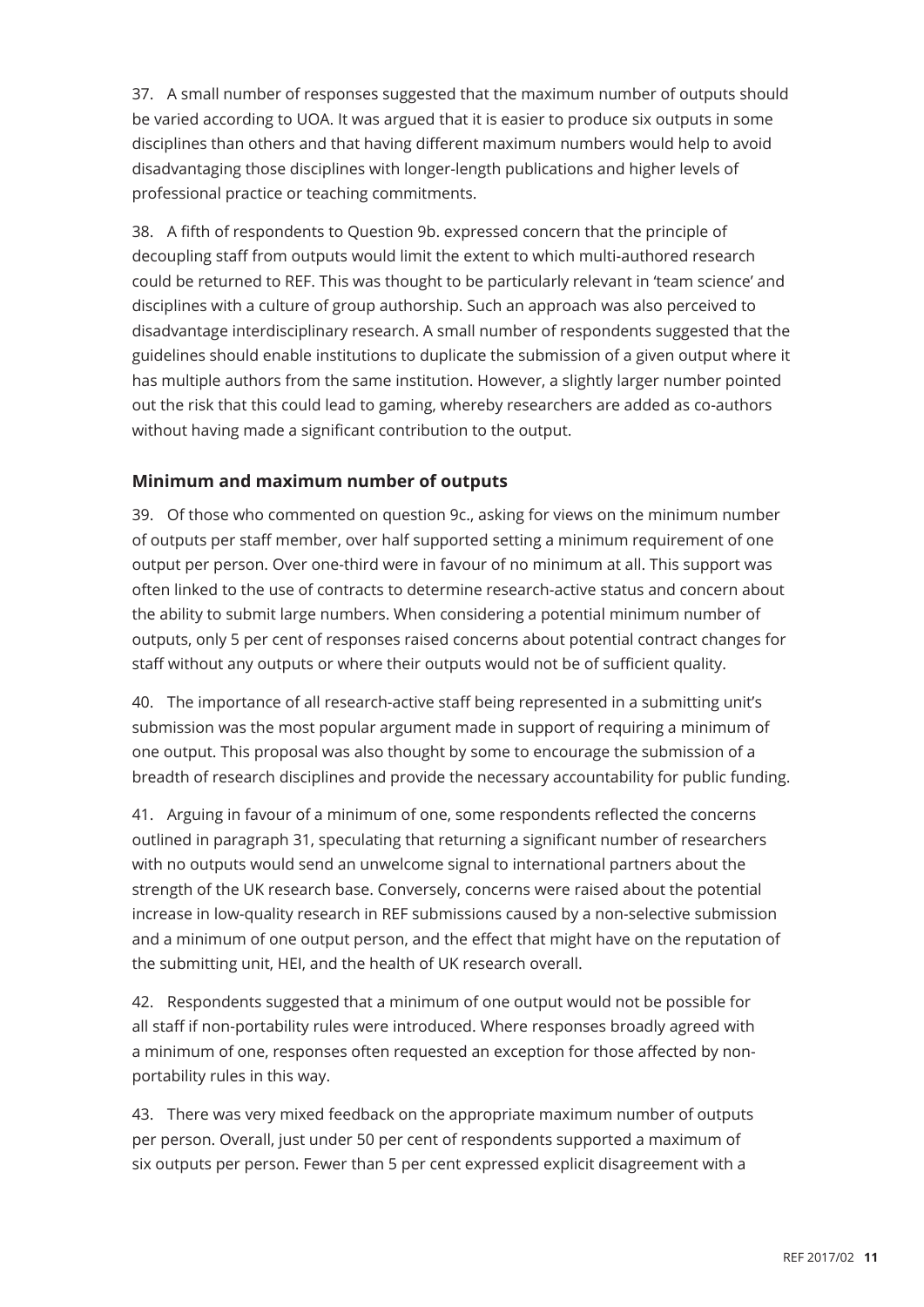37. A small number of responses suggested that the maximum number of outputs should be varied according to UOA. It was argued that it is easier to produce six outputs in some disciplines than others and that having different maximum numbers would help to avoid disadvantaging those disciplines with longer-length publications and higher levels of professional practice or teaching commitments.

38. A fifth of respondents to Question 9b. expressed concern that the principle of decoupling staff from outputs would limit the extent to which multi-authored research could be returned to REF. This was thought to be particularly relevant in 'team science' and disciplines with a culture of group authorship. Such an approach was also perceived to disadvantage interdisciplinary research. A small number of respondents suggested that the guidelines should enable institutions to duplicate the submission of a given output where it has multiple authors from the same institution. However, a slightly larger number pointed out the risk that this could lead to gaming, whereby researchers are added as co-authors without having made a significant contribution to the output.

### Minimum and maximum number of outputs

39. Of those who commented on question 9c., asking for views on the minimum number of outputs per staff member, over half supported setting a minimum requirement of one output per person. Over one-third were in favour of no minimum at all. This support was often linked to the use of contracts to determine research-active status and concern about the ability to submit large numbers. When considering a potential minimum number of outputs, only 5 per cent of responses raised concerns about potential contract changes for staff without any outputs or where their outputs would not be of sufficient quality.

40. The importance of all research-active staff being represented in a submitting unit's submission was the most popular argument made in support of requiring a minimum of one output. This proposal was also thought by some to encourage the submission of a breadth of research disciplines and provide the necessary accountability for public funding.

41. Arguing in favour of a minimum of one, some respondents reflected the concerns outlined in paragraph 31, speculating that returning a significant number of researchers with no outputs would send an unwelcome signal to international partners about the strength of the UK research base. Conversely, concerns were raised about the potential increase in low-quality research in REF submissions caused by a non-selective submission and a minimum of one output person, and the effect that might have on the reputation of the submitting unit, HEI, and the health of UK research overall.

42. Respondents suggested that a minimum of one output would not be possible for all staff if non-portability rules were introduced. Where responses broadly agreed with a minimum of one, responses often requested an exception for those affected by non-portability rules in this way.

43. There was very mixed feedback on the appropriate maximum number of outputs per person. Overall, just under 50 per cent of respondents supported a maximum of six outputs per person. Fewer than 5 per cent expressed explicit disagreement with a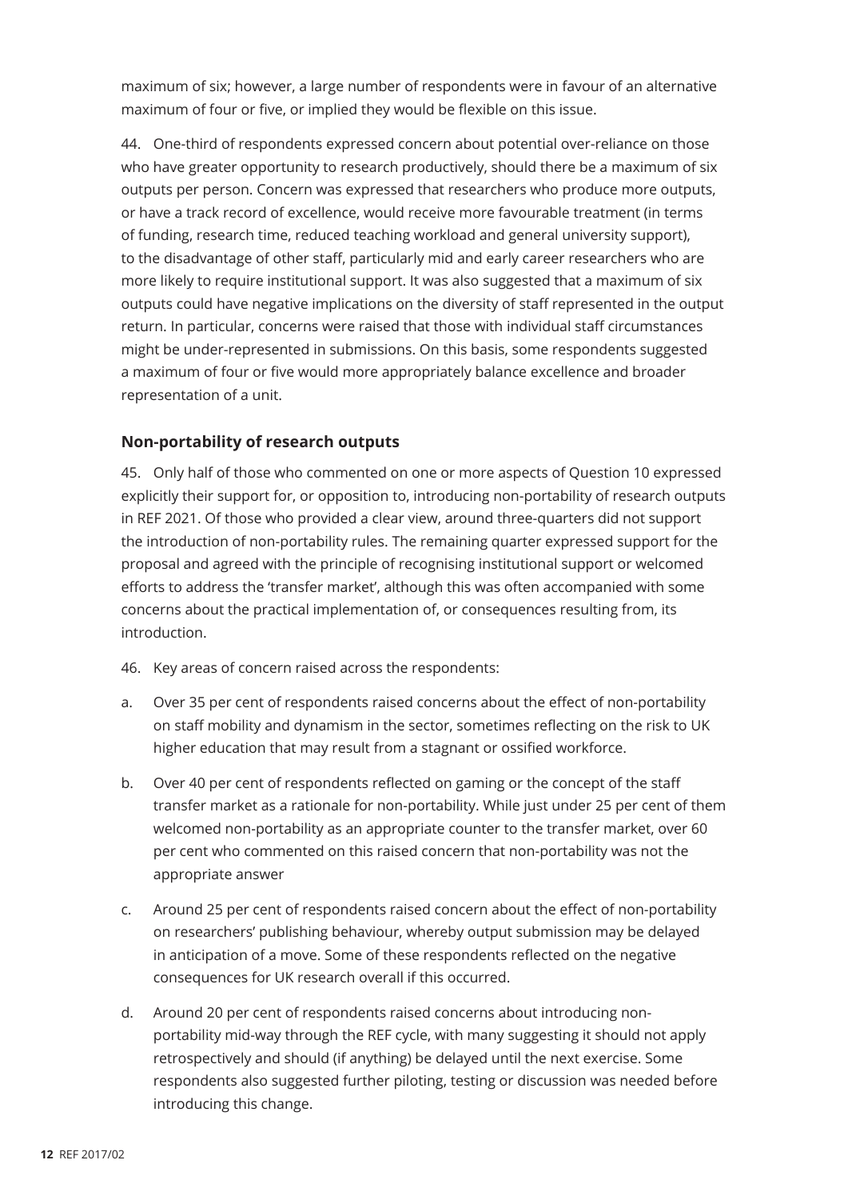maximum of six; however, a large number of respondents were in favour of an alternative maximum of four or five, or implied they would be flexible on this issue.

44. One-third of respondents expressed concern about potential over-reliance on those who have greater opportunity to research productively, should there be a maximum of six outputs per person. Concern was expressed that researchers who produce more outputs, or have a track record of excellence, would receive more favourable treatment (in terms of funding, research time, reduced teaching workload and general university support), to the disadvantage of other staff, particularly mid and early career researchers who are more likely to require institutional support. It was also suggested that a maximum of six outputs could have negative implications on the diversity of staff represented in the output return. In particular, concerns were raised that those with individual staff circumstances might be under-represented in submissions. On this basis, some respondents suggested a maximum of four or five would more appropriately balance excellence and broader representation of a unit.

### Non-portability of research outputs

45. Only half of those who commented on one or more aspects of Question 10 expressed explicitly their support for, or opposition to, introducing non-portability of research outputs in REF 2021. Of those who provided a clear view, around three-quarters did not support the introduction of non-portability rules. The remaining quarter expressed support for the proposal and agreed with the principle of recognising institutional support or welcomed efforts to address the 'transfer market', although this was often accompanied with some concerns about the practical implementation of, or consequences resulting from, its introduction.

46. Key areas of concern raised across the respondents:

a. Over 35 per cent of respondents raised concerns about the effect of non-portability on staff mobility and dynamism in the sector, sometimes reflecting on the risk to UK higher education that may result from a stagnant or ossified workforce.

b. Over 40 per cent of respondents reflected on gaming or the concept of the staff transfer market as a rationale for non-portability. While just under 25 per cent of them welcomed non-portability as an appropriate counter to the transfer market, over 60 per cent who commented on this raised concern that non-portability was not the appropriate answer

c. Around 25 per cent of respondents raised concern about the effect of non-portability on researchers' publishing behaviour, whereby output submission may be delayed in anticipation of a move. Some of these respondents reflected on the negative consequences for UK research overall if this occurred.

d. Around 20 per cent of respondents raised concerns about introducing non-portability mid-way through the REF cycle, with many suggesting it should not apply retrospectively and should (if anything) be delayed until the next exercise. Some respondents also suggested further piloting, testing or discussion was needed before introducing this change.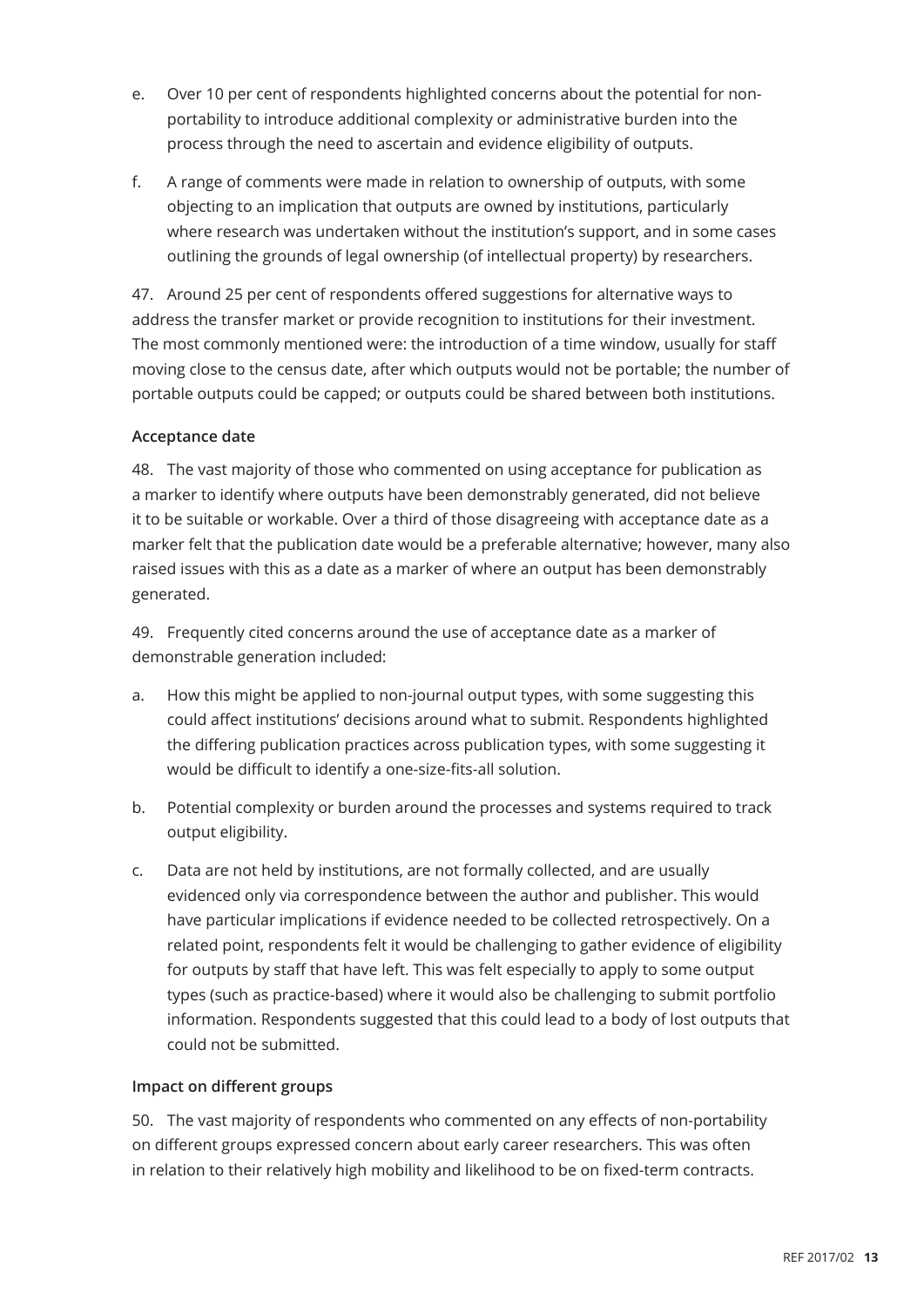e. Over 10 per cent of respondents highlighted concerns about the potential for non-portability to introduce additional complexity or administrative burden into the process through the need to ascertain and evidence eligibility of outputs.

f. A range of comments were made in relation to ownership of outputs, with some objecting to an implication that outputs are owned by institutions, particularly where research was undertaken without the institution's support, and in some cases outlining the grounds of legal ownership (of intellectual property) by researchers.

47. Around 25 per cent of respondents offered suggestions for alternative ways to address the transfer market or provide recognition to institutions for their investment. The most commonly mentioned were: the introduction of a time window, usually for staff moving close to the census date, after which outputs would not be portable; the number of portable outputs could be capped; or outputs could be shared between both institutions.

### Acceptance date

48. The vast majority of those who commented on using acceptance for publication as a marker to identify where outputs have been demonstrably generated, did not believe it to be suitable or workable. Over a third of those disagreeing with acceptance date as a marker felt that the publication date would be a preferable alternative; however, many also raised issues with this as a date as a marker of where an output has been demonstrably generated.

49. Frequently cited concerns around the use of acceptance date as a marker of demonstrable generation included:

a. How this might be applied to non-journal output types, with some suggesting this could affect institutions' decisions around what to submit. Respondents highlighted the differing publication practices across publication types, with some suggesting it would be difficult to identify a one-size-fits-all solution.

b. Potential complexity or burden around the processes and systems required to track output eligibility.

c. Data are not held by institutions, are not formally collected, and are usually evidenced only via correspondence between the author and publisher. This would have particular implications if evidence needed to be collected retrospectively. On a related point, respondents felt it would be challenging to gather evidence of eligibility for outputs by staff that have left. This was felt especially to apply to some output types (such as practice-based) where it would also be challenging to submit portfolio information. Respondents suggested that this could lead to a body of lost outputs that could not be submitted.

### Impact on different groups

50. The vast majority of respondents who commented on any effects of non-portability on different groups expressed concern about early career researchers. This was often in relation to their relatively high mobility and likelihood to be on fixed-term contracts.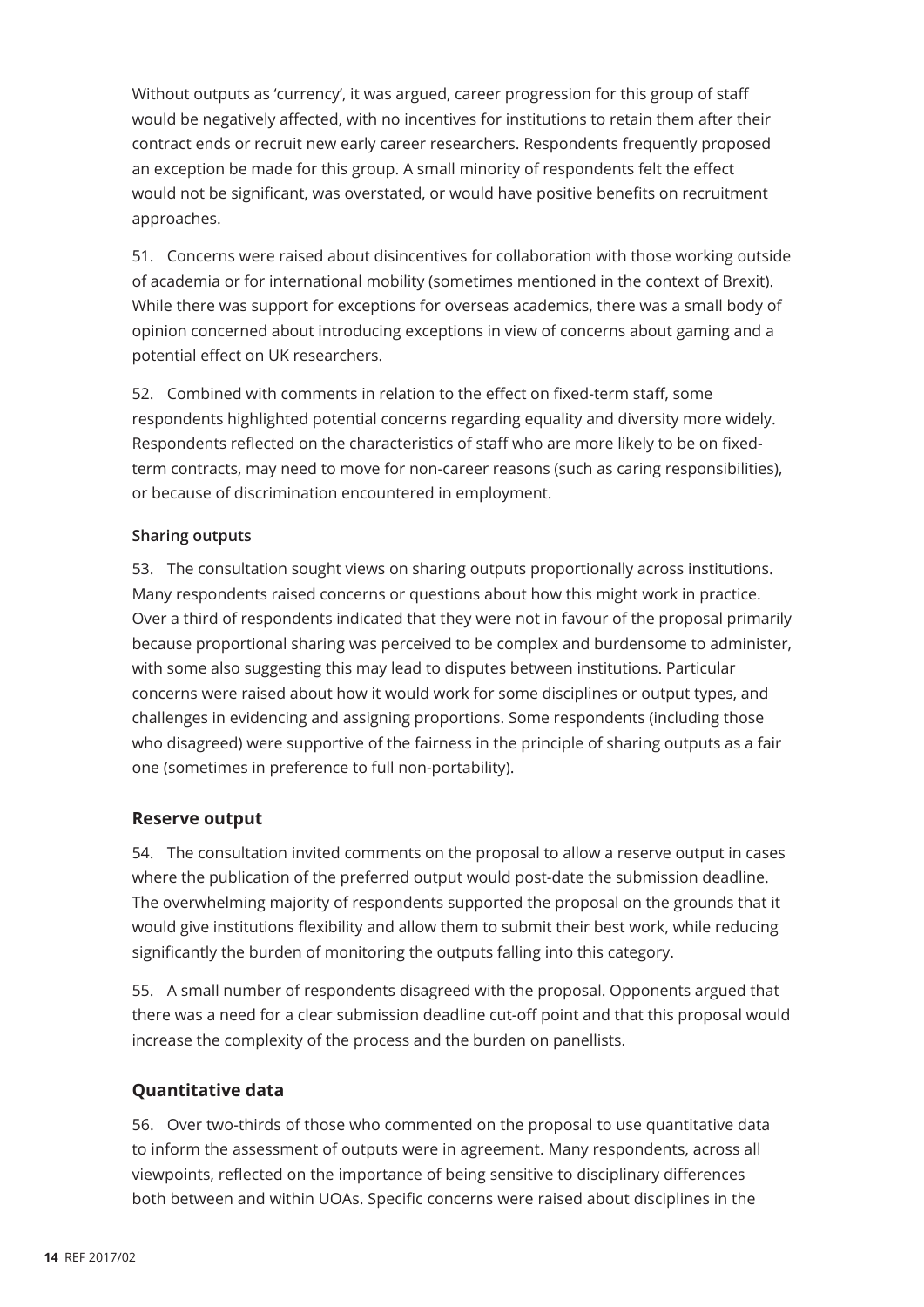Without outputs as 'currency', it was argued, career progression for this group of staff would be negatively affected, with no incentives for institutions to retain them after their contract ends or recruit new early career researchers. Respondents frequently proposed an exception be made for this group. A small minority of respondents felt the effect would not be significant, was overstated, or would have positive benefits on recruitment approaches.

51. Concerns were raised about disincentives for collaboration with those working outside of academia or for international mobility (sometimes mentioned in the context of Brexit). While there was support for exceptions for overseas academics, there was a small body of opinion concerned about introducing exceptions in view of concerns about gaming and a potential effect on UK researchers.

52. Combined with comments in relation to the effect on fixed-term staff, some respondents highlighted potential concerns regarding equality and diversity more widely. Respondents reflected on the characteristics of staff who are more likely to be on fixed-term contracts, may need to move for non-career reasons (such as caring responsibilities), or because of discrimination encountered in employment.

#### Sharing outputs

53. The consultation sought views on sharing outputs proportionally across institutions. Many respondents raised concerns or questions about how this might work in practice. Over a third of respondents indicated that they were not in favour of the proposal primarily because proportional sharing was perceived to be complex and burdensome to administer, with some also suggesting this may lead to disputes between institutions. Particular concerns were raised about how it would work for some disciplines or output types, and challenges in evidencing and assigning proportions. Some respondents (including those who disagreed) were supportive of the fairness in the principle of sharing outputs as a fair one (sometimes in preference to full non-portability).

### Reserve output

54. The consultation invited comments on the proposal to allow a reserve output in cases where the publication of the preferred output would post-date the submission deadline. The overwhelming majority of respondents supported the proposal on the grounds that it would give institutions flexibility and allow them to submit their best work, while reducing significantly the burden of monitoring the outputs falling into this category.

55. A small number of respondents disagreed with the proposal. Opponents argued that there was a need for a clear submission deadline cut-off point and that this proposal would increase the complexity of the process and the burden on panellists.

### Quantitative data

56. Over two-thirds of those who commented on the proposal to use quantitative data to inform the assessment of outputs were in agreement. Many respondents, across all viewpoints, reflected on the importance of being sensitive to disciplinary differences both between and within UOAs. Specific concerns were raised about disciplines in the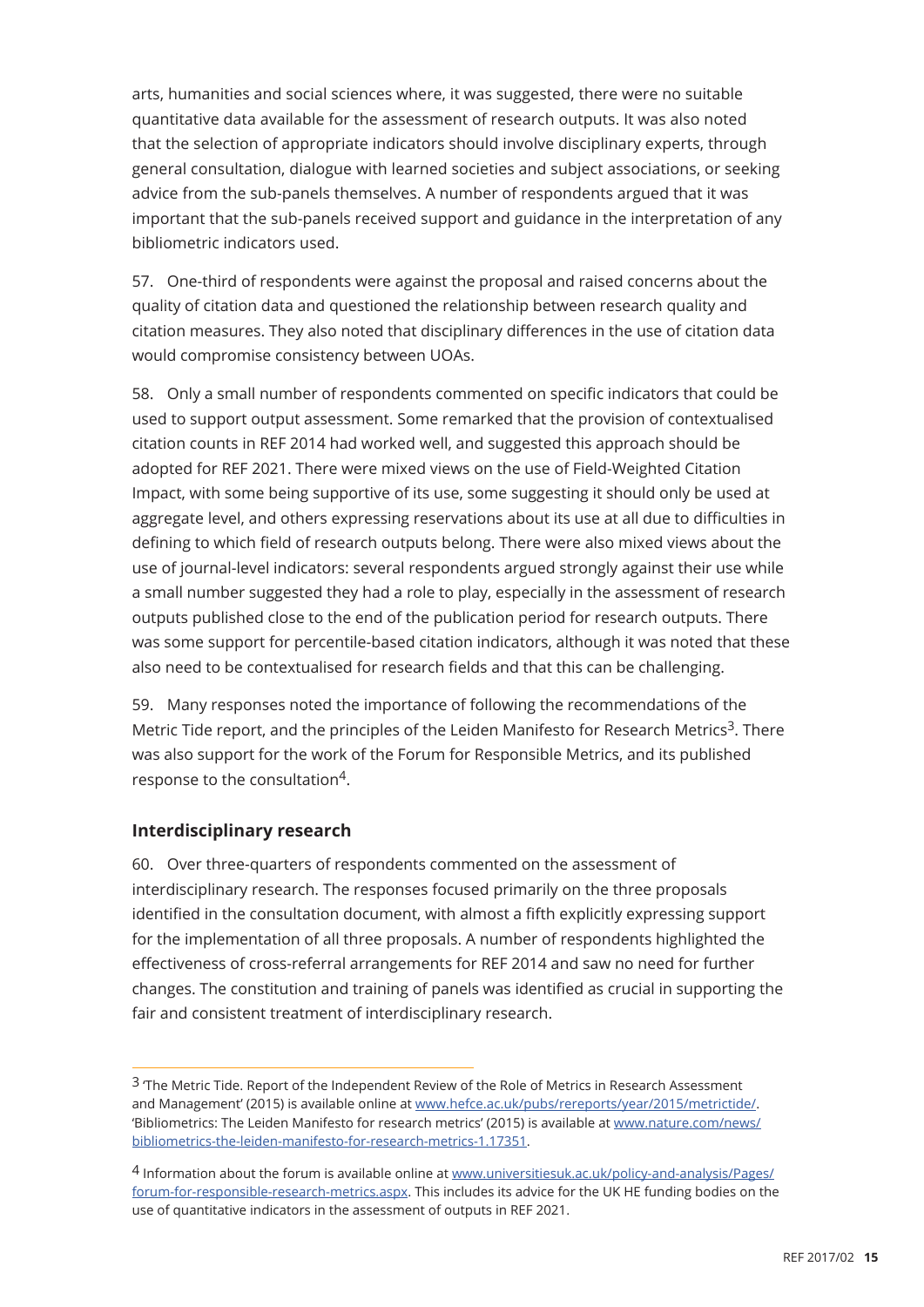arts, humanities and social sciences where, it was suggested, there were no suitable quantitative data available for the assessment of research outputs. It was also noted that the selection of appropriate indicators should involve disciplinary experts, through general consultation, dialogue with learned societies and subject associations, or seeking advice from the sub-panels themselves. A number of respondents argued that it was important that the sub-panels received support and guidance in the interpretation of any bibliometric indicators used.

57. One-third of respondents were against the proposal and raised concerns about the quality of citation data and questioned the relationship between research quality and citation measures. They also noted that disciplinary differences in the use of citation data would compromise consistency between UOAs.

58. Only a small number of respondents commented on specific indicators that could be used to support output assessment. Some remarked that the provision of contextualised citation counts in REF 2014 had worked well, and suggested this approach should be adopted for REF 2021. There were mixed views on the use of Field-Weighted Citation Impact, with some being supportive of its use, some suggesting it should only be used at aggregate level, and others expressing reservations about its use at all due to difficulties in defining to which field of research outputs belong. There were also mixed views about the use of journal-level indicators: several respondents argued strongly against their use while a small number suggested they had a role to play, especially in the assessment of research outputs published close to the end of the publication period for research outputs. There was some support for percentile-based citation indicators, although it was noted that these also need to be contextualised for research fields and that this can be challenging.

59. Many responses noted the importance of following the recommendations of the Metric Tide report, and the principles of the Leiden Manifesto for Research Metrics[3]. There was also support for the work of the Forum for Responsible Metrics, and its published response to the consultation[4].

## Interdisciplinary research

60. Over three-quarters of respondents commented on the assessment of interdisciplinary research. The responses focused primarily on the three proposals identified in the consultation document, with almost a fifth explicitly expressing support for the implementation of all three proposals. A number of respondents highlighted the effectiveness of cross-referral arrangements for REF 2014 and saw no need for further changes. The constitution and training of panels was identified as crucial in supporting the fair and consistent treatment of interdisciplinary research.

---

[3] 'The Metric Tide. Report of the Independent Review of the Role of Metrics in Research Assessment and Management' (2015) is available online at www.hefce.ac.uk/pubs/rereports/year/2015/metrictide/. 'Bibliometrics: The Leiden Manifesto for research metrics' (2015) is available at www.nature.com/news/bibliometrics-the-leiden-manifesto-for-research-metrics-1.17351.

[4] Information about the forum is available online at www.universitiesuk.ac.uk/policy-and-analysis/Pages/forum-for-responsible-research-metrics.aspx. This includes its advice for the UK HE funding bodies on the use of quantitative indicators in the assessment of outputs in REF 2021.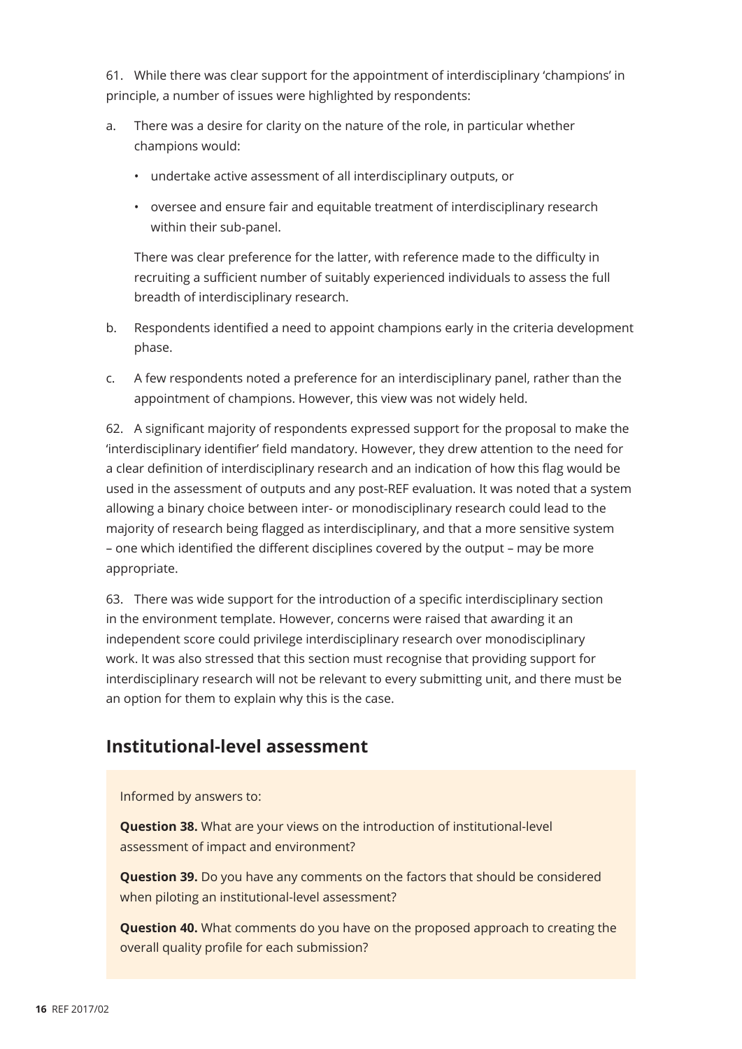61. While there was clear support for the appointment of interdisciplinary 'champions' in principle, a number of issues were highlighted by respondents:

a. There was a desire for clarity on the nature of the role, in particular whether champions would:

   - undertake active assessment of all interdisciplinary outputs, or
   - oversee and ensure fair and equitable treatment of interdisciplinary research within their sub-panel.

   There was clear preference for the latter, with reference made to the difficulty in recruiting a sufficient number of suitably experienced individuals to assess the full breadth of interdisciplinary research.

b. Respondents identified a need to appoint champions early in the criteria development phase.

c. A few respondents noted a preference for an interdisciplinary panel, rather than the appointment of champions. However, this view was not widely held.

62. A significant majority of respondents expressed support for the proposal to make the 'interdisciplinary identifier' field mandatory. However, they drew attention to the need for a clear definition of interdisciplinary research and an indication of how this flag would be used in the assessment of outputs and any post-REF evaluation. It was noted that a system allowing a binary choice between inter- or monodisciplinary research could lead to the majority of research being flagged as interdisciplinary, and that a more sensitive system – one which identified the different disciplines covered by the output – may be more appropriate.

63. There was wide support for the introduction of a specific interdisciplinary section in the environment template. However, concerns were raised that awarding it an independent score could privilege interdisciplinary research over monodisciplinary work. It was also stressed that this section must recognise that providing support for interdisciplinary research will not be relevant to every submitting unit, and there must be an option for them to explain why this is the case.

## Institutional-level assessment

Informed by answers to:

**Question 38.** What are your views on the introduction of institutional-level assessment of impact and environment?

**Question 39.** Do you have any comments on the factors that should be considered when piloting an institutional-level assessment?

**Question 40.** What comments do you have on the proposed approach to creating the overall quality profile for each submission?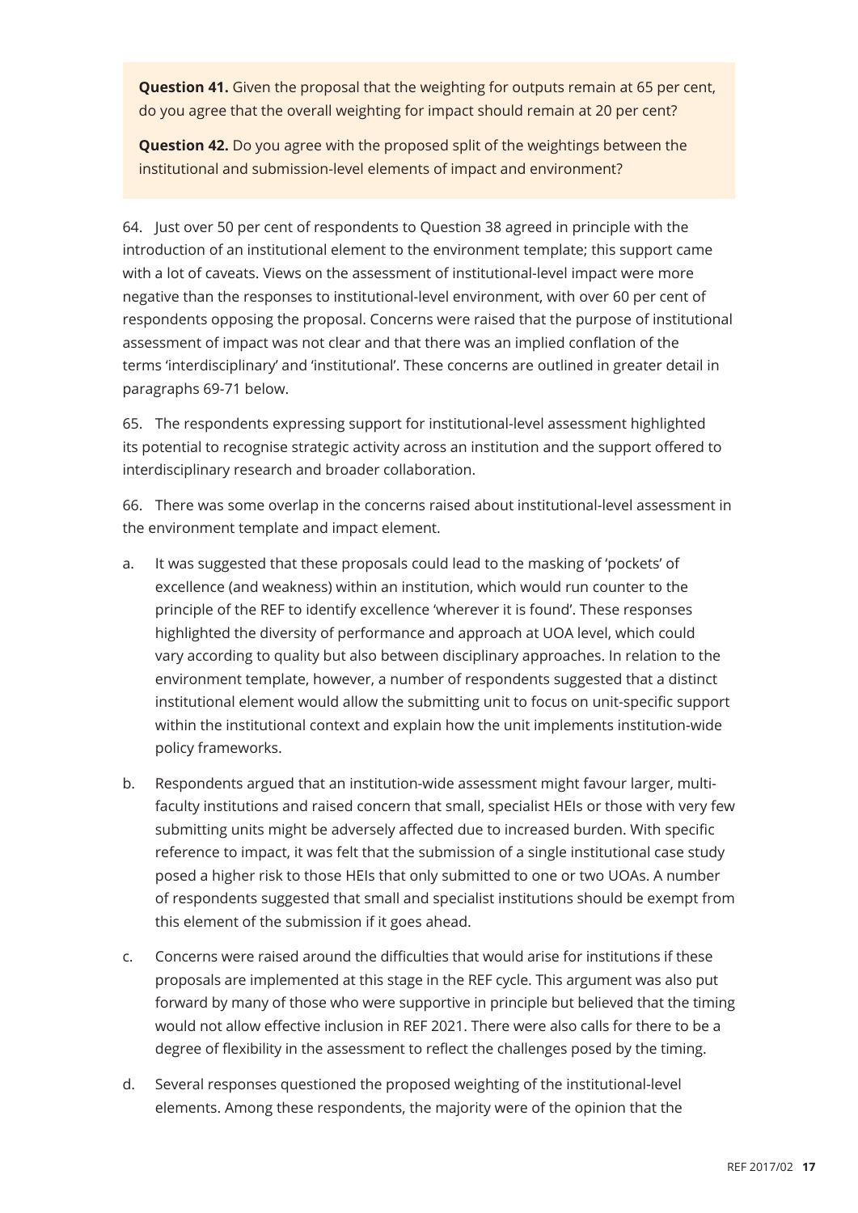**Question 41.** Given the proposal that the weighting for outputs remain at 65 per cent, do you agree that the overall weighting for impact should remain at 20 per cent?

**Question 42.** Do you agree with the proposed split of the weightings between the institutional and submission-level elements of impact and environment?

64. Just over 50 per cent of respondents to Question 38 agreed in principle with the introduction of an institutional element to the environment template; this support came with a lot of caveats. Views on the assessment of institutional-level impact were more negative than the responses to institutional-level environment, with over 60 per cent of respondents opposing the proposal. Concerns were raised that the purpose of institutional assessment of impact was not clear and that there was an implied conflation of the terms 'interdisciplinary' and 'institutional'. These concerns are outlined in greater detail in paragraphs 69-71 below.

65. The respondents expressing support for institutional-level assessment highlighted its potential to recognise strategic activity across an institution and the support offered to interdisciplinary research and broader collaboration.

66. There was some overlap in the concerns raised about institutional-level assessment in the environment template and impact element.

a. It was suggested that these proposals could lead to the masking of 'pockets' of excellence (and weakness) within an institution, which would run counter to the principle of the REF to identify excellence 'wherever it is found'. These responses highlighted the diversity of performance and approach at UOA level, which could vary according to quality but also between disciplinary approaches. In relation to the environment template, however, a number of respondents suggested that a distinct institutional element would allow the submitting unit to focus on unit-specific support within the institutional context and explain how the unit implements institution-wide policy frameworks.

b. Respondents argued that an institution-wide assessment might favour larger, multi-faculty institutions and raised concern that small, specialist HEIs or those with very few submitting units might be adversely affected due to increased burden. With specific reference to impact, it was felt that the submission of a single institutional case study posed a higher risk to those HEIs that only submitted to one or two UOAs. A number of respondents suggested that small and specialist institutions should be exempt from this element of the submission if it goes ahead.

c. Concerns were raised around the difficulties that would arise for institutions if these proposals are implemented at this stage in the REF cycle. This argument was also put forward by many of those who were supportive in principle but believed that the timing would not allow effective inclusion in REF 2021. There were also calls for there to be a degree of flexibility in the assessment to reflect the challenges posed by the timing.

d. Several responses questioned the proposed weighting of the institutional-level elements. Among these respondents, the majority were of the opinion that the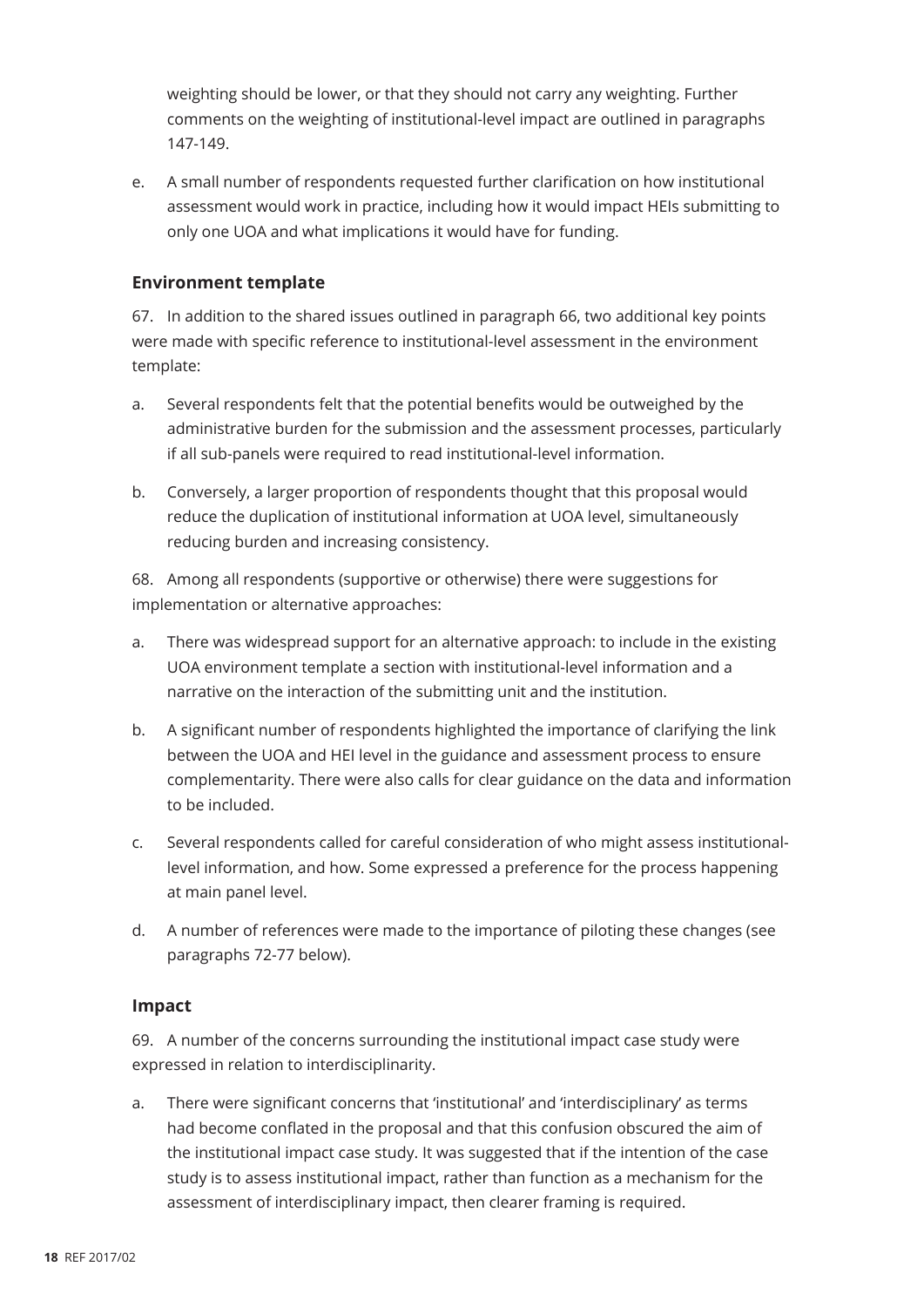weighting should be lower, or that they should not carry any weighting. Further comments on the weighting of institutional-level impact are outlined in paragraphs 147-149.

e. A small number of respondents requested further clarification on how institutional assessment would work in practice, including how it would impact HEIs submitting to only one UOA and what implications it would have for funding.

### Environment template

67. In addition to the shared issues outlined in paragraph 66, two additional key points were made with specific reference to institutional-level assessment in the environment template:

a. Several respondents felt that the potential benefits would be outweighed by the administrative burden for the submission and the assessment processes, particularly if all sub-panels were required to read institutional-level information.

b. Conversely, a larger proportion of respondents thought that this proposal would reduce the duplication of institutional information at UOA level, simultaneously reducing burden and increasing consistency.

68. Among all respondents (supportive or otherwise) there were suggestions for implementation or alternative approaches:

a. There was widespread support for an alternative approach: to include in the existing UOA environment template a section with institutional-level information and a narrative on the interaction of the submitting unit and the institution.

b. A significant number of respondents highlighted the importance of clarifying the link between the UOA and HEI level in the guidance and assessment process to ensure complementarity. There were also calls for clear guidance on the data and information to be included.

c. Several respondents called for careful consideration of who might assess institutional-level information, and how. Some expressed a preference for the process happening at main panel level.

d. A number of references were made to the importance of piloting these changes (see paragraphs 72-77 below).

### Impact

69. A number of the concerns surrounding the institutional impact case study were expressed in relation to interdisciplinarity.

a. There were significant concerns that 'institutional' and 'interdisciplinary' as terms had become conflated in the proposal and that this confusion obscured the aim of the institutional impact case study. It was suggested that if the intention of the case study is to assess institutional impact, rather than function as a mechanism for the assessment of interdisciplinary impact, then clearer framing is required.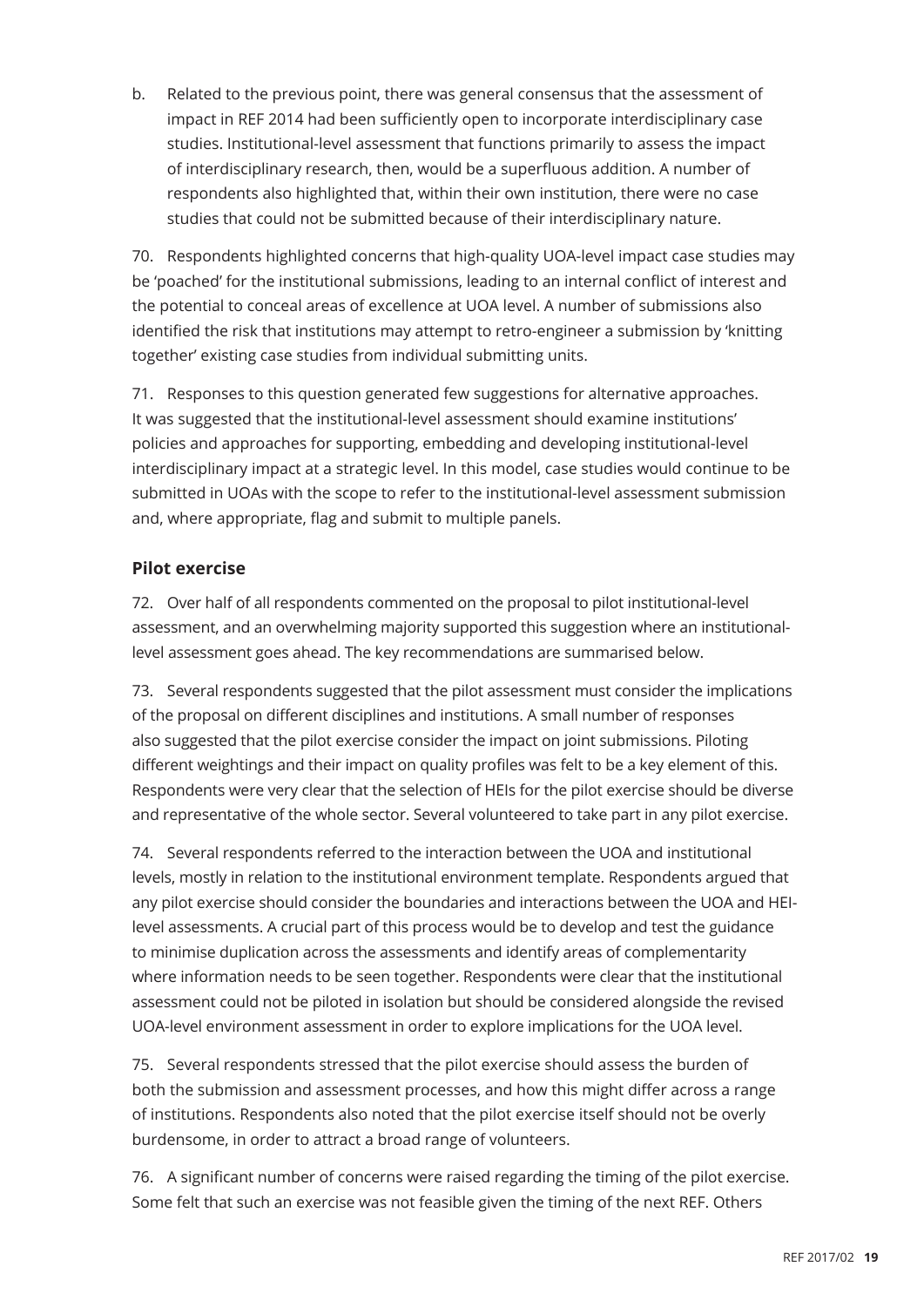b. Related to the previous point, there was general consensus that the assessment of impact in REF 2014 had been sufficiently open to incorporate interdisciplinary case studies. Institutional-level assessment that functions primarily to assess the impact of interdisciplinary research, then, would be a superfluous addition. A number of respondents also highlighted that, within their own institution, there were no case studies that could not be submitted because of their interdisciplinary nature.

70. Respondents highlighted concerns that high-quality UOA-level impact case studies may be 'poached' for the institutional submissions, leading to an internal conflict of interest and the potential to conceal areas of excellence at UOA level. A number of submissions also identified the risk that institutions may attempt to retro-engineer a submission by 'knitting together' existing case studies from individual submitting units.

71. Responses to this question generated few suggestions for alternative approaches. It was suggested that the institutional-level assessment should examine institutions' policies and approaches for supporting, embedding and developing institutional-level interdisciplinary impact at a strategic level. In this model, case studies would continue to be submitted in UOAs with the scope to refer to the institutional-level assessment submission and, where appropriate, flag and submit to multiple panels.

### Pilot exercise

72. Over half of all respondents commented on the proposal to pilot institutional-level assessment, and an overwhelming majority supported this suggestion where an institutional-level assessment goes ahead. The key recommendations are summarised below.

73. Several respondents suggested that the pilot assessment must consider the implications of the proposal on different disciplines and institutions. A small number of responses also suggested that the pilot exercise consider the impact on joint submissions. Piloting different weightings and their impact on quality profiles was felt to be a key element of this. Respondents were very clear that the selection of HEIs for the pilot exercise should be diverse and representative of the whole sector. Several volunteered to take part in any pilot exercise.

74. Several respondents referred to the interaction between the UOA and institutional levels, mostly in relation to the institutional environment template. Respondents argued that any pilot exercise should consider the boundaries and interactions between the UOA and HEI-level assessments. A crucial part of this process would be to develop and test the guidance to minimise duplication across the assessments and identify areas of complementarity where information needs to be seen together. Respondents were clear that the institutional assessment could not be piloted in isolation but should be considered alongside the revised UOA-level environment assessment in order to explore implications for the UOA level.

75. Several respondents stressed that the pilot exercise should assess the burden of both the submission and assessment processes, and how this might differ across a range of institutions. Respondents also noted that the pilot exercise itself should not be overly burdensome, in order to attract a broad range of volunteers.

76. A significant number of concerns were raised regarding the timing of the pilot exercise. Some felt that such an exercise was not feasible given the timing of the next REF. Others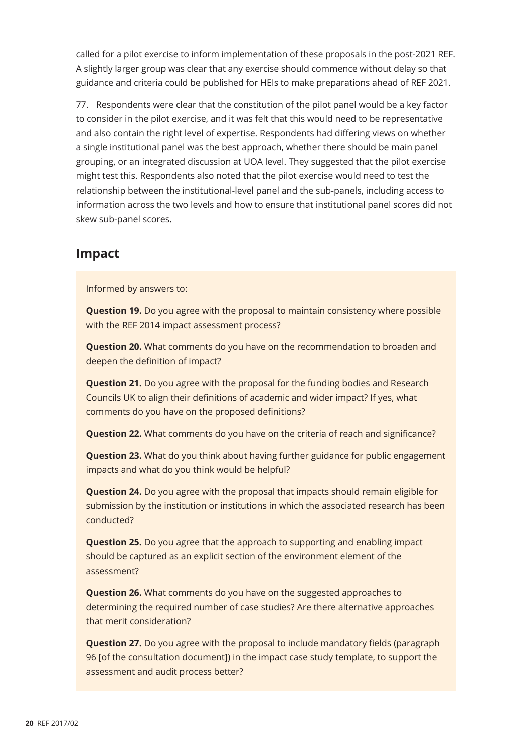called for a pilot exercise to inform implementation of these proposals in the post-2021 REF. A slightly larger group was clear that any exercise should commence without delay so that guidance and criteria could be published for HEIs to make preparations ahead of REF 2021.

77. Respondents were clear that the constitution of the pilot panel would be a key factor to consider in the pilot exercise, and it was felt that this would need to be representative and also contain the right level of expertise. Respondents had differing views on whether a single institutional panel was the best approach, whether there should be main panel grouping, or an integrated discussion at UOA level. They suggested that the pilot exercise might test this. Respondents also noted that the pilot exercise would need to test the relationship between the institutional-level panel and the sub-panels, including access to information across the two levels and how to ensure that institutional panel scores did not skew sub-panel scores.

## Impact

Informed by answers to:

**Question 19.** Do you agree with the proposal to maintain consistency where possible with the REF 2014 impact assessment process?

**Question 20.** What comments do you have on the recommendation to broaden and deepen the definition of impact?

**Question 21.** Do you agree with the proposal for the funding bodies and Research Councils UK to align their definitions of academic and wider impact? If yes, what comments do you have on the proposed definitions?

**Question 22.** What comments do you have on the criteria of reach and significance?

**Question 23.** What do you think about having further guidance for public engagement impacts and what do you think would be helpful?

**Question 24.** Do you agree with the proposal that impacts should remain eligible for submission by the institution or institutions in which the associated research has been conducted?

**Question 25.** Do you agree that the approach to supporting and enabling impact should be captured as an explicit section of the environment element of the assessment?

**Question 26.** What comments do you have on the suggested approaches to determining the required number of case studies? Are there alternative approaches that merit consideration?

**Question 27.** Do you agree with the proposal to include mandatory fields (paragraph 96 [of the consultation document]) in the impact case study template, to support the assessment and audit process better?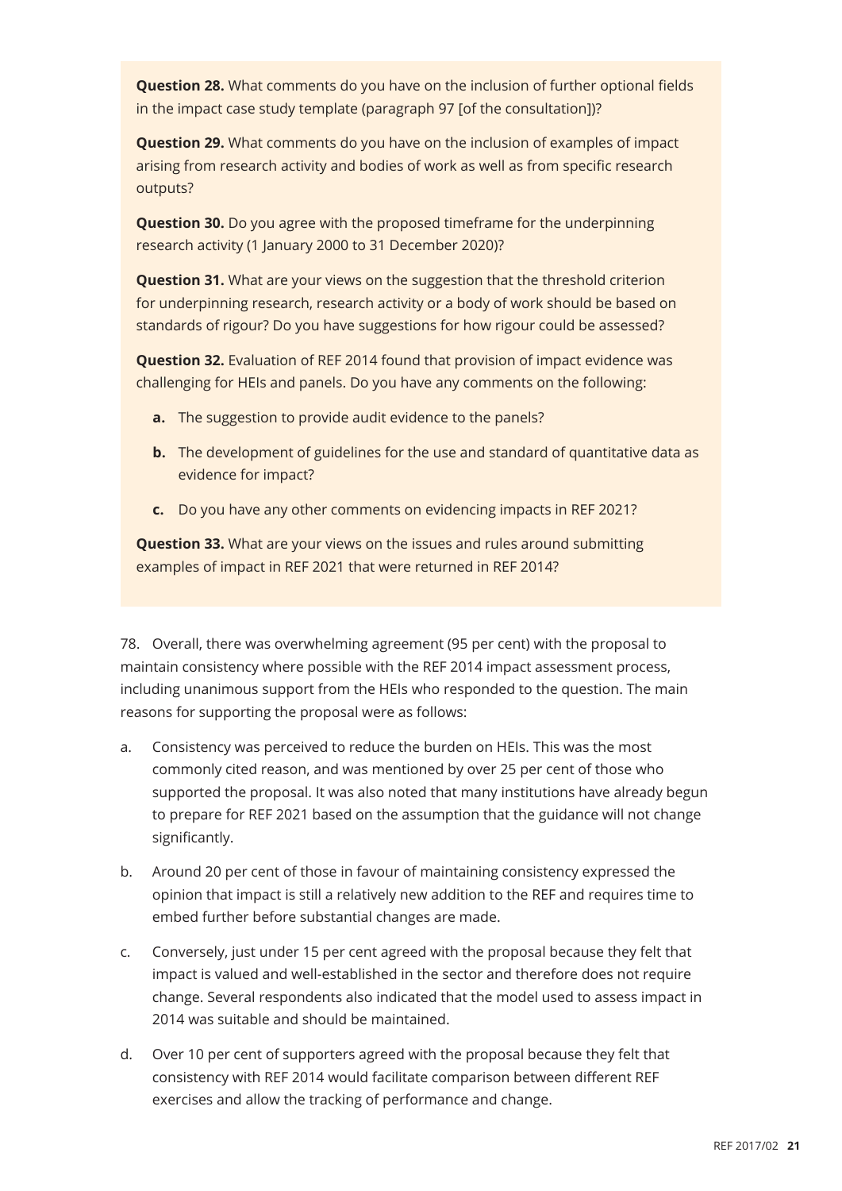**Question 28.** What comments do you have on the inclusion of further optional fields in the impact case study template (paragraph 97 [of the consultation])?

**Question 29.** What comments do you have on the inclusion of examples of impact arising from research activity and bodies of work as well as from specific research outputs?

**Question 30.** Do you agree with the proposed timeframe for the underpinning research activity (1 January 2000 to 31 December 2020)?

**Question 31.** What are your views on the suggestion that the threshold criterion for underpinning research, research activity or a body of work should be based on standards of rigour? Do you have suggestions for how rigour could be assessed?

**Question 32.** Evaluation of REF 2014 found that provision of impact evidence was challenging for HEIs and panels. Do you have any comments on the following:

- **a.** The suggestion to provide audit evidence to the panels?
- **b.** The development of guidelines for the use and standard of quantitative data as evidence for impact?
- **c.** Do you have any other comments on evidencing impacts in REF 2021?

**Question 33.** What are your views on the issues and rules around submitting examples of impact in REF 2021 that were returned in REF 2014?

78. Overall, there was overwhelming agreement (95 per cent) with the proposal to maintain consistency where possible with the REF 2014 impact assessment process, including unanimous support from the HEIs who responded to the question. The main reasons for supporting the proposal were as follows:

a. Consistency was perceived to reduce the burden on HEIs. This was the most commonly cited reason, and was mentioned by over 25 per cent of those who supported the proposal. It was also noted that many institutions have already begun to prepare for REF 2021 based on the assumption that the guidance will not change significantly.

b. Around 20 per cent of those in favour of maintaining consistency expressed the opinion that impact is still a relatively new addition to the REF and requires time to embed further before substantial changes are made.

c. Conversely, just under 15 per cent agreed with the proposal because they felt that impact is valued and well-established in the sector and therefore does not require change. Several respondents also indicated that the model used to assess impact in 2014 was suitable and should be maintained.

d. Over 10 per cent of supporters agreed with the proposal because they felt that consistency with REF 2014 would facilitate comparison between different REF exercises and allow the tracking of performance and change.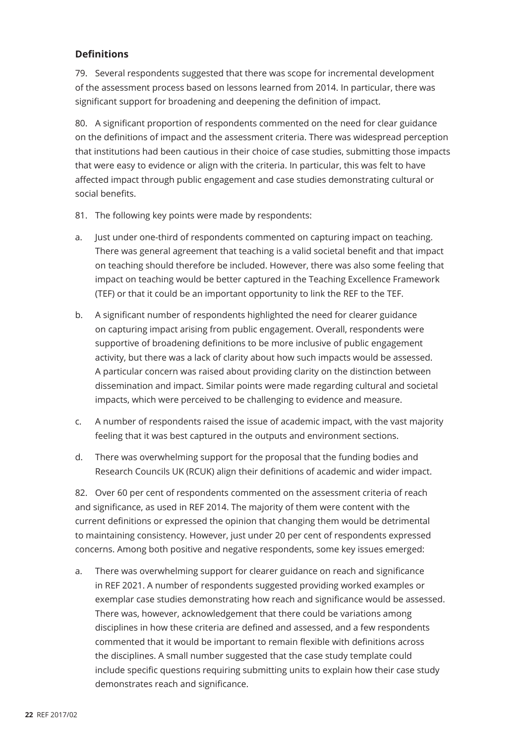### Definitions

79. Several respondents suggested that there was scope for incremental development of the assessment process based on lessons learned from 2014. In particular, there was significant support for broadening and deepening the definition of impact.

80. A significant proportion of respondents commented on the need for clear guidance on the definitions of impact and the assessment criteria. There was widespread perception that institutions had been cautious in their choice of case studies, submitting those impacts that were easy to evidence or align with the criteria. In particular, this was felt to have affected impact through public engagement and case studies demonstrating cultural or social benefits.

81. The following key points were made by respondents:

a. Just under one-third of respondents commented on capturing impact on teaching. There was general agreement that teaching is a valid societal benefit and that impact on teaching should therefore be included. However, there was also some feeling that impact on teaching would be better captured in the Teaching Excellence Framework (TEF) or that it could be an important opportunity to link the REF to the TEF.

b. A significant number of respondents highlighted the need for clearer guidance on capturing impact arising from public engagement. Overall, respondents were supportive of broadening definitions to be more inclusive of public engagement activity, but there was a lack of clarity about how such impacts would be assessed. A particular concern was raised about providing clarity on the distinction between dissemination and impact. Similar points were made regarding cultural and societal impacts, which were perceived to be challenging to evidence and measure.

c. A number of respondents raised the issue of academic impact, with the vast majority feeling that it was best captured in the outputs and environment sections.

d. There was overwhelming support for the proposal that the funding bodies and Research Councils UK (RCUK) align their definitions of academic and wider impact.

82. Over 60 per cent of respondents commented on the assessment criteria of reach and significance, as used in REF 2014. The majority of them were content with the current definitions or expressed the opinion that changing them would be detrimental to maintaining consistency. However, just under 20 per cent of respondents expressed concerns. Among both positive and negative respondents, some key issues emerged:

a. There was overwhelming support for clearer guidance on reach and significance in REF 2021. A number of respondents suggested providing worked examples or exemplar case studies demonstrating how reach and significance would be assessed. There was, however, acknowledgement that there could be variations among disciplines in how these criteria are defined and assessed, and a few respondents commented that it would be important to remain flexible with definitions across the disciplines. A small number suggested that the case study template could include specific questions requiring submitting units to explain how their case study demonstrates reach and significance.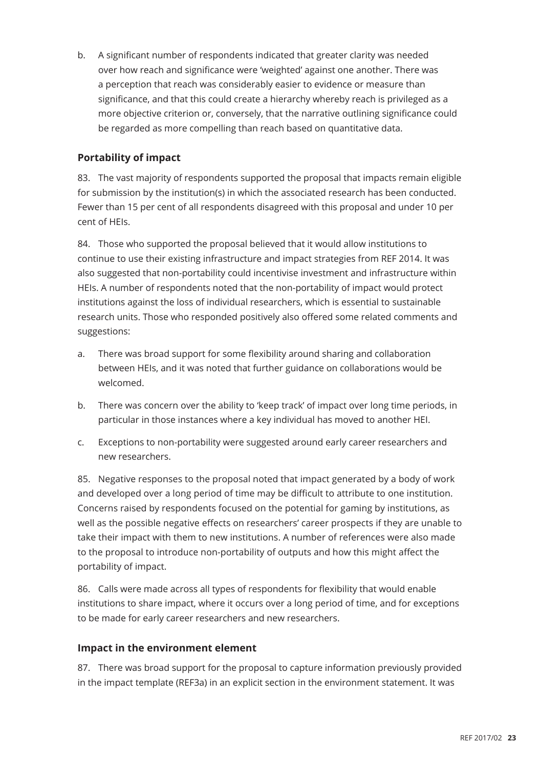b. A significant number of respondents indicated that greater clarity was needed over how reach and significance were 'weighted' against one another. There was a perception that reach was considerably easier to evidence or measure than significance, and that this could create a hierarchy whereby reach is privileged as a more objective criterion or, conversely, that the narrative outlining significance could be regarded as more compelling than reach based on quantitative data.

### Portability of impact

83. The vast majority of respondents supported the proposal that impacts remain eligible for submission by the institution(s) in which the associated research has been conducted. Fewer than 15 per cent of all respondents disagreed with this proposal and under 10 per cent of HEIs.

84. Those who supported the proposal believed that it would allow institutions to continue to use their existing infrastructure and impact strategies from REF 2014. It was also suggested that non-portability could incentivise investment and infrastructure within HEIs. A number of respondents noted that the non-portability of impact would protect institutions against the loss of individual researchers, which is essential to sustainable research units. Those who responded positively also offered some related comments and suggestions:

a. There was broad support for some flexibility around sharing and collaboration between HEIs, and it was noted that further guidance on collaborations would be welcomed.

b. There was concern over the ability to 'keep track' of impact over long time periods, in particular in those instances where a key individual has moved to another HEI.

c. Exceptions to non-portability were suggested around early career researchers and new researchers.

85. Negative responses to the proposal noted that impact generated by a body of work and developed over a long period of time may be difficult to attribute to one institution. Concerns raised by respondents focused on the potential for gaming by institutions, as well as the possible negative effects on researchers' career prospects if they are unable to take their impact with them to new institutions. A number of references were also made to the proposal to introduce non-portability of outputs and how this might affect the portability of impact.

86. Calls were made across all types of respondents for flexibility that would enable institutions to share impact, where it occurs over a long period of time, and for exceptions to be made for early career researchers and new researchers.

### Impact in the environment element

87. There was broad support for the proposal to capture information previously provided in the impact template (REF3a) in an explicit section in the environment statement. It was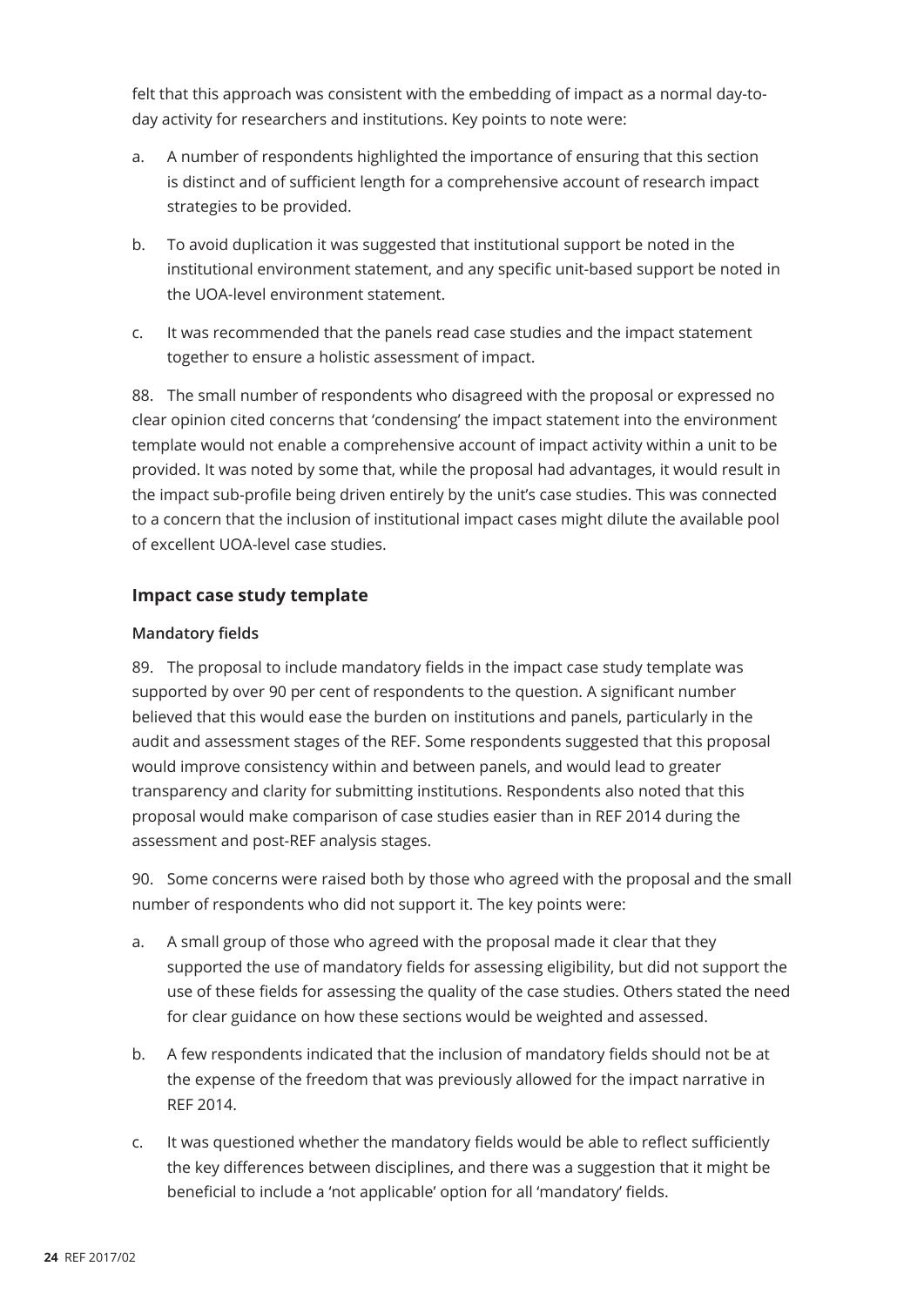felt that this approach was consistent with the embedding of impact as a normal day-to-day activity for researchers and institutions. Key points to note were:

a. A number of respondents highlighted the importance of ensuring that this section is distinct and of sufficient length for a comprehensive account of research impact strategies to be provided.

b. To avoid duplication it was suggested that institutional support be noted in the institutional environment statement, and any specific unit-based support be noted in the UOA-level environment statement.

c. It was recommended that the panels read case studies and the impact statement together to ensure a holistic assessment of impact.

88. The small number of respondents who disagreed with the proposal or expressed no clear opinion cited concerns that 'condensing' the impact statement into the environment template would not enable a comprehensive account of impact activity within a unit to be provided. It was noted by some that, while the proposal had advantages, it would result in the impact sub-profile being driven entirely by the unit's case studies. This was connected to a concern that the inclusion of institutional impact cases might dilute the available pool of excellent UOA-level case studies.

### Impact case study template

#### Mandatory fields

89. The proposal to include mandatory fields in the impact case study template was supported by over 90 per cent of respondents to the question. A significant number believed that this would ease the burden on institutions and panels, particularly in the audit and assessment stages of the REF. Some respondents suggested that this proposal would improve consistency within and between panels, and would lead to greater transparency and clarity for submitting institutions. Respondents also noted that this proposal would make comparison of case studies easier than in REF 2014 during the assessment and post-REF analysis stages.

90. Some concerns were raised both by those who agreed with the proposal and the small number of respondents who did not support it. The key points were:

a. A small group of those who agreed with the proposal made it clear that they supported the use of mandatory fields for assessing eligibility, but did not support the use of these fields for assessing the quality of the case studies. Others stated the need for clear guidance on how these sections would be weighted and assessed.

b. A few respondents indicated that the inclusion of mandatory fields should not be at the expense of the freedom that was previously allowed for the impact narrative in REF 2014.

c. It was questioned whether the mandatory fields would be able to reflect sufficiently the key differences between disciplines, and there was a suggestion that it might be beneficial to include a 'not applicable' option for all 'mandatory' fields.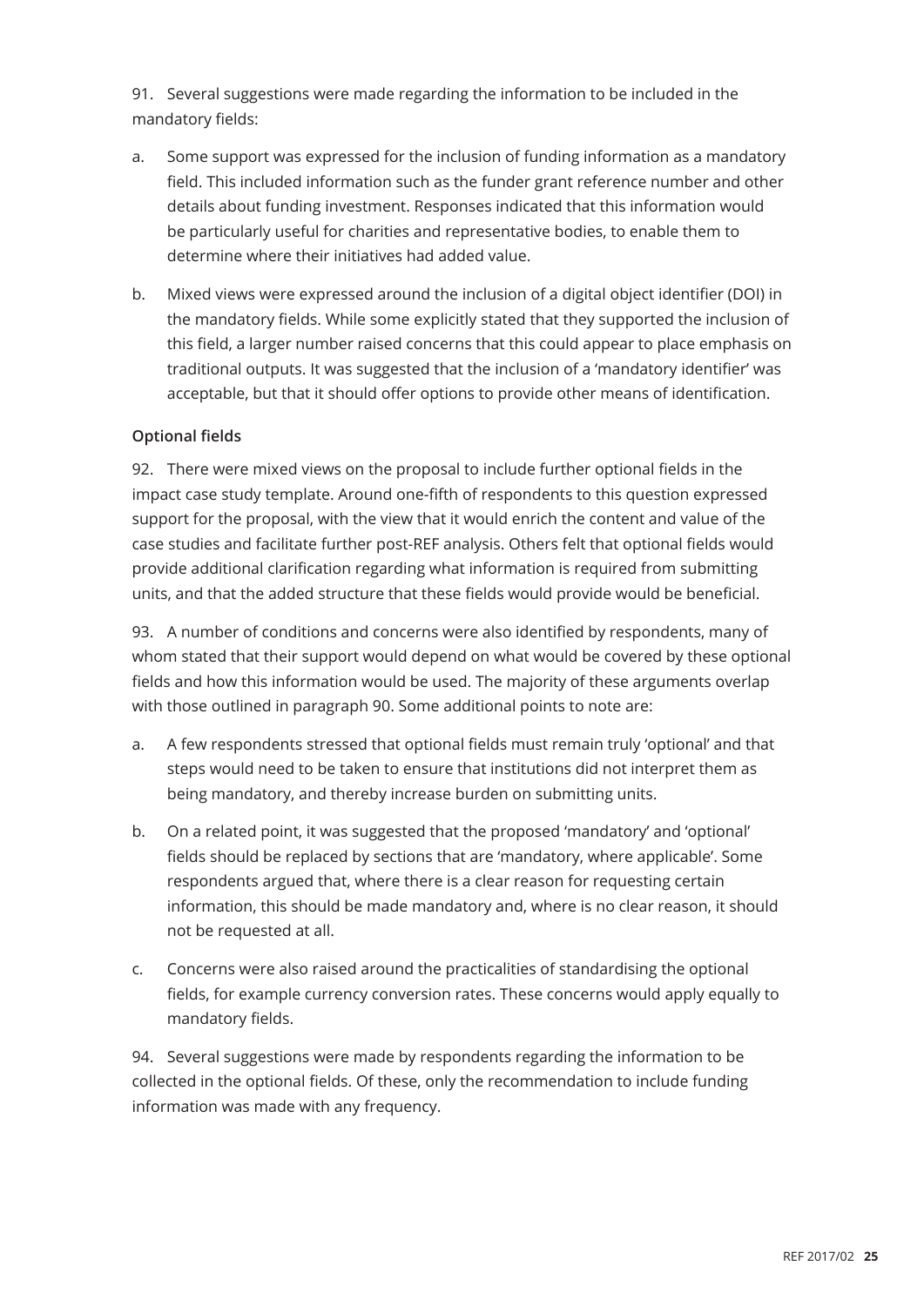91. Several suggestions were made regarding the information to be included in the mandatory fields:

a. Some support was expressed for the inclusion of funding information as a mandatory field. This included information such as the funder grant reference number and other details about funding investment. Responses indicated that this information would be particularly useful for charities and representative bodies, to enable them to determine where their initiatives had added value.

b. Mixed views were expressed around the inclusion of a digital object identifier (DOI) in the mandatory fields. While some explicitly stated that they supported the inclusion of this field, a larger number raised concerns that this could appear to place emphasis on traditional outputs. It was suggested that the inclusion of a 'mandatory identifier' was acceptable, but that it should offer options to provide other means of identification.

### Optional fields

92. There were mixed views on the proposal to include further optional fields in the impact case study template. Around one-fifth of respondents to this question expressed support for the proposal, with the view that it would enrich the content and value of the case studies and facilitate further post-REF analysis. Others felt that optional fields would provide additional clarification regarding what information is required from submitting units, and that the added structure that these fields would provide would be beneficial.

93. A number of conditions and concerns were also identified by respondents, many of whom stated that their support would depend on what would be covered by these optional fields and how this information would be used. The majority of these arguments overlap with those outlined in paragraph 90. Some additional points to note are:

a. A few respondents stressed that optional fields must remain truly 'optional' and that steps would need to be taken to ensure that institutions did not interpret them as being mandatory, and thereby increase burden on submitting units.

b. On a related point, it was suggested that the proposed 'mandatory' and 'optional' fields should be replaced by sections that are 'mandatory, where applicable'. Some respondents argued that, where there is a clear reason for requesting certain information, this should be made mandatory and, where is no clear reason, it should not be requested at all.

c. Concerns were also raised around the practicalities of standardising the optional fields, for example currency conversion rates. These concerns would apply equally to mandatory fields.

94. Several suggestions were made by respondents regarding the information to be collected in the optional fields. Of these, only the recommendation to include funding information was made with any frequency.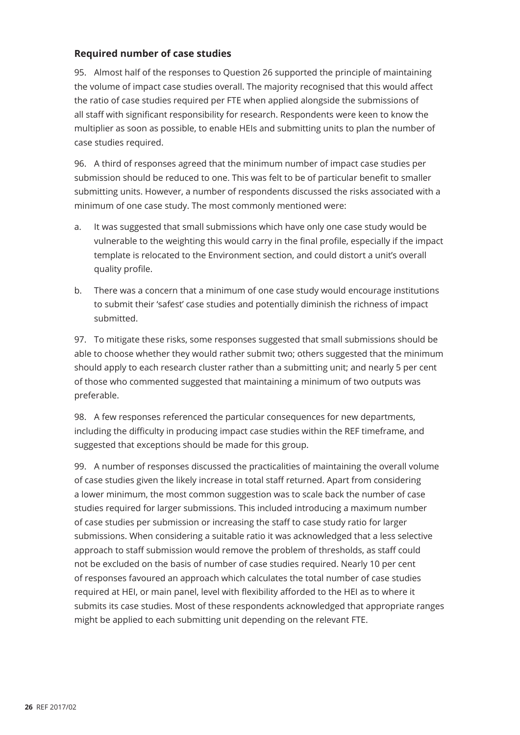### Required number of case studies

95. Almost half of the responses to Question 26 supported the principle of maintaining the volume of impact case studies overall. The majority recognised that this would affect the ratio of case studies required per FTE when applied alongside the submissions of all staff with significant responsibility for research. Respondents were keen to know the multiplier as soon as possible, to enable HEIs and submitting units to plan the number of case studies required.

96. A third of responses agreed that the minimum number of impact case studies per submission should be reduced to one. This was felt to be of particular benefit to smaller submitting units. However, a number of respondents discussed the risks associated with a minimum of one case study. The most commonly mentioned were:

a. It was suggested that small submissions which have only one case study would be vulnerable to the weighting this would carry in the final profile, especially if the impact template is relocated to the Environment section, and could distort a unit's overall quality profile.

b. There was a concern that a minimum of one case study would encourage institutions to submit their 'safest' case studies and potentially diminish the richness of impact submitted.

97. To mitigate these risks, some responses suggested that small submissions should be able to choose whether they would rather submit two; others suggested that the minimum should apply to each research cluster rather than a submitting unit; and nearly 5 per cent of those who commented suggested that maintaining a minimum of two outputs was preferable.

98. A few responses referenced the particular consequences for new departments, including the difficulty in producing impact case studies within the REF timeframe, and suggested that exceptions should be made for this group.

99. A number of responses discussed the practicalities of maintaining the overall volume of case studies given the likely increase in total staff returned. Apart from considering a lower minimum, the most common suggestion was to scale back the number of case studies required for larger submissions. This included introducing a maximum number of case studies per submission or increasing the staff to case study ratio for larger submissions. When considering a suitable ratio it was acknowledged that a less selective approach to staff submission would remove the problem of thresholds, as staff could not be excluded on the basis of number of case studies required. Nearly 10 per cent of responses favoured an approach which calculates the total number of case studies required at HEI, or main panel, level with flexibility afforded to the HEI as to where it submits its case studies. Most of these respondents acknowledged that appropriate ranges might be applied to each submitting unit depending on the relevant FTE.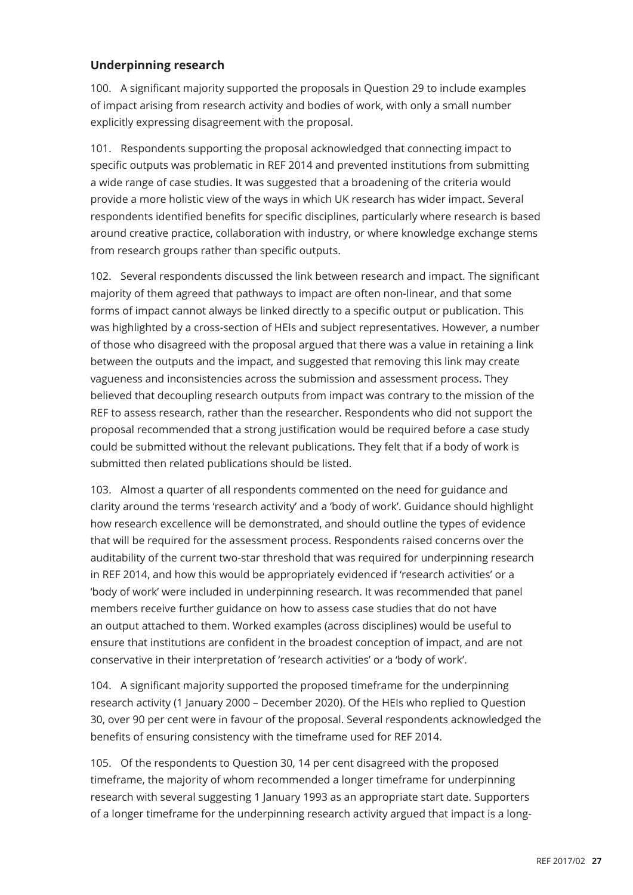### Underpinning research

100. A significant majority supported the proposals in Question 29 to include examples of impact arising from research activity and bodies of work, with only a small number explicitly expressing disagreement with the proposal.

101. Respondents supporting the proposal acknowledged that connecting impact to specific outputs was problematic in REF 2014 and prevented institutions from submitting a wide range of case studies. It was suggested that a broadening of the criteria would provide a more holistic view of the ways in which UK research has wider impact. Several respondents identified benefits for specific disciplines, particularly where research is based around creative practice, collaboration with industry, or where knowledge exchange stems from research groups rather than specific outputs.

102. Several respondents discussed the link between research and impact. The significant majority of them agreed that pathways to impact are often non-linear, and that some forms of impact cannot always be linked directly to a specific output or publication. This was highlighted by a cross-section of HEIs and subject representatives. However, a number of those who disagreed with the proposal argued that there was a value in retaining a link between the outputs and the impact, and suggested that removing this link may create vagueness and inconsistencies across the submission and assessment process. They believed that decoupling research outputs from impact was contrary to the mission of the REF to assess research, rather than the researcher. Respondents who did not support the proposal recommended that a strong justification would be required before a case study could be submitted without the relevant publications. They felt that if a body of work is submitted then related publications should be listed.

103. Almost a quarter of all respondents commented on the need for guidance and clarity around the terms 'research activity' and a 'body of work'. Guidance should highlight how research excellence will be demonstrated, and should outline the types of evidence that will be required for the assessment process. Respondents raised concerns over the auditability of the current two-star threshold that was required for underpinning research in REF 2014, and how this would be appropriately evidenced if 'research activities' or a 'body of work' were included in underpinning research. It was recommended that panel members receive further guidance on how to assess case studies that do not have an output attached to them. Worked examples (across disciplines) would be useful to ensure that institutions are confident in the broadest conception of impact, and are not conservative in their interpretation of 'research activities' or a 'body of work'.

104. A significant majority supported the proposed timeframe for the underpinning research activity (1 January 2000 – December 2020). Of the HEIs who replied to Question 30, over 90 per cent were in favour of the proposal. Several respondents acknowledged the benefits of ensuring consistency with the timeframe used for REF 2014.

105. Of the respondents to Question 30, 14 per cent disagreed with the proposed timeframe, the majority of whom recommended a longer timeframe for underpinning research with several suggesting 1 January 1993 as an appropriate start date. Supporters of a longer timeframe for the underpinning research activity argued that impact is a long-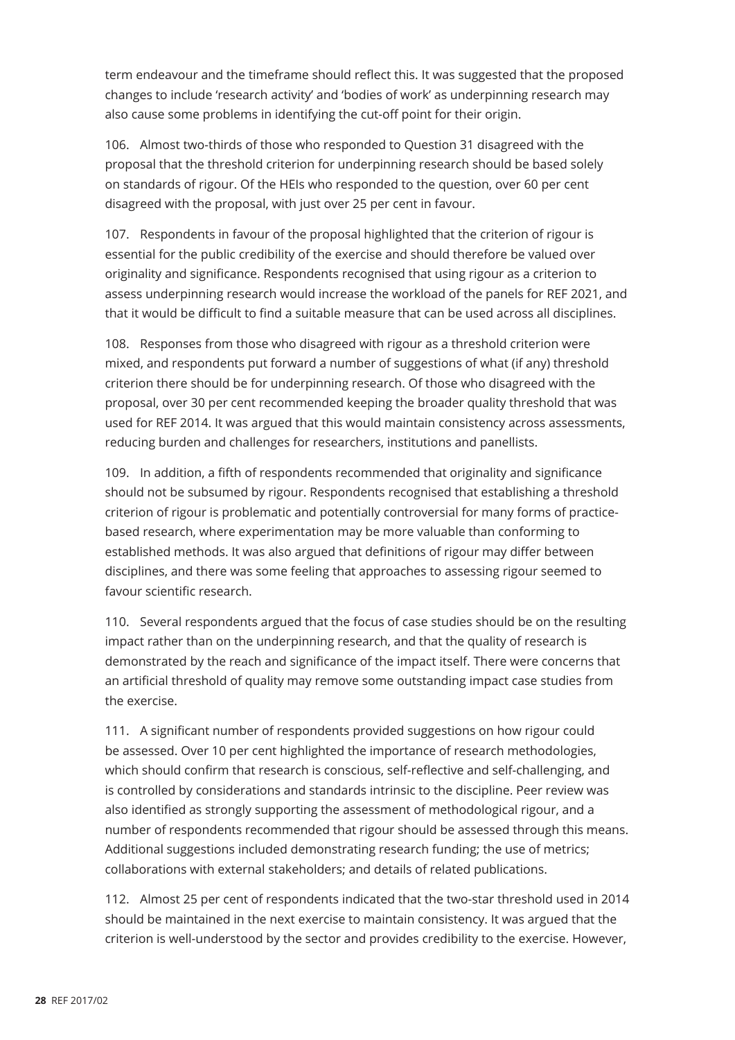term endeavour and the timeframe should reflect this. It was suggested that the proposed changes to include 'research activity' and 'bodies of work' as underpinning research may also cause some problems in identifying the cut-off point for their origin.

106. Almost two-thirds of those who responded to Question 31 disagreed with the proposal that the threshold criterion for underpinning research should be based solely on standards of rigour. Of the HEIs who responded to the question, over 60 per cent disagreed with the proposal, with just over 25 per cent in favour.

107. Respondents in favour of the proposal highlighted that the criterion of rigour is essential for the public credibility of the exercise and should therefore be valued over originality and significance. Respondents recognised that using rigour as a criterion to assess underpinning research would increase the workload of the panels for REF 2021, and that it would be difficult to find a suitable measure that can be used across all disciplines.

108. Responses from those who disagreed with rigour as a threshold criterion were mixed, and respondents put forward a number of suggestions of what (if any) threshold criterion there should be for underpinning research. Of those who disagreed with the proposal, over 30 per cent recommended keeping the broader quality threshold that was used for REF 2014. It was argued that this would maintain consistency across assessments, reducing burden and challenges for researchers, institutions and panellists.

109. In addition, a fifth of respondents recommended that originality and significance should not be subsumed by rigour. Respondents recognised that establishing a threshold criterion of rigour is problematic and potentially controversial for many forms of practice-based research, where experimentation may be more valuable than conforming to established methods. It was also argued that definitions of rigour may differ between disciplines, and there was some feeling that approaches to assessing rigour seemed to favour scientific research.

110. Several respondents argued that the focus of case studies should be on the resulting impact rather than on the underpinning research, and that the quality of research is demonstrated by the reach and significance of the impact itself. There were concerns that an artificial threshold of quality may remove some outstanding impact case studies from the exercise.

111. A significant number of respondents provided suggestions on how rigour could be assessed. Over 10 per cent highlighted the importance of research methodologies, which should confirm that research is conscious, self-reflective and self-challenging, and is controlled by considerations and standards intrinsic to the discipline. Peer review was also identified as strongly supporting the assessment of methodological rigour, and a number of respondents recommended that rigour should be assessed through this means. Additional suggestions included demonstrating research funding; the use of metrics; collaborations with external stakeholders; and details of related publications.

112. Almost 25 per cent of respondents indicated that the two-star threshold used in 2014 should be maintained in the next exercise to maintain consistency. It was argued that the criterion is well-understood by the sector and provides credibility to the exercise. However,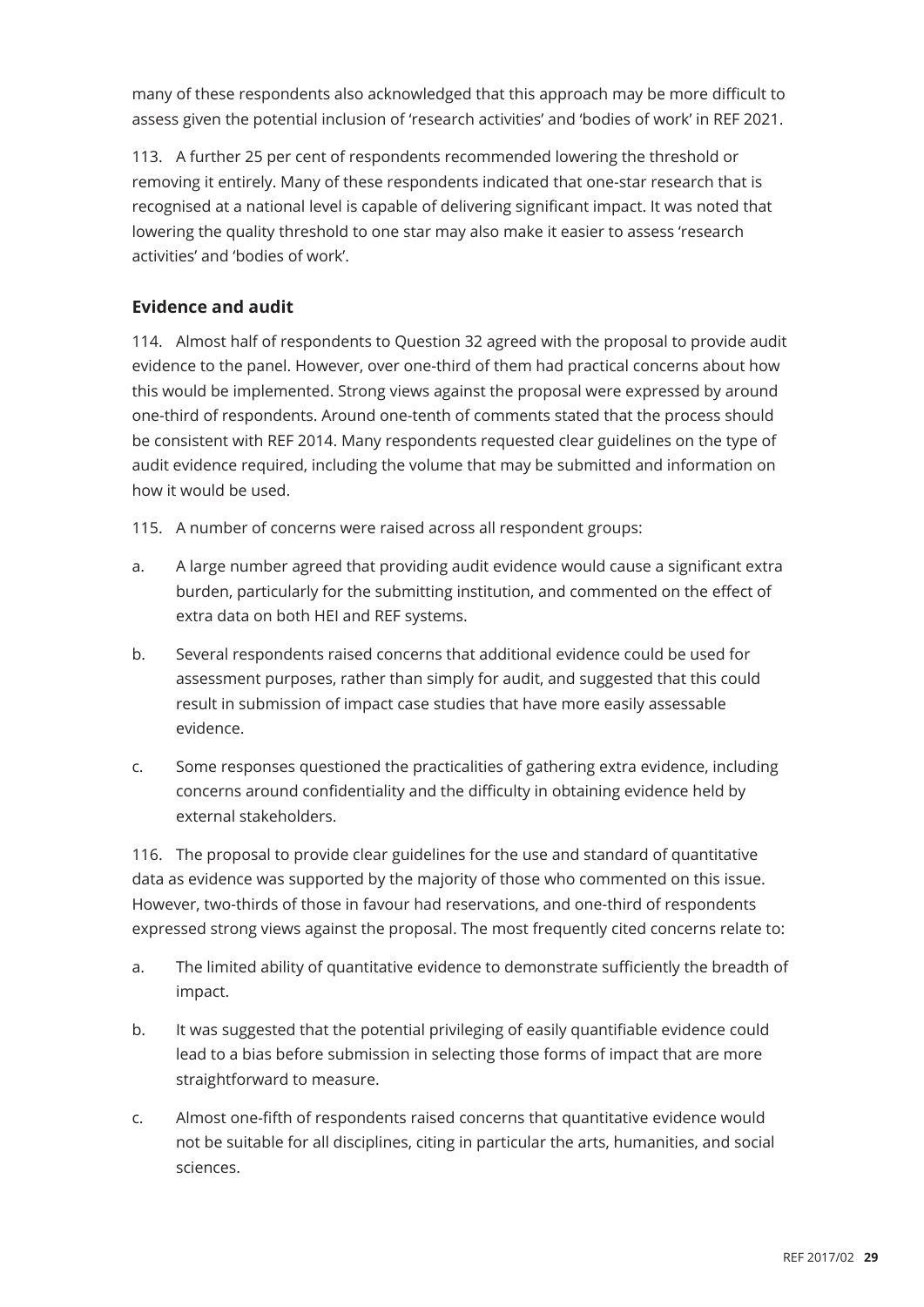many of these respondents also acknowledged that this approach may be more difficult to assess given the potential inclusion of 'research activities' and 'bodies of work' in REF 2021.

113. A further 25 per cent of respondents recommended lowering the threshold or removing it entirely. Many of these respondents indicated that one-star research that is recognised at a national level is capable of delivering significant impact. It was noted that lowering the quality threshold to one star may also make it easier to assess 'research activities' and 'bodies of work'.

### Evidence and audit

114. Almost half of respondents to Question 32 agreed with the proposal to provide audit evidence to the panel. However, over one-third of them had practical concerns about how this would be implemented. Strong views against the proposal were expressed by around one-third of respondents. Around one-tenth of comments stated that the process should be consistent with REF 2014. Many respondents requested clear guidelines on the type of audit evidence required, including the volume that may be submitted and information on how it would be used.

115. A number of concerns were raised across all respondent groups:

a. A large number agreed that providing audit evidence would cause a significant extra burden, particularly for the submitting institution, and commented on the effect of extra data on both HEI and REF systems.

b. Several respondents raised concerns that additional evidence could be used for assessment purposes, rather than simply for audit, and suggested that this could result in submission of impact case studies that have more easily assessable evidence.

c. Some responses questioned the practicalities of gathering extra evidence, including concerns around confidentiality and the difficulty in obtaining evidence held by external stakeholders.

116. The proposal to provide clear guidelines for the use and standard of quantitative data as evidence was supported by the majority of those who commented on this issue. However, two-thirds of those in favour had reservations, and one-third of respondents expressed strong views against the proposal. The most frequently cited concerns relate to:

a. The limited ability of quantitative evidence to demonstrate sufficiently the breadth of impact.

b. It was suggested that the potential privileging of easily quantifiable evidence could lead to a bias before submission in selecting those forms of impact that are more straightforward to measure.

c. Almost one-fifth of respondents raised concerns that quantitative evidence would not be suitable for all disciplines, citing in particular the arts, humanities, and social sciences.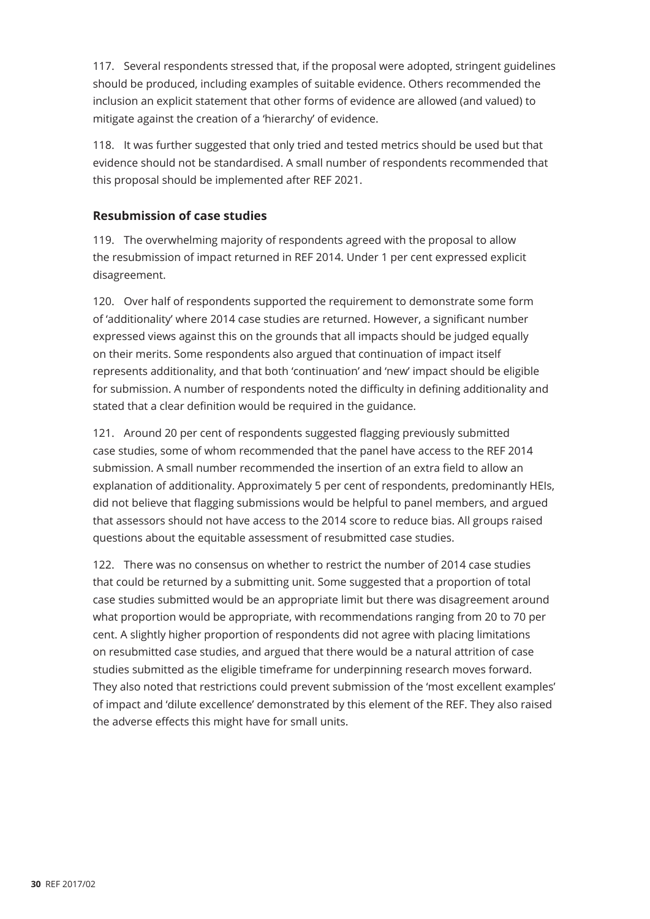117. Several respondents stressed that, if the proposal were adopted, stringent guidelines should be produced, including examples of suitable evidence. Others recommended the inclusion an explicit statement that other forms of evidence are allowed (and valued) to mitigate against the creation of a 'hierarchy' of evidence.

118. It was further suggested that only tried and tested metrics should be used but that evidence should not be standardised. A small number of respondents recommended that this proposal should be implemented after REF 2021.

### Resubmission of case studies

119. The overwhelming majority of respondents agreed with the proposal to allow the resubmission of impact returned in REF 2014. Under 1 per cent expressed explicit disagreement.

120. Over half of respondents supported the requirement to demonstrate some form of 'additionality' where 2014 case studies are returned. However, a significant number expressed views against this on the grounds that all impacts should be judged equally on their merits. Some respondents also argued that continuation of impact itself represents additionality, and that both 'continuation' and 'new' impact should be eligible for submission. A number of respondents noted the difficulty in defining additionality and stated that a clear definition would be required in the guidance.

121. Around 20 per cent of respondents suggested flagging previously submitted case studies, some of whom recommended that the panel have access to the REF 2014 submission. A small number recommended the insertion of an extra field to allow an explanation of additionality. Approximately 5 per cent of respondents, predominantly HEIs, did not believe that flagging submissions would be helpful to panel members, and argued that assessors should not have access to the 2014 score to reduce bias. All groups raised questions about the equitable assessment of resubmitted case studies.

122. There was no consensus on whether to restrict the number of 2014 case studies that could be returned by a submitting unit. Some suggested that a proportion of total case studies submitted would be an appropriate limit but there was disagreement around what proportion would be appropriate, with recommendations ranging from 20 to 70 per cent. A slightly higher proportion of respondents did not agree with placing limitations on resubmitted case studies, and argued that there would be a natural attrition of case studies submitted as the eligible timeframe for underpinning research moves forward. They also noted that restrictions could prevent submission of the 'most excellent examples' of impact and 'dilute excellence' demonstrated by this element of the REF. They also raised the adverse effects this might have for small units.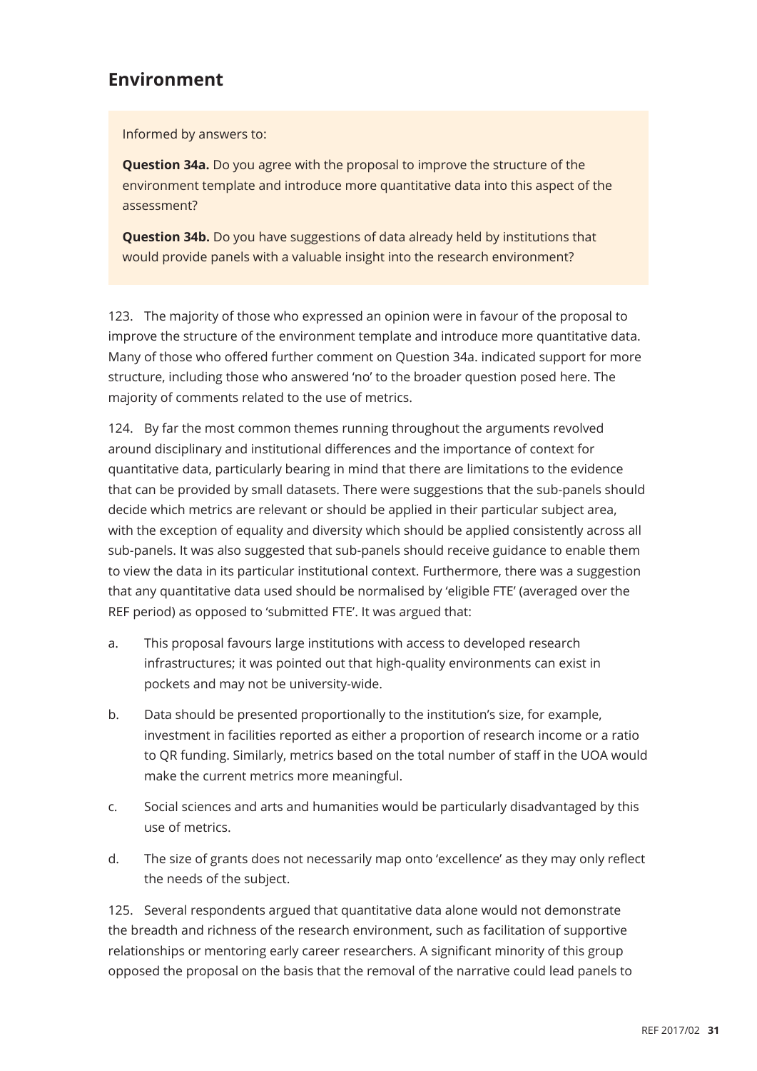## Environment

> Informed by answers to:
>
> **Question 34a.** Do you agree with the proposal to improve the structure of the environment template and introduce more quantitative data into this aspect of the assessment?
>
> **Question 34b.** Do you have suggestions of data already held by institutions that would provide panels with a valuable insight into the research environment?

123. The majority of those who expressed an opinion were in favour of the proposal to improve the structure of the environment template and introduce more quantitative data. Many of those who offered further comment on Question 34a. indicated support for more structure, including those who answered 'no' to the broader question posed here. The majority of comments related to the use of metrics.

124. By far the most common themes running throughout the arguments revolved around disciplinary and institutional differences and the importance of context for quantitative data, particularly bearing in mind that there are limitations to the evidence that can be provided by small datasets. There were suggestions that the sub-panels should decide which metrics are relevant or should be applied in their particular subject area, with the exception of equality and diversity which should be applied consistently across all sub-panels. It was also suggested that sub-panels should receive guidance to enable them to view the data in its particular institutional context. Furthermore, there was a suggestion that any quantitative data used should be normalised by 'eligible FTE' (averaged over the REF period) as opposed to 'submitted FTE'. It was argued that:

a. This proposal favours large institutions with access to developed research infrastructures; it was pointed out that high-quality environments can exist in pockets and may not be university-wide.

b. Data should be presented proportionally to the institution's size, for example, investment in facilities reported as either a proportion of research income or a ratio to QR funding. Similarly, metrics based on the total number of staff in the UOA would make the current metrics more meaningful.

c. Social sciences and arts and humanities would be particularly disadvantaged by this use of metrics.

d. The size of grants does not necessarily map onto 'excellence' as they may only reflect the needs of the subject.

125. Several respondents argued that quantitative data alone would not demonstrate the breadth and richness of the research environment, such as facilitation of supportive relationships or mentoring early career researchers. A significant minority of this group opposed the proposal on the basis that the removal of the narrative could lead panels to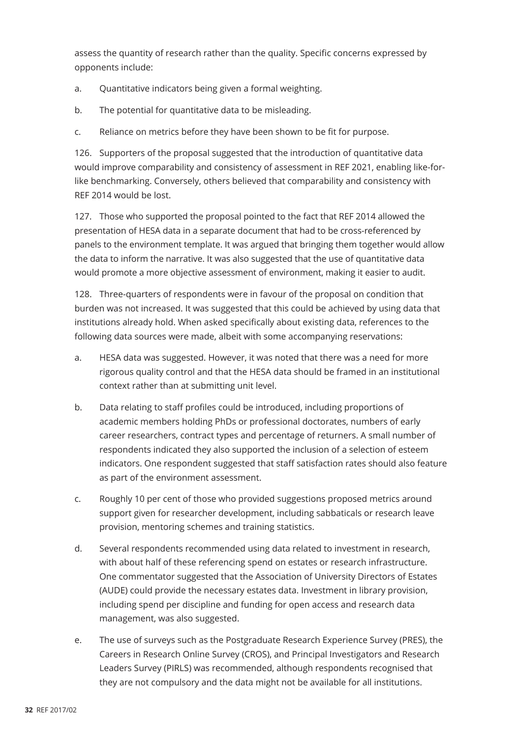assess the quantity of research rather than the quality. Specific concerns expressed by opponents include:

a. Quantitative indicators being given a formal weighting.

b. The potential for quantitative data to be misleading.

c. Reliance on metrics before they have been shown to be fit for purpose.

126. Supporters of the proposal suggested that the introduction of quantitative data would improve comparability and consistency of assessment in REF 2021, enabling like-for-like benchmarking. Conversely, others believed that comparability and consistency with REF 2014 would be lost.

127. Those who supported the proposal pointed to the fact that REF 2014 allowed the presentation of HESA data in a separate document that had to be cross-referenced by panels to the environment template. It was argued that bringing them together would allow the data to inform the narrative. It was also suggested that the use of quantitative data would promote a more objective assessment of environment, making it easier to audit.

128. Three-quarters of respondents were in favour of the proposal on condition that burden was not increased. It was suggested that this could be achieved by using data that institutions already hold. When asked specifically about existing data, references to the following data sources were made, albeit with some accompanying reservations:

a. HESA data was suggested. However, it was noted that there was a need for more rigorous quality control and that the HESA data should be framed in an institutional context rather than at submitting unit level.

b. Data relating to staff profiles could be introduced, including proportions of academic members holding PhDs or professional doctorates, numbers of early career researchers, contract types and percentage of returners. A small number of respondents indicated they also supported the inclusion of a selection of esteem indicators. One respondent suggested that staff satisfaction rates should also feature as part of the environment assessment.

c. Roughly 10 per cent of those who provided suggestions proposed metrics around support given for researcher development, including sabbaticals or research leave provision, mentoring schemes and training statistics.

d. Several respondents recommended using data related to investment in research, with about half of these referencing spend on estates or research infrastructure. One commentator suggested that the Association of University Directors of Estates (AUDE) could provide the necessary estates data. Investment in library provision, including spend per discipline and funding for open access and research data management, was also suggested.

e. The use of surveys such as the Postgraduate Research Experience Survey (PRES), the Careers in Research Online Survey (CROS), and Principal Investigators and Research Leaders Survey (PIRLS) was recommended, although respondents recognised that they are not compulsory and the data might not be available for all institutions.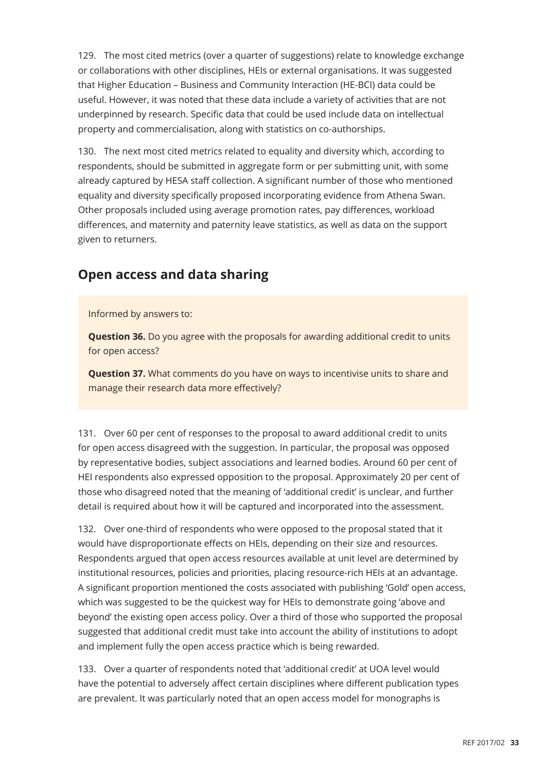129. The most cited metrics (over a quarter of suggestions) relate to knowledge exchange or collaborations with other disciplines, HEIs or external organisations. It was suggested that Higher Education – Business and Community Interaction (HE-BCI) data could be useful. However, it was noted that these data include a variety of activities that are not underpinned by research. Specific data that could be used include data on intellectual property and commercialisation, along with statistics on co-authorships.

130. The next most cited metrics related to equality and diversity which, according to respondents, should be submitted in aggregate form or per submitting unit, with some already captured by HESA staff collection. A significant number of those who mentioned equality and diversity specifically proposed incorporating evidence from Athena Swan. Other proposals included using average promotion rates, pay differences, workload differences, and maternity and paternity leave statistics, as well as data on the support given to returners.

## Open access and data sharing

Informed by answers to:

**Question 36.** Do you agree with the proposals for awarding additional credit to units for open access?

**Question 37.** What comments do you have on ways to incentivise units to share and manage their research data more effectively?

131. Over 60 per cent of responses to the proposal to award additional credit to units for open access disagreed with the suggestion. In particular, the proposal was opposed by representative bodies, subject associations and learned bodies. Around 60 per cent of HEI respondents also expressed opposition to the proposal. Approximately 20 per cent of those who disagreed noted that the meaning of 'additional credit' is unclear, and further detail is required about how it will be captured and incorporated into the assessment.

132. Over one-third of respondents who were opposed to the proposal stated that it would have disproportionate effects on HEIs, depending on their size and resources. Respondents argued that open access resources available at unit level are determined by institutional resources, policies and priorities, placing resource-rich HEIs at an advantage. A significant proportion mentioned the costs associated with publishing 'Gold' open access, which was suggested to be the quickest way for HEIs to demonstrate going 'above and beyond' the existing open access policy. Over a third of those who supported the proposal suggested that additional credit must take into account the ability of institutions to adopt and implement fully the open access practice which is being rewarded.

133. Over a quarter of respondents noted that 'additional credit' at UOA level would have the potential to adversely affect certain disciplines where different publication types are prevalent. It was particularly noted that an open access model for monographs is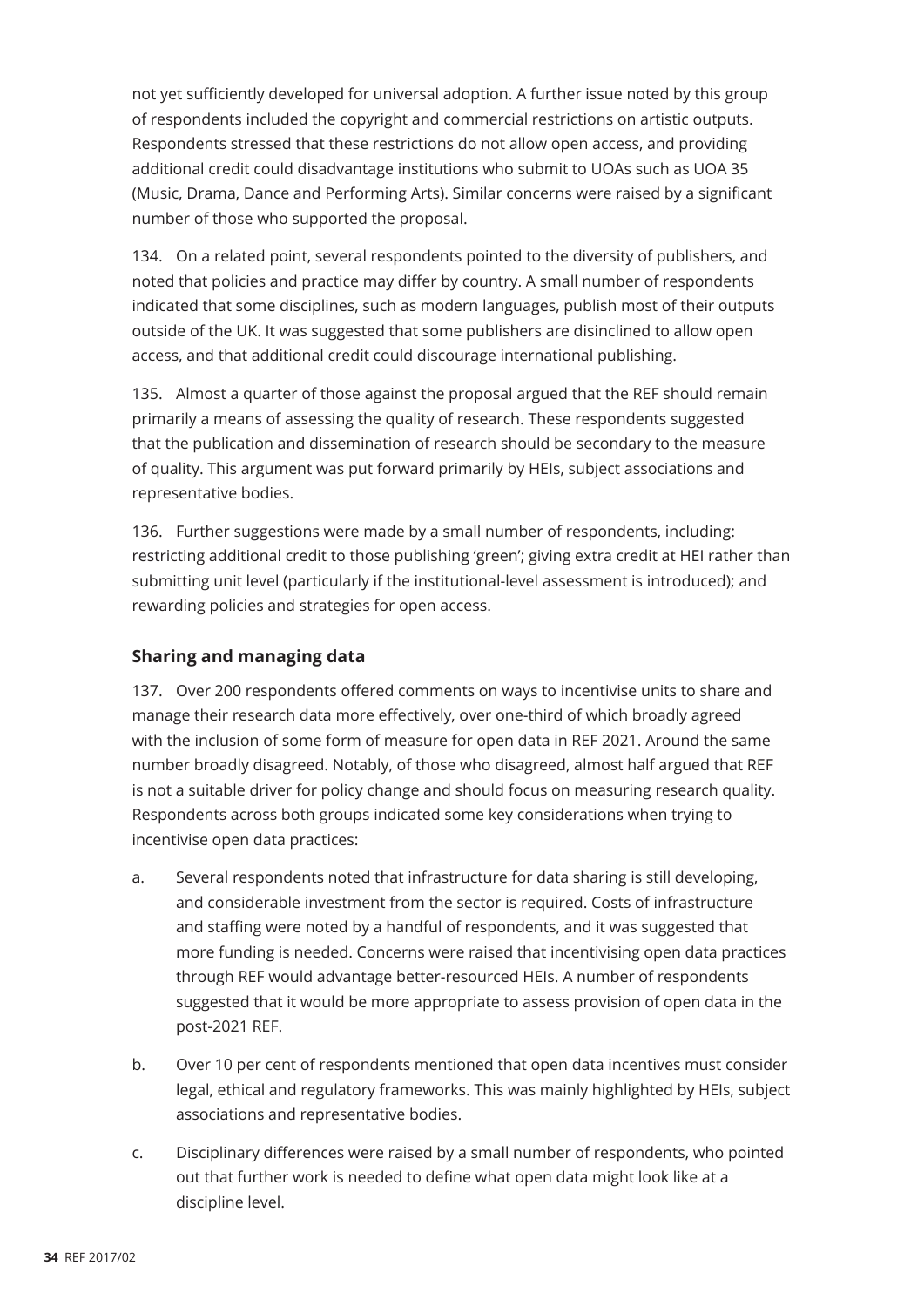not yet sufficiently developed for universal adoption. A further issue noted by this group of respondents included the copyright and commercial restrictions on artistic outputs. Respondents stressed that these restrictions do not allow open access, and providing additional credit could disadvantage institutions who submit to UOAs such as UOA 35 (Music, Drama, Dance and Performing Arts). Similar concerns were raised by a significant number of those who supported the proposal.

134. On a related point, several respondents pointed to the diversity of publishers, and noted that policies and practice may differ by country. A small number of respondents indicated that some disciplines, such as modern languages, publish most of their outputs outside of the UK. It was suggested that some publishers are disinclined to allow open access, and that additional credit could discourage international publishing.

135. Almost a quarter of those against the proposal argued that the REF should remain primarily a means of assessing the quality of research. These respondents suggested that the publication and dissemination of research should be secondary to the measure of quality. This argument was put forward primarily by HEIs, subject associations and representative bodies.

136. Further suggestions were made by a small number of respondents, including: restricting additional credit to those publishing 'green'; giving extra credit at HEI rather than submitting unit level (particularly if the institutional-level assessment is introduced); and rewarding policies and strategies for open access.

### Sharing and managing data

137. Over 200 respondents offered comments on ways to incentivise units to share and manage their research data more effectively, over one-third of which broadly agreed with the inclusion of some form of measure for open data in REF 2021. Around the same number broadly disagreed. Notably, of those who disagreed, almost half argued that REF is not a suitable driver for policy change and should focus on measuring research quality. Respondents across both groups indicated some key considerations when trying to incentivise open data practices:

a. Several respondents noted that infrastructure for data sharing is still developing, and considerable investment from the sector is required. Costs of infrastructure and staffing were noted by a handful of respondents, and it was suggested that more funding is needed. Concerns were raised that incentivising open data practices through REF would advantage better-resourced HEIs. A number of respondents suggested that it would be more appropriate to assess provision of open data in the post-2021 REF.

b. Over 10 per cent of respondents mentioned that open data incentives must consider legal, ethical and regulatory frameworks. This was mainly highlighted by HEIs, subject associations and representative bodies.

c. Disciplinary differences were raised by a small number of respondents, who pointed out that further work is needed to define what open data might look like at a discipline level.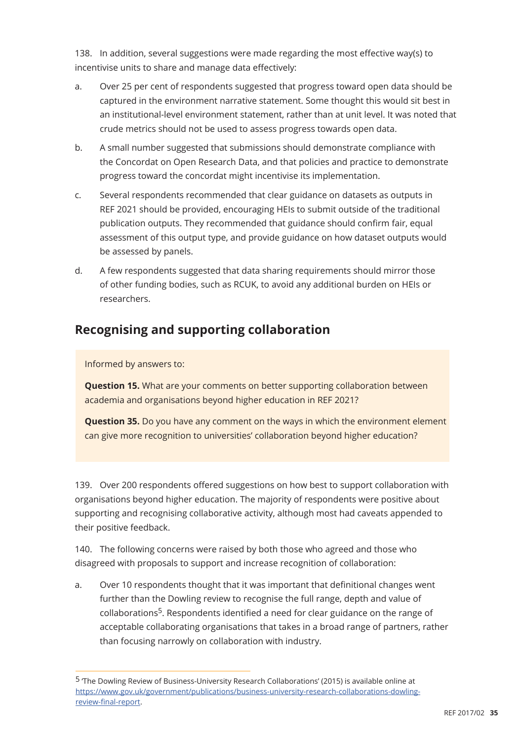138. In addition, several suggestions were made regarding the most effective way(s) to incentivise units to share and manage data effectively:

a. Over 25 per cent of respondents suggested that progress toward open data should be captured in the environment narrative statement. Some thought this would sit best in an institutional-level environment statement, rather than at unit level. It was noted that crude metrics should not be used to assess progress towards open data.

b. A small number suggested that submissions should demonstrate compliance with the Concordat on Open Research Data, and that policies and practice to demonstrate progress toward the concordat might incentivise its implementation.

c. Several respondents recommended that clear guidance on datasets as outputs in REF 2021 should be provided, encouraging HEIs to submit outside of the traditional publication outputs. They recommended that guidance should confirm fair, equal assessment of this output type, and provide guidance on how dataset outputs would be assessed by panels.

d. A few respondents suggested that data sharing requirements should mirror those of other funding bodies, such as RCUK, to avoid any additional burden on HEIs or researchers.

## Recognising and supporting collaboration

Informed by answers to:

**Question 15.** What are your comments on better supporting collaboration between academia and organisations beyond higher education in REF 2021?

**Question 35.** Do you have any comment on the ways in which the environment element can give more recognition to universities' collaboration beyond higher education?

139. Over 200 respondents offered suggestions on how best to support collaboration with organisations beyond higher education. The majority of respondents were positive about supporting and recognising collaborative activity, although most had caveats appended to their positive feedback.

140. The following concerns were raised by both those who agreed and those who disagreed with proposals to support and increase recognition of collaboration:

a. Over 10 respondents thought that it was important that definitional changes went further than the Dowling review to recognise the full range, depth and value of collaborations[5]. Respondents identified a need for clear guidance on the range of acceptable collaborating organisations that takes in a broad range of partners, rather than focusing narrowly on collaboration with industry.

[5] 'The Dowling Review of Business-University Research Collaborations' (2015) is available online at https://www.gov.uk/government/publications/business-university-research-collaborations-dowling-review-final-report.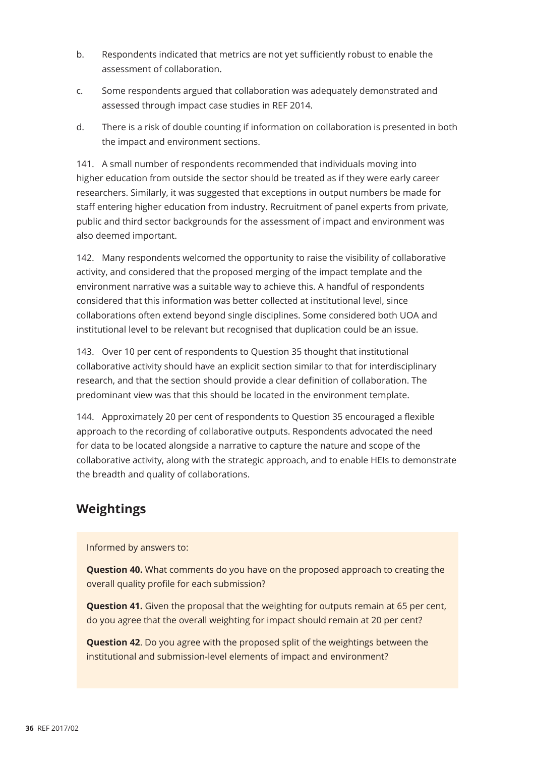b. Respondents indicated that metrics are not yet sufficiently robust to enable the assessment of collaboration.

c. Some respondents argued that collaboration was adequately demonstrated and assessed through impact case studies in REF 2014.

d. There is a risk of double counting if information on collaboration is presented in both the impact and environment sections.

141. A small number of respondents recommended that individuals moving into higher education from outside the sector should be treated as if they were early career researchers. Similarly, it was suggested that exceptions in output numbers be made for staff entering higher education from industry. Recruitment of panel experts from private, public and third sector backgrounds for the assessment of impact and environment was also deemed important.

142. Many respondents welcomed the opportunity to raise the visibility of collaborative activity, and considered that the proposed merging of the impact template and the environment narrative was a suitable way to achieve this. A handful of respondents considered that this information was better collected at institutional level, since collaborations often extend beyond single disciplines. Some considered both UOA and institutional level to be relevant but recognised that duplication could be an issue.

143. Over 10 per cent of respondents to Question 35 thought that institutional collaborative activity should have an explicit section similar to that for interdisciplinary research, and that the section should provide a clear definition of collaboration. The predominant view was that this should be located in the environment template.

144. Approximately 20 per cent of respondents to Question 35 encouraged a flexible approach to the recording of collaborative outputs. Respondents advocated the need for data to be located alongside a narrative to capture the nature and scope of the collaborative activity, along with the strategic approach, and to enable HEIs to demonstrate the breadth and quality of collaborations.

## Weightings

Informed by answers to:

**Question 40.** What comments do you have on the proposed approach to creating the overall quality profile for each submission?

**Question 41.** Given the proposal that the weighting for outputs remain at 65 per cent, do you agree that the overall weighting for impact should remain at 20 per cent?

**Question 42**. Do you agree with the proposed split of the weightings between the institutional and submission-level elements of impact and environment?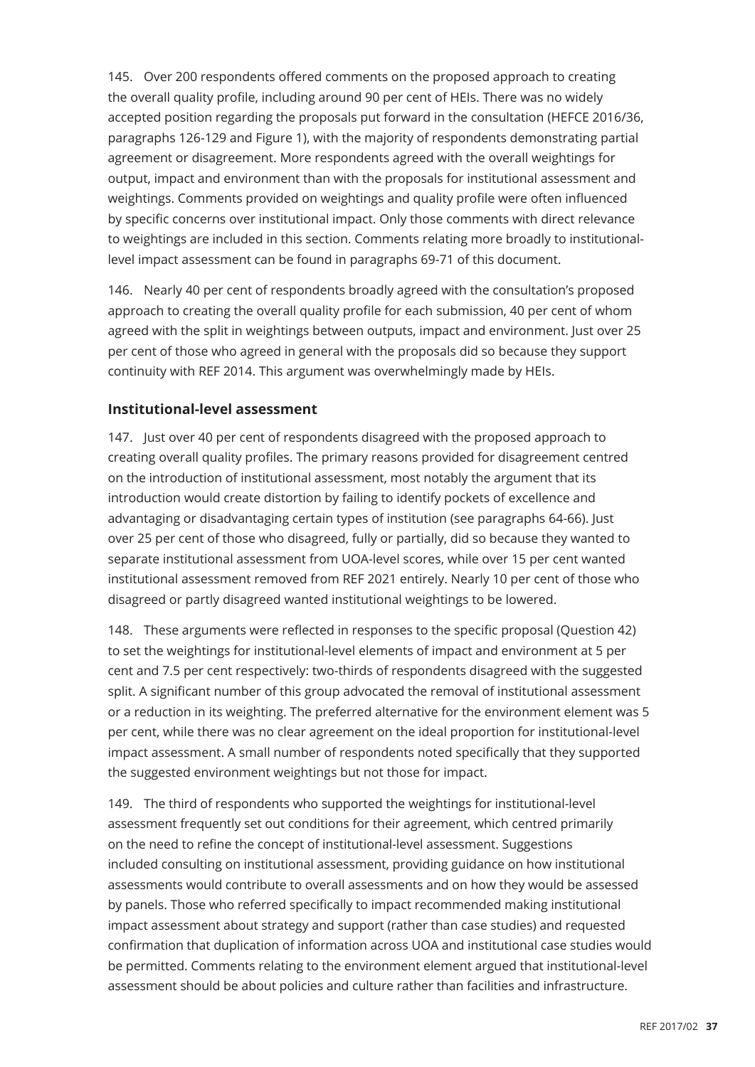145. Over 200 respondents offered comments on the proposed approach to creating the overall quality profile, including around 90 per cent of HEIs. There was no widely accepted position regarding the proposals put forward in the consultation (HEFCE 2016/36, paragraphs 126-129 and Figure 1), with the majority of respondents demonstrating partial agreement or disagreement. More respondents agreed with the overall weightings for output, impact and environment than with the proposals for institutional assessment and weightings. Comments provided on weightings and quality profile were often influenced by specific concerns over institutional impact. Only those comments with direct relevance to weightings are included in this section. Comments relating more broadly to institutional-level impact assessment can be found in paragraphs 69-71 of this document.

146. Nearly 40 per cent of respondents broadly agreed with the consultation's proposed approach to creating the overall quality profile for each submission, 40 per cent of whom agreed with the split in weightings between outputs, impact and environment. Just over 25 per cent of those who agreed in general with the proposals did so because they support continuity with REF 2014. This argument was overwhelmingly made by HEIs.

### Institutional-level assessment

147. Just over 40 per cent of respondents disagreed with the proposed approach to creating overall quality profiles. The primary reasons provided for disagreement centred on the introduction of institutional assessment, most notably the argument that its introduction would create distortion by failing to identify pockets of excellence and advantaging or disadvantaging certain types of institution (see paragraphs 64-66). Just over 25 per cent of those who disagreed, fully or partially, did so because they wanted to separate institutional assessment from UOA-level scores, while over 15 per cent wanted institutional assessment removed from REF 2021 entirely. Nearly 10 per cent of those who disagreed or partly disagreed wanted institutional weightings to be lowered.

148. These arguments were reflected in responses to the specific proposal (Question 42) to set the weightings for institutional-level elements of impact and environment at 5 per cent and 7.5 per cent respectively: two-thirds of respondents disagreed with the suggested split. A significant number of this group advocated the removal of institutional assessment or a reduction in its weighting. The preferred alternative for the environment element was 5 per cent, while there was no clear agreement on the ideal proportion for institutional-level impact assessment. A small number of respondents noted specifically that they supported the suggested environment weightings but not those for impact.

149. The third of respondents who supported the weightings for institutional-level assessment frequently set out conditions for their agreement, which centred primarily on the need to refine the concept of institutional-level assessment. Suggestions included consulting on institutional assessment, providing guidance on how institutional assessments would contribute to overall assessments and on how they would be assessed by panels. Those who referred specifically to impact recommended making institutional impact assessment about strategy and support (rather than case studies) and requested confirmation that duplication of information across UOA and institutional case studies would be permitted. Comments relating to the environment element argued that institutional-level assessment should be about policies and culture rather than facilities and infrastructure.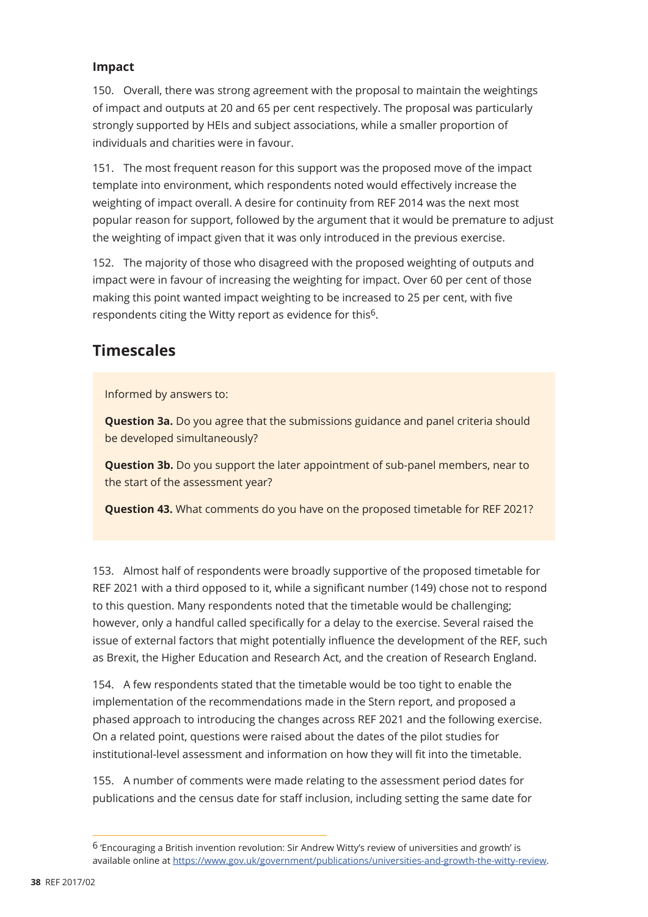### Impact

150. Overall, there was strong agreement with the proposal to maintain the weightings of impact and outputs at 20 and 65 per cent respectively. The proposal was particularly strongly supported by HEIs and subject associations, while a smaller proportion of individuals and charities were in favour.

151. The most frequent reason for this support was the proposed move of the impact template into environment, which respondents noted would effectively increase the weighting of impact overall. A desire for continuity from REF 2014 was the next most popular reason for support, followed by the argument that it would be premature to adjust the weighting of impact given that it was only introduced in the previous exercise.

152. The majority of those who disagreed with the proposed weighting of outputs and impact were in favour of increasing the weighting for impact. Over 60 per cent of those making this point wanted impact weighting to be increased to 25 per cent, with five respondents citing the Witty report as evidence for this[6].

## Timescales

Informed by answers to:

**Question 3a.** Do you agree that the submissions guidance and panel criteria should be developed simultaneously?

**Question 3b.** Do you support the later appointment of sub-panel members, near to the start of the assessment year?

**Question 43.** What comments do you have on the proposed timetable for REF 2021?

153. Almost half of respondents were broadly supportive of the proposed timetable for REF 2021 with a third opposed to it, while a significant number (149) chose not to respond to this question. Many respondents noted that the timetable would be challenging; however, only a handful called specifically for a delay to the exercise. Several raised the issue of external factors that might potentially influence the development of the REF, such as Brexit, the Higher Education and Research Act, and the creation of Research England.

154. A few respondents stated that the timetable would be too tight to enable the implementation of the recommendations made in the Stern report, and proposed a phased approach to introducing the changes across REF 2021 and the following exercise. On a related point, questions were raised about the dates of the pilot studies for institutional-level assessment and information on how they will fit into the timetable.

155. A number of comments were made relating to the assessment period dates for publications and the census date for staff inclusion, including setting the same date for

---

[6] 'Encouraging a British invention revolution: Sir Andrew Witty's review of universities and growth' is available online at https://www.gov.uk/government/publications/universities-and-growth-the-witty-review.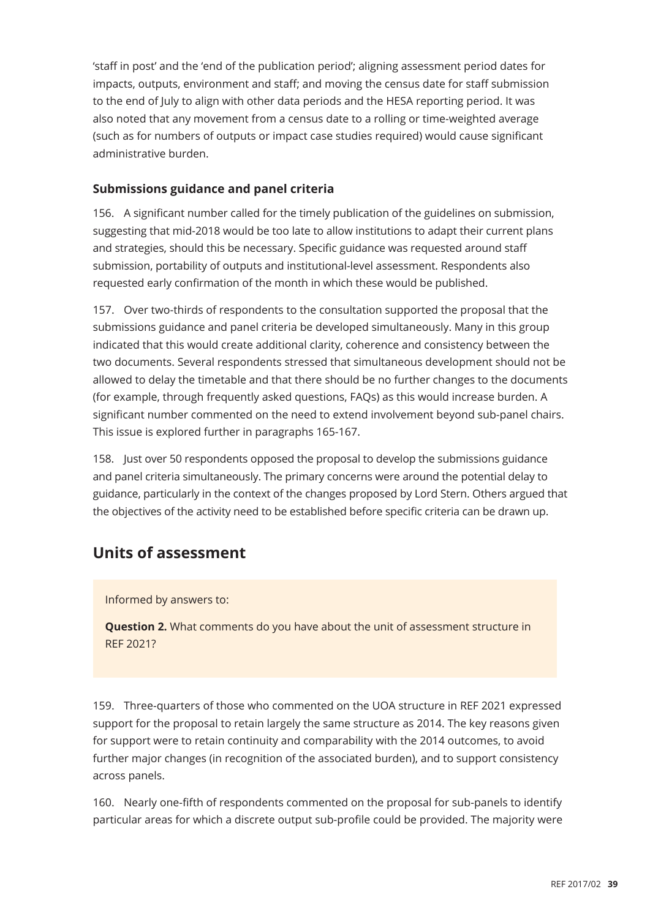'staff in post' and the 'end of the publication period'; aligning assessment period dates for impacts, outputs, environment and staff; and moving the census date for staff submission to the end of July to align with other data periods and the HESA reporting period. It was also noted that any movement from a census date to a rolling or time-weighted average (such as for numbers of outputs or impact case studies required) would cause significant administrative burden.

### Submissions guidance and panel criteria

156. A significant number called for the timely publication of the guidelines on submission, suggesting that mid-2018 would be too late to allow institutions to adapt their current plans and strategies, should this be necessary. Specific guidance was requested around staff submission, portability of outputs and institutional-level assessment. Respondents also requested early confirmation of the month in which these would be published.

157. Over two-thirds of respondents to the consultation supported the proposal that the submissions guidance and panel criteria be developed simultaneously. Many in this group indicated that this would create additional clarity, coherence and consistency between the two documents. Several respondents stressed that simultaneous development should not be allowed to delay the timetable and that there should be no further changes to the documents (for example, through frequently asked questions, FAQs) as this would increase burden. A significant number commented on the need to extend involvement beyond sub-panel chairs. This issue is explored further in paragraphs 165-167.

158. Just over 50 respondents opposed the proposal to develop the submissions guidance and panel criteria simultaneously. The primary concerns were around the potential delay to guidance, particularly in the context of the changes proposed by Lord Stern. Others argued that the objectives of the activity need to be established before specific criteria can be drawn up.

## Units of assessment

Informed by answers to:

**Question 2.** What comments do you have about the unit of assessment structure in REF 2021?

159. Three-quarters of those who commented on the UOA structure in REF 2021 expressed support for the proposal to retain largely the same structure as 2014. The key reasons given for support were to retain continuity and comparability with the 2014 outcomes, to avoid further major changes (in recognition of the associated burden), and to support consistency across panels.

160. Nearly one-fifth of respondents commented on the proposal for sub-panels to identify particular areas for which a discrete output sub-profile could be provided. The majority were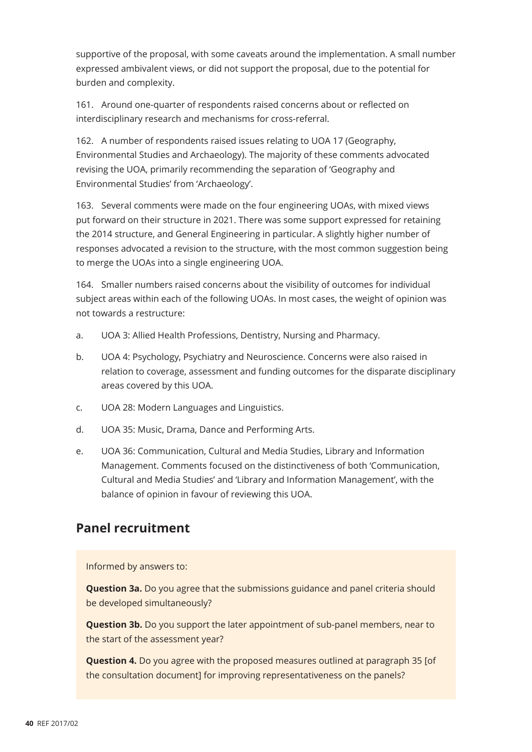supportive of the proposal, with some caveats around the implementation. A small number expressed ambivalent views, or did not support the proposal, due to the potential for burden and complexity.

161. Around one-quarter of respondents raised concerns about or reflected on interdisciplinary research and mechanisms for cross-referral.

162. A number of respondents raised issues relating to UOA 17 (Geography, Environmental Studies and Archaeology). The majority of these comments advocated revising the UOA, primarily recommending the separation of 'Geography and Environmental Studies' from 'Archaeology'.

163. Several comments were made on the four engineering UOAs, with mixed views put forward on their structure in 2021. There was some support expressed for retaining the 2014 structure, and General Engineering in particular. A slightly higher number of responses advocated a revision to the structure, with the most common suggestion being to merge the UOAs into a single engineering UOA.

164. Smaller numbers raised concerns about the visibility of outcomes for individual subject areas within each of the following UOAs. In most cases, the weight of opinion was not towards a restructure:

a. UOA 3: Allied Health Professions, Dentistry, Nursing and Pharmacy.

b. UOA 4: Psychology, Psychiatry and Neuroscience. Concerns were also raised in relation to coverage, assessment and funding outcomes for the disparate disciplinary areas covered by this UOA.

c. UOA 28: Modern Languages and Linguistics.

d. UOA 35: Music, Drama, Dance and Performing Arts.

e. UOA 36: Communication, Cultural and Media Studies, Library and Information Management. Comments focused on the distinctiveness of both 'Communication, Cultural and Media Studies' and 'Library and Information Management', with the balance of opinion in favour of reviewing this UOA.

## Panel recruitment

Informed by answers to:

**Question 3a.** Do you agree that the submissions guidance and panel criteria should be developed simultaneously?

**Question 3b.** Do you support the later appointment of sub-panel members, near to the start of the assessment year?

**Question 4.** Do you agree with the proposed measures outlined at paragraph 35 [of the consultation document] for improving representativeness on the panels?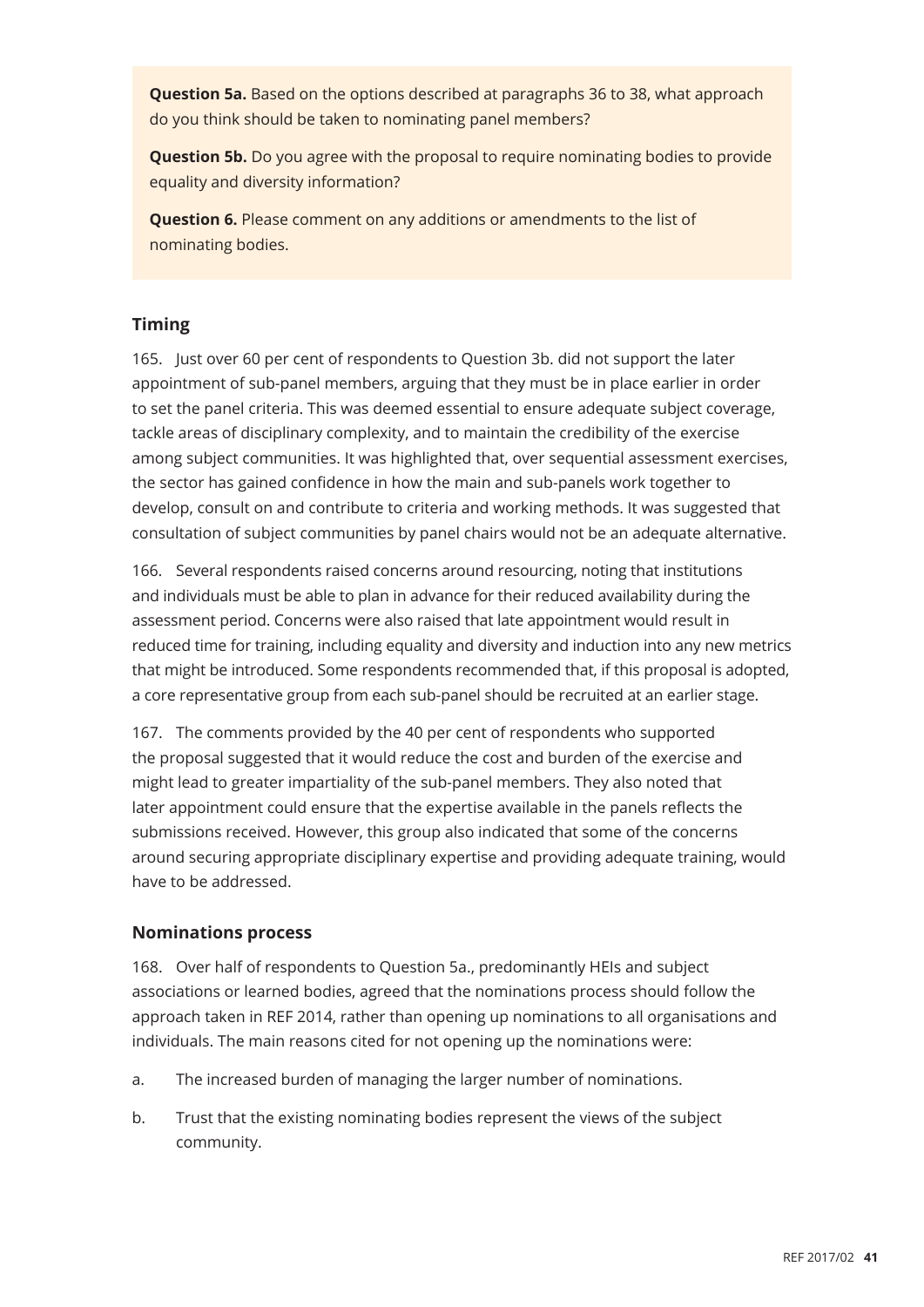**Question 5a.** Based on the options described at paragraphs 36 to 38, what approach do you think should be taken to nominating panel members?

**Question 5b.** Do you agree with the proposal to require nominating bodies to provide equality and diversity information?

**Question 6.** Please comment on any additions or amendments to the list of nominating bodies.

### Timing

165. Just over 60 per cent of respondents to Question 3b. did not support the later appointment of sub-panel members, arguing that they must be in place earlier in order to set the panel criteria. This was deemed essential to ensure adequate subject coverage, tackle areas of disciplinary complexity, and to maintain the credibility of the exercise among subject communities. It was highlighted that, over sequential assessment exercises, the sector has gained confidence in how the main and sub-panels work together to develop, consult on and contribute to criteria and working methods. It was suggested that consultation of subject communities by panel chairs would not be an adequate alternative.

166. Several respondents raised concerns around resourcing, noting that institutions and individuals must be able to plan in advance for their reduced availability during the assessment period. Concerns were also raised that late appointment would result in reduced time for training, including equality and diversity and induction into any new metrics that might be introduced. Some respondents recommended that, if this proposal is adopted, a core representative group from each sub-panel should be recruited at an earlier stage.

167. The comments provided by the 40 per cent of respondents who supported the proposal suggested that it would reduce the cost and burden of the exercise and might lead to greater impartiality of the sub-panel members. They also noted that later appointment could ensure that the expertise available in the panels reflects the submissions received. However, this group also indicated that some of the concerns around securing appropriate disciplinary expertise and providing adequate training, would have to be addressed.

### Nominations process

168. Over half of respondents to Question 5a., predominantly HEIs and subject associations or learned bodies, agreed that the nominations process should follow the approach taken in REF 2014, rather than opening up nominations to all organisations and individuals. The main reasons cited for not opening up the nominations were:

a. The increased burden of managing the larger number of nominations.

b. Trust that the existing nominating bodies represent the views of the subject community.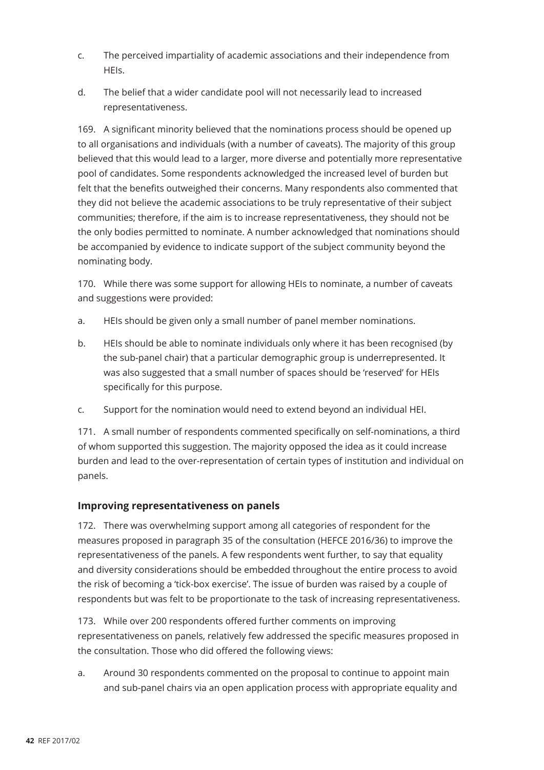c. The perceived impartiality of academic associations and their independence from HEIs.

d. The belief that a wider candidate pool will not necessarily lead to increased representativeness.

169. A significant minority believed that the nominations process should be opened up to all organisations and individuals (with a number of caveats). The majority of this group believed that this would lead to a larger, more diverse and potentially more representative pool of candidates. Some respondents acknowledged the increased level of burden but felt that the benefits outweighed their concerns. Many respondents also commented that they did not believe the academic associations to be truly representative of their subject communities; therefore, if the aim is to increase representativeness, they should not be the only bodies permitted to nominate. A number acknowledged that nominations should be accompanied by evidence to indicate support of the subject community beyond the nominating body.

170. While there was some support for allowing HEIs to nominate, a number of caveats and suggestions were provided:

a. HEIs should be given only a small number of panel member nominations.

b. HEIs should be able to nominate individuals only where it has been recognised (by the sub-panel chair) that a particular demographic group is underrepresented. It was also suggested that a small number of spaces should be 'reserved' for HEIs specifically for this purpose.

c. Support for the nomination would need to extend beyond an individual HEI.

171. A small number of respondents commented specifically on self-nominations, a third of whom supported this suggestion. The majority opposed the idea as it could increase burden and lead to the over-representation of certain types of institution and individual on panels.

### Improving representativeness on panels

172. There was overwhelming support among all categories of respondent for the measures proposed in paragraph 35 of the consultation (HEFCE 2016/36) to improve the representativeness of the panels. A few respondents went further, to say that equality and diversity considerations should be embedded throughout the entire process to avoid the risk of becoming a 'tick-box exercise'. The issue of burden was raised by a couple of respondents but was felt to be proportionate to the task of increasing representativeness.

173. While over 200 respondents offered further comments on improving representativeness on panels, relatively few addressed the specific measures proposed in the consultation. Those who did offered the following views:

a. Around 30 respondents commented on the proposal to continue to appoint main and sub-panel chairs via an open application process with appropriate equality and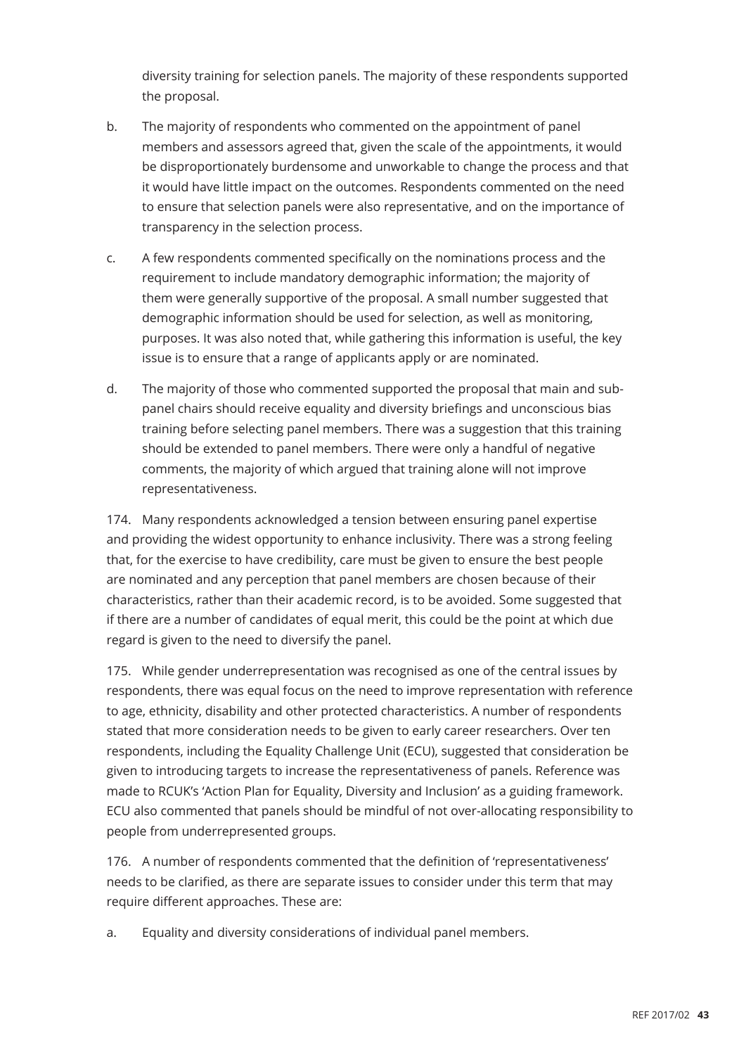diversity training for selection panels. The majority of these respondents supported the proposal.

b. The majority of respondents who commented on the appointment of panel members and assessors agreed that, given the scale of the appointments, it would be disproportionately burdensome and unworkable to change the process and that it would have little impact on the outcomes. Respondents commented on the need to ensure that selection panels were also representative, and on the importance of transparency in the selection process.

c. A few respondents commented specifically on the nominations process and the requirement to include mandatory demographic information; the majority of them were generally supportive of the proposal. A small number suggested that demographic information should be used for selection, as well as monitoring, purposes. It was also noted that, while gathering this information is useful, the key issue is to ensure that a range of applicants apply or are nominated.

d. The majority of those who commented supported the proposal that main and sub-panel chairs should receive equality and diversity briefings and unconscious bias training before selecting panel members. There was a suggestion that this training should be extended to panel members. There were only a handful of negative comments, the majority of which argued that training alone will not improve representativeness.

174. Many respondents acknowledged a tension between ensuring panel expertise and providing the widest opportunity to enhance inclusivity. There was a strong feeling that, for the exercise to have credibility, care must be given to ensure the best people are nominated and any perception that panel members are chosen because of their characteristics, rather than their academic record, is to be avoided. Some suggested that if there are a number of candidates of equal merit, this could be the point at which due regard is given to the need to diversify the panel.

175. While gender underrepresentation was recognised as one of the central issues by respondents, there was equal focus on the need to improve representation with reference to age, ethnicity, disability and other protected characteristics. A number of respondents stated that more consideration needs to be given to early career researchers. Over ten respondents, including the Equality Challenge Unit (ECU), suggested that consideration be given to introducing targets to increase the representativeness of panels. Reference was made to RCUK's 'Action Plan for Equality, Diversity and Inclusion' as a guiding framework. ECU also commented that panels should be mindful of not over-allocating responsibility to people from underrepresented groups.

176. A number of respondents commented that the definition of 'representativeness' needs to be clarified, as there are separate issues to consider under this term that may require different approaches. These are:

a. Equality and diversity considerations of individual panel members.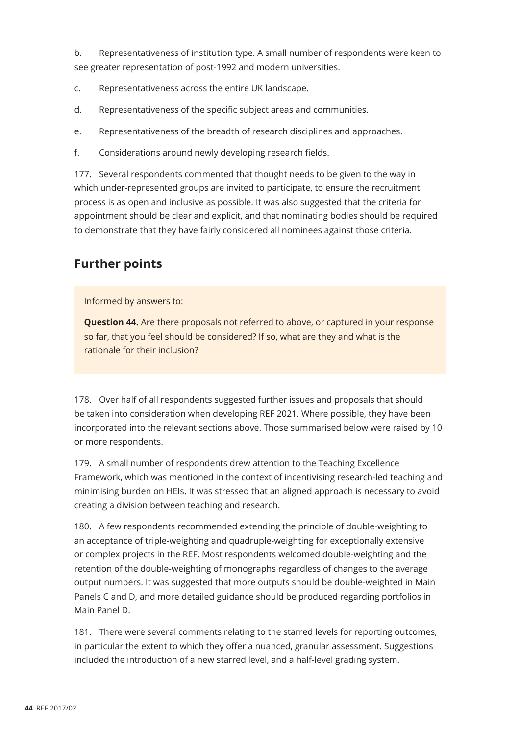b. Representativeness of institution type. A small number of respondents were keen to see greater representation of post-1992 and modern universities.

c. Representativeness across the entire UK landscape.

d. Representativeness of the specific subject areas and communities.

e. Representativeness of the breadth of research disciplines and approaches.

f. Considerations around newly developing research fields.

177. Several respondents commented that thought needs to be given to the way in which under-represented groups are invited to participate, to ensure the recruitment process is as open and inclusive as possible. It was also suggested that the criteria for appointment should be clear and explicit, and that nominating bodies should be required to demonstrate that they have fairly considered all nominees against those criteria.

## Further points

> Informed by answers to:
>
> **Question 44.** Are there proposals not referred to above, or captured in your response so far, that you feel should be considered? If so, what are they and what is the rationale for their inclusion?

178. Over half of all respondents suggested further issues and proposals that should be taken into consideration when developing REF 2021. Where possible, they have been incorporated into the relevant sections above. Those summarised below were raised by 10 or more respondents.

179. A small number of respondents drew attention to the Teaching Excellence Framework, which was mentioned in the context of incentivising research-led teaching and minimising burden on HEIs. It was stressed that an aligned approach is necessary to avoid creating a division between teaching and research.

180. A few respondents recommended extending the principle of double-weighting to an acceptance of triple-weighting and quadruple-weighting for exceptionally extensive or complex projects in the REF. Most respondents welcomed double-weighting and the retention of the double-weighting of monographs regardless of changes to the average output numbers. It was suggested that more outputs should be double-weighted in Main Panels C and D, and more detailed guidance should be produced regarding portfolios in Main Panel D.

181. There were several comments relating to the starred levels for reporting outcomes, in particular the extent to which they offer a nuanced, granular assessment. Suggestions included the introduction of a new starred level, and a half-level grading system.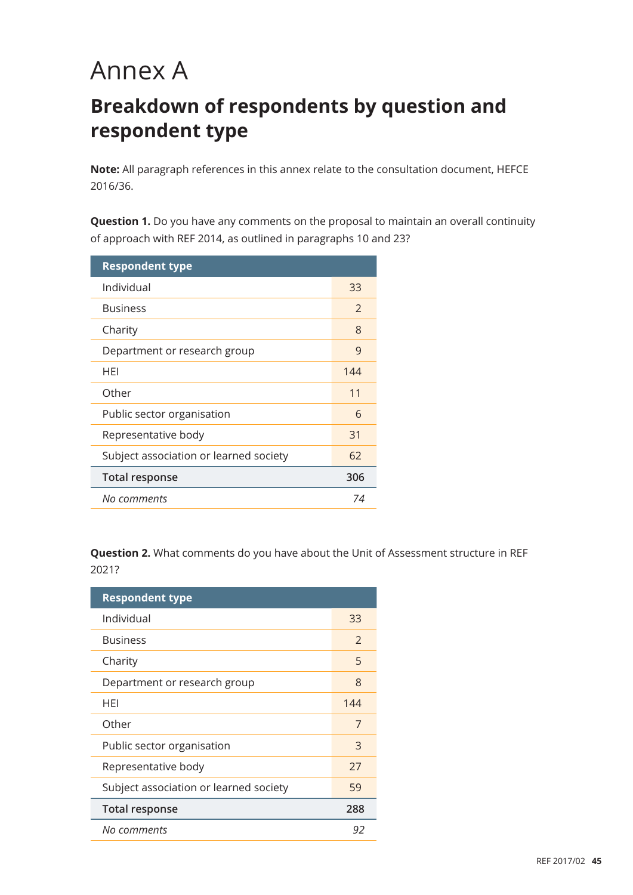# Annex A

## Breakdown of respondents by question and respondent type

**Note:** All paragraph references in this annex relate to the consultation document, HEFCE 2016/36.

**Question 1.** Do you have any comments on the proposal to maintain an overall continuity of approach with REF 2014, as outlined in paragraphs 10 and 23?

| Respondent type | |
|---|---|
| Individual | 33 |
| Business | 2 |
| Charity | 8 |
| Department or research group | 9 |
| HEI | 144 |
| Other | 11 |
| Public sector organisation | 6 |
| Representative body | 31 |
| Subject association or learned society | 62 |
| **Total response** | **306** |
| *No comments* | *74* |

**Question 2.** What comments do you have about the Unit of Assessment structure in REF 2021?

| Respondent type | |
|---|---|
| Individual | 33 |
| Business | 2 |
| Charity | 5 |
| Department or research group | 8 |
| HEI | 144 |
| Other | 7 |
| Public sector organisation | 3 |
| Representative body | 27 |
| Subject association or learned society | 59 |
| **Total response** | **288** |
| *No comments* | *92* |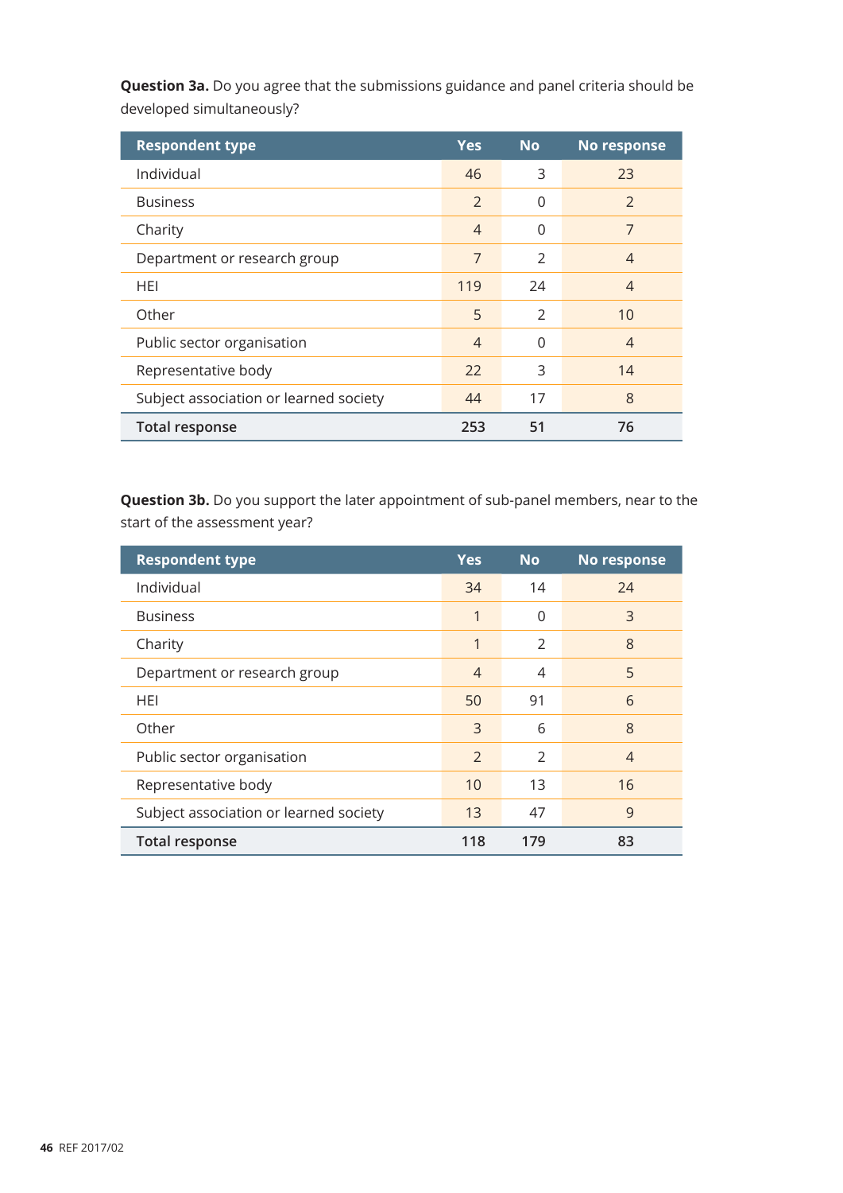**Question 3a.** Do you agree that the submissions guidance and panel criteria should be developed simultaneously?

| Respondent type | Yes | No | No response |
|---|---|---|---|
| Individual | 46 | 3 | 23 |
| Business | 2 | 0 | 2 |
| Charity | 4 | 0 | 7 |
| Department or research group | 7 | 2 | 4 |
| HEI | 119 | 24 | 4 |
| Other | 5 | 2 | 10 |
| Public sector organisation | 4 | 0 | 4 |
| Representative body | 22 | 3 | 14 |
| Subject association or learned society | 44 | 17 | 8 |
| **Total response** | **253** | **51** | **76** |

**Question 3b.** Do you support the later appointment of sub-panel members, near to the start of the assessment year?

| Respondent type | Yes | No | No response |
|---|---|---|---|
| Individual | 34 | 14 | 24 |
| Business | 1 | 0 | 3 |
| Charity | 1 | 2 | 8 |
| Department or research group | 4 | 4 | 5 |
| HEI | 50 | 91 | 6 |
| Other | 3 | 6 | 8 |
| Public sector organisation | 2 | 2 | 4 |
| Representative body | 10 | 13 | 16 |
| Subject association or learned society | 13 | 47 | 9 |
| **Total response** | **118** | **179** | **83** |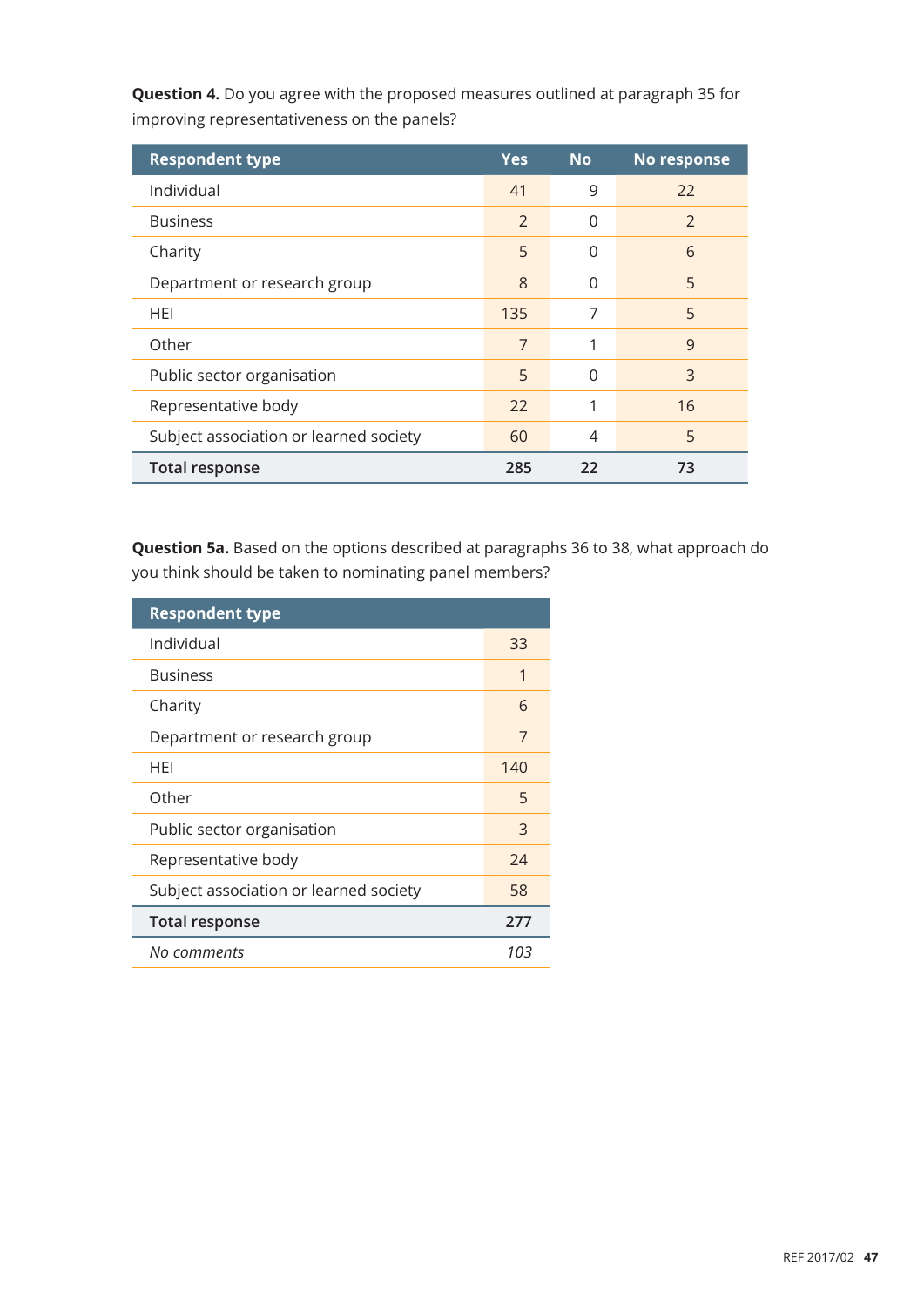**Question 4.** Do you agree with the proposed measures outlined at paragraph 35 for improving representativeness on the panels?

| Respondent type | Yes | No | No response |
|---|---|---|---|
| Individual | 41 | 9 | 22 |
| Business | 2 | 0 | 2 |
| Charity | 5 | 0 | 6 |
| Department or research group | 8 | 0 | 5 |
| HEI | 135 | 7 | 5 |
| Other | 7 | 1 | 9 |
| Public sector organisation | 5 | 0 | 3 |
| Representative body | 22 | 1 | 16 |
| Subject association or learned society | 60 | 4 | 5 |
| **Total response** | **285** | **22** | **73** |

**Question 5a.** Based on the options described at paragraphs 36 to 38, what approach do you think should be taken to nominating panel members?

| Respondent type | |
|---|---|
| Individual | 33 |
| Business | 1 |
| Charity | 6 |
| Department or research group | 7 |
| HEI | 140 |
| Other | 5 |
| Public sector organisation | 3 |
| Representative body | 24 |
| Subject association or learned society | 58 |
| **Total response** | **277** |
| *No comments* | *103* |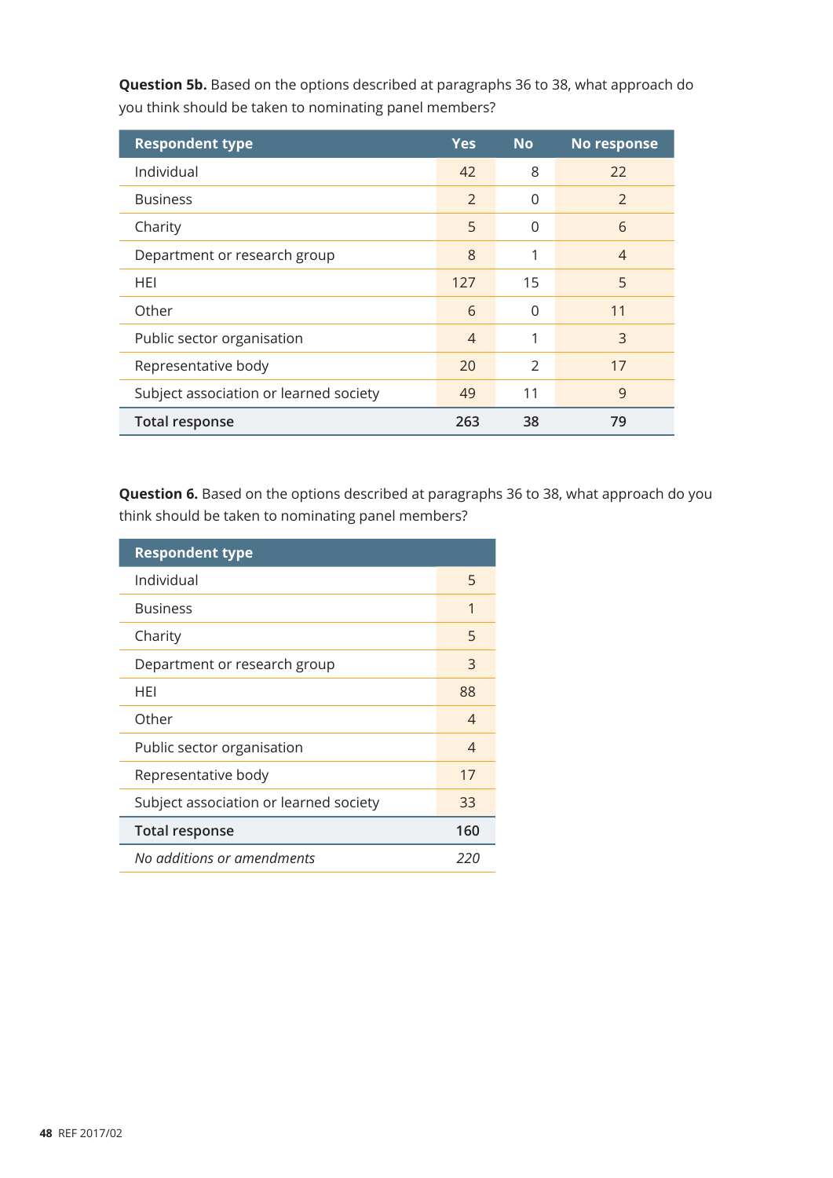**Question 5b.** Based on the options described at paragraphs 36 to 38, what approach do you think should be taken to nominating panel members?

| Respondent type | Yes | No | No response |
|---|---|---|---|
| Individual | 42 | 8 | 22 |
| Business | 2 | 0 | 2 |
| Charity | 5 | 0 | 6 |
| Department or research group | 8 | 1 | 4 |
| HEI | 127 | 15 | 5 |
| Other | 6 | 0 | 11 |
| Public sector organisation | 4 | 1 | 3 |
| Representative body | 20 | 2 | 17 |
| Subject association or learned society | 49 | 11 | 9 |
| **Total response** | **263** | **38** | **79** |

**Question 6.** Based on the options described at paragraphs 36 to 38, what approach do you think should be taken to nominating panel members?

| Respondent type | |
|---|---|
| Individual | 5 |
| Business | 1 |
| Charity | 5 |
| Department or research group | 3 |
| HEI | 88 |
| Other | 4 |
| Public sector organisation | 4 |
| Representative body | 17 |
| Subject association or learned society | 33 |
| **Total response** | **160** |
| *No additions or amendments* | *220* |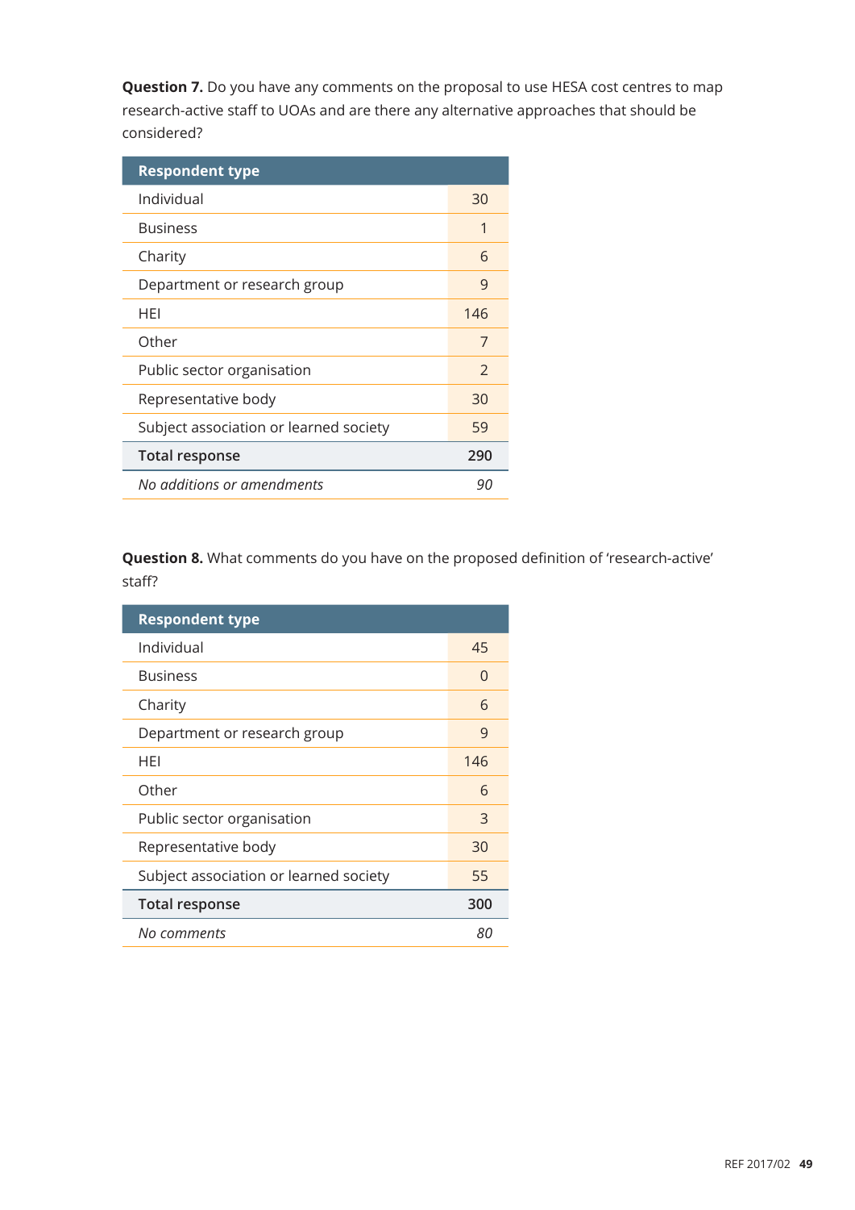**Question 7.** Do you have any comments on the proposal to use HESA cost centres to map research-active staff to UOAs and are there any alternative approaches that should be considered?

| Respondent type | |
|---|---|
| Individual | 30 |
| Business | 1 |
| Charity | 6 |
| Department or research group | 9 |
| HEI | 146 |
| Other | 7 |
| Public sector organisation | 2 |
| Representative body | 30 |
| Subject association or learned society | 59 |
| **Total response** | **290** |
| *No additions or amendments* | *90* |

**Question 8.** What comments do you have on the proposed definition of 'research-active' staff?

| Respondent type | |
|---|---|
| Individual | 45 |
| Business | 0 |
| Charity | 6 |
| Department or research group | 9 |
| HEI | 146 |
| Other | 6 |
| Public sector organisation | 3 |
| Representative body | 30 |
| Subject association or learned society | 55 |
| **Total response** | **300** |
| *No comments* | *80* |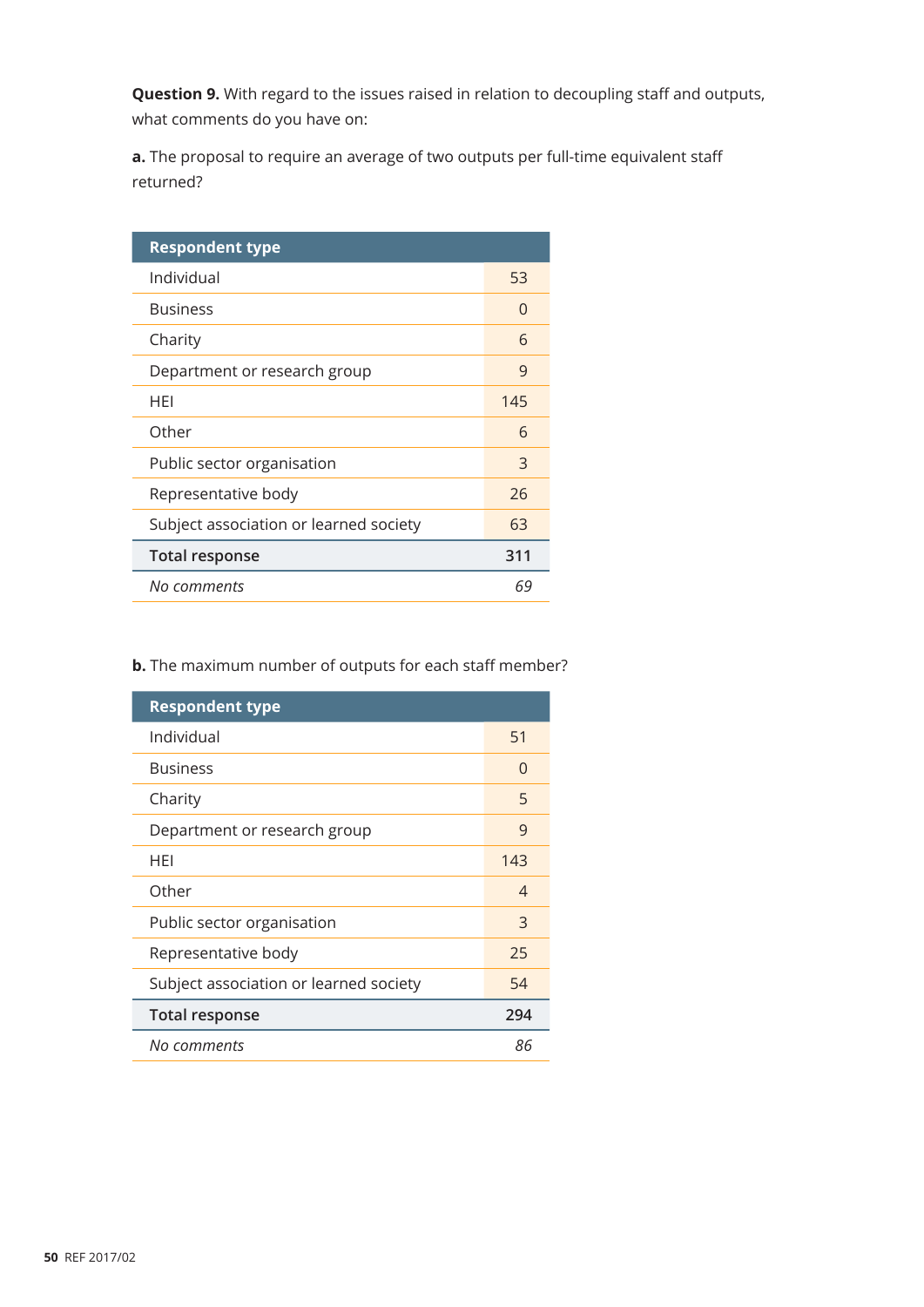**Question 9.** With regard to the issues raised in relation to decoupling staff and outputs, what comments do you have on:

**a.** The proposal to require an average of two outputs per full-time equivalent staff returned?

| Respondent type | |
|---|---|
| Individual | 53 |
| Business | 0 |
| Charity | 6 |
| Department or research group | 9 |
| HEI | 145 |
| Other | 6 |
| Public sector organisation | 3 |
| Representative body | 26 |
| Subject association or learned society | 63 |
| **Total response** | **311** |
| *No comments* | *69* |

**b.** The maximum number of outputs for each staff member?

| Respondent type | |
|---|---|
| Individual | 51 |
| Business | 0 |
| Charity | 5 |
| Department or research group | 9 |
| HEI | 143 |
| Other | 4 |
| Public sector organisation | 3 |
| Representative body | 25 |
| Subject association or learned society | 54 |
| **Total response** | **294** |
| *No comments* | *86* |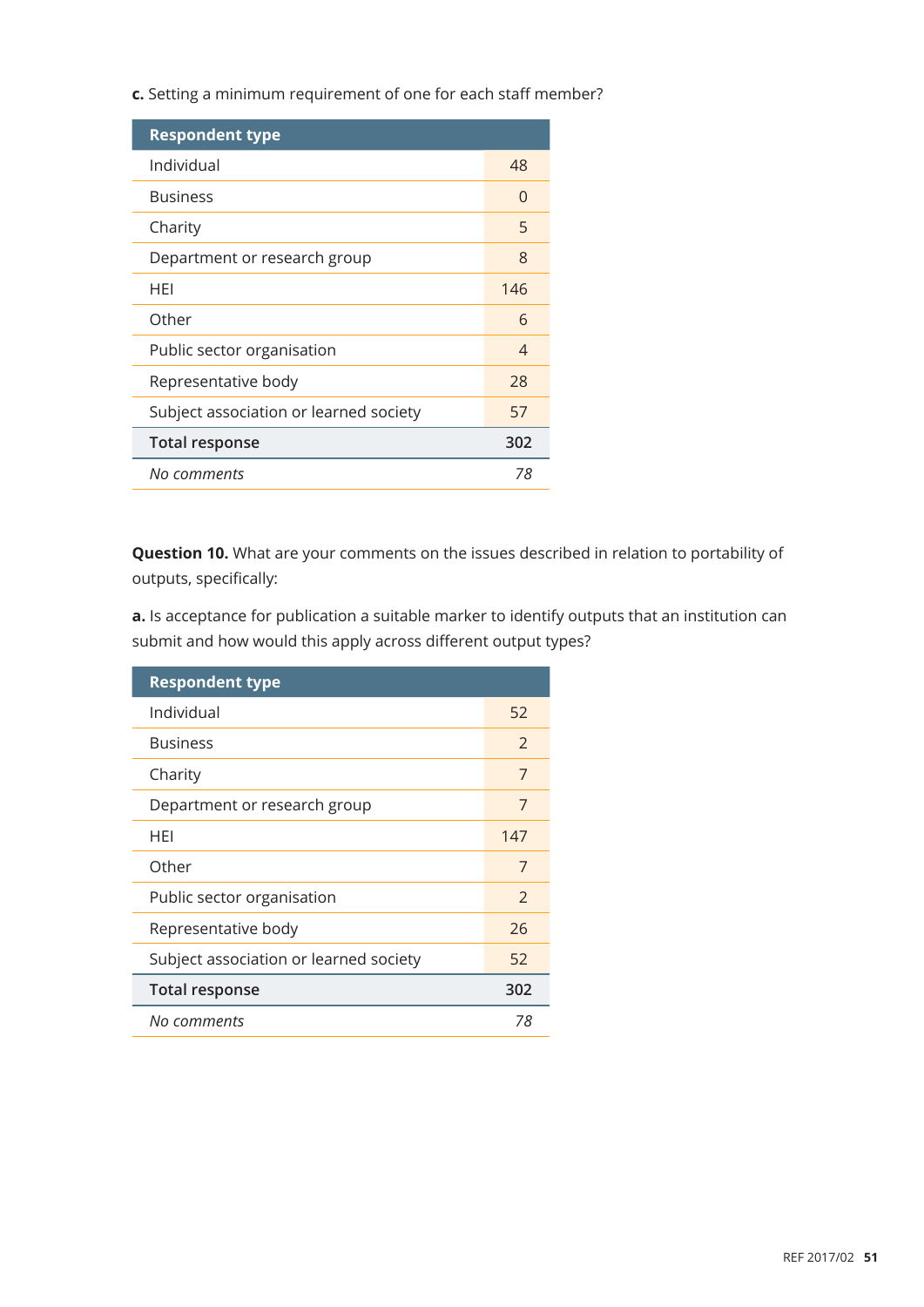**c.** Setting a minimum requirement of one for each staff member?

| Respondent type | |
|---|---|
| Individual | 48 |
| Business | 0 |
| Charity | 5 |
| Department or research group | 8 |
| HEI | 146 |
| Other | 6 |
| Public sector organisation | 4 |
| Representative body | 28 |
| Subject association or learned society | 57 |
| **Total response** | **302** |
| *No comments* | *78* |

**Question 10.** What are your comments on the issues described in relation to portability of outputs, specifically:

**a.** Is acceptance for publication a suitable marker to identify outputs that an institution can submit and how would this apply across different output types?

| Respondent type | |
|---|---|
| Individual | 52 |
| Business | 2 |
| Charity | 7 |
| Department or research group | 7 |
| HEI | 147 |
| Other | 7 |
| Public sector organisation | 2 |
| Representative body | 26 |
| Subject association or learned society | 52 |
| **Total response** | **302** |
| *No comments* | *78* |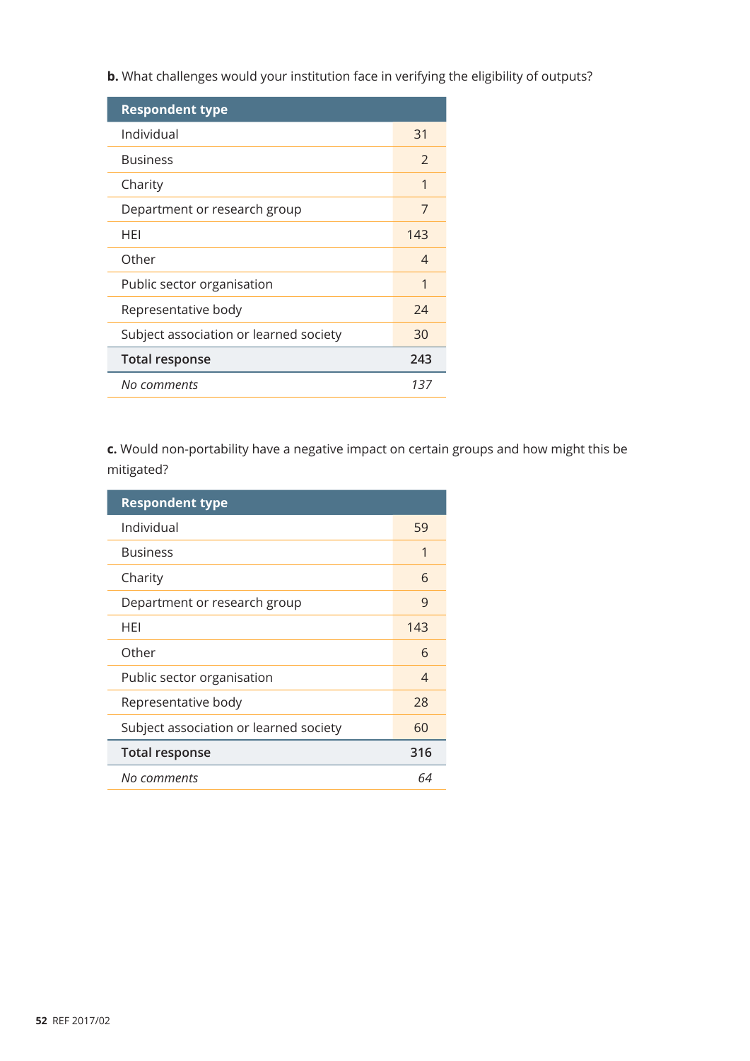**b.** What challenges would your institution face in verifying the eligibility of outputs?

| Respondent type | |
|---|---|
| Individual | 31 |
| Business | 2 |
| Charity | 1 |
| Department or research group | 7 |
| HEI | 143 |
| Other | 4 |
| Public sector organisation | 1 |
| Representative body | 24 |
| Subject association or learned society | 30 |
| **Total response** | **243** |
| *No comments* | *137* |

**c.** Would non-portability have a negative impact on certain groups and how might this be mitigated?

| Respondent type | |
|---|---|
| Individual | 59 |
| Business | 1 |
| Charity | 6 |
| Department or research group | 9 |
| HEI | 143 |
| Other | 6 |
| Public sector organisation | 4 |
| Representative body | 28 |
| Subject association or learned society | 60 |
| **Total response** | **316** |
| *No comments* | *64* |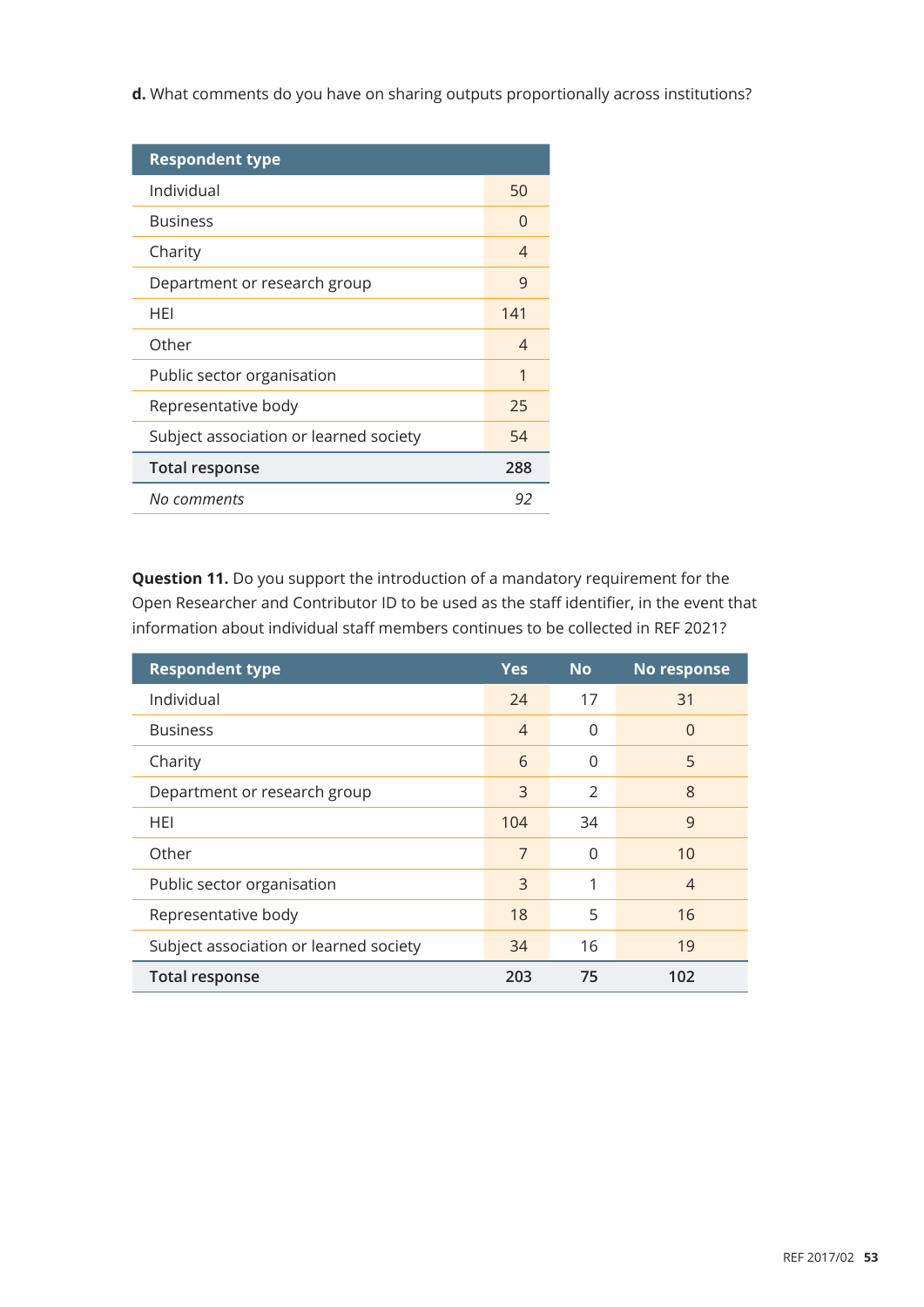**d.** What comments do you have on sharing outputs proportionally across institutions?

| Respondent type | |
|---|---|
| Individual | 50 |
| Business | 0 |
| Charity | 4 |
| Department or research group | 9 |
| HEI | 141 |
| Other | 4 |
| Public sector organisation | 1 |
| Representative body | 25 |
| Subject association or learned society | 54 |
| **Total response** | **288** |
| *No comments* | *92* |

**Question 11.** Do you support the introduction of a mandatory requirement for the Open Researcher and Contributor ID to be used as the staff identifier, in the event that information about individual staff members continues to be collected in REF 2021?

| Respondent type | Yes | No | No response |
|---|---|---|---|
| Individual | 24 | 17 | 31 |
| Business | 4 | 0 | 0 |
| Charity | 6 | 0 | 5 |
| Department or research group | 3 | 2 | 8 |
| HEI | 104 | 34 | 9 |
| Other | 7 | 0 | 10 |
| Public sector organisation | 3 | 1 | 4 |
| Representative body | 18 | 5 | 16 |
| Subject association or learned society | 34 | 16 | 19 |
| **Total response** | **203** | **75** | **102** |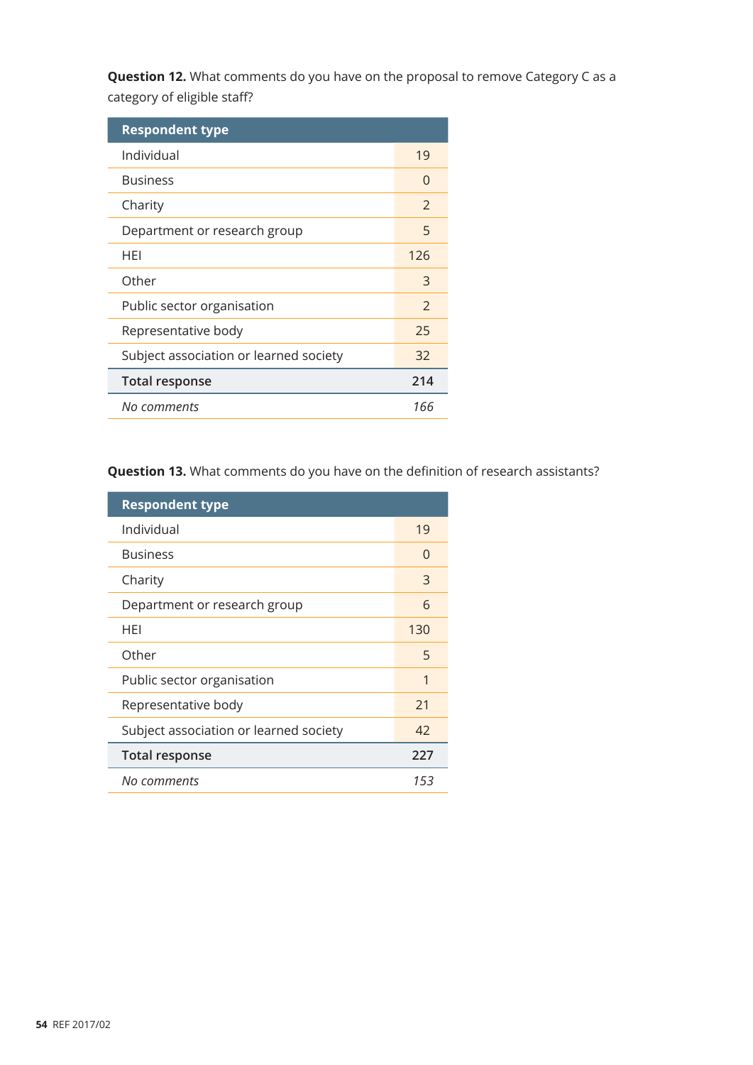**Question 12.** What comments do you have on the proposal to remove Category C as a category of eligible staff?

| Respondent type | |
|---|---|
| Individual | 19 |
| Business | 0 |
| Charity | 2 |
| Department or research group | 5 |
| HEI | 126 |
| Other | 3 |
| Public sector organisation | 2 |
| Representative body | 25 |
| Subject association or learned society | 32 |
| **Total response** | **214** |
| *No comments* | *166* |

**Question 13.** What comments do you have on the definition of research assistants?

| Respondent type | |
|---|---|
| Individual | 19 |
| Business | 0 |
| Charity | 3 |
| Department or research group | 6 |
| HEI | 130 |
| Other | 5 |
| Public sector organisation | 1 |
| Representative body | 21 |
| Subject association or learned society | 42 |
| **Total response** | **227** |
| *No comments* | *153* |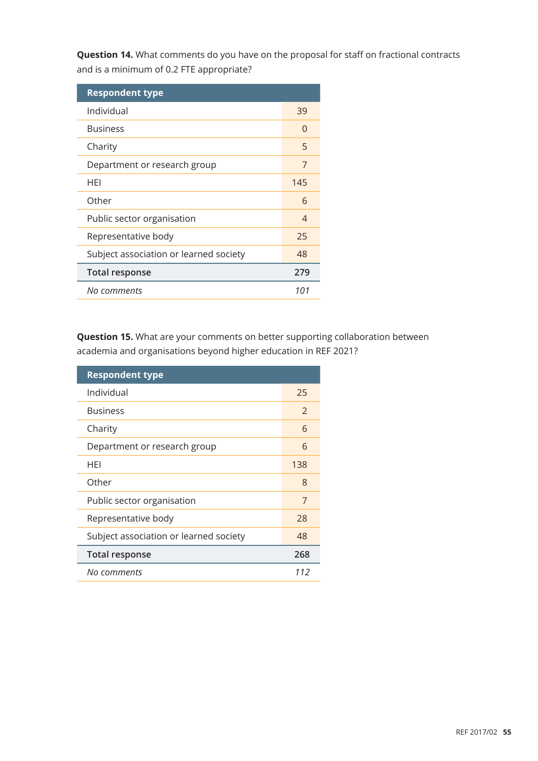**Question 14.** What comments do you have on the proposal for staff on fractional contracts and is a minimum of 0.2 FTE appropriate?

| Respondent type | |
|---|---|
| Individual | 39 |
| Business | 0 |
| Charity | 5 |
| Department or research group | 7 |
| HEI | 145 |
| Other | 6 |
| Public sector organisation | 4 |
| Representative body | 25 |
| Subject association or learned society | 48 |
| **Total response** | **279** |
| *No comments* | *101* |

**Question 15.** What are your comments on better supporting collaboration between academia and organisations beyond higher education in REF 2021?

| Respondent type | |
|---|---|
| Individual | 25 |
| Business | 2 |
| Charity | 6 |
| Department or research group | 6 |
| HEI | 138 |
| Other | 8 |
| Public sector organisation | 7 |
| Representative body | 28 |
| Subject association or learned society | 48 |
| **Total response** | **268** |
| *No comments* | *112* |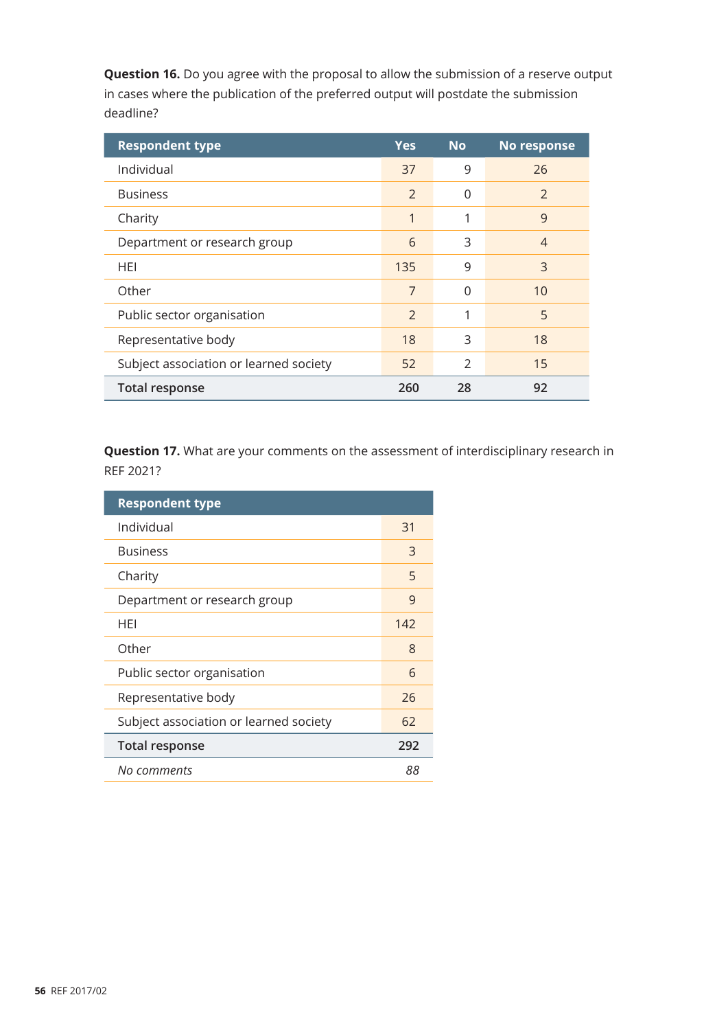**Question 16.** Do you agree with the proposal to allow the submission of a reserve output in cases where the publication of the preferred output will postdate the submission deadline?

| Respondent type | Yes | No | No response |
|---|---|---|---|
| Individual | 37 | 9 | 26 |
| Business | 2 | 0 | 2 |
| Charity | 1 | 1 | 9 |
| Department or research group | 6 | 3 | 4 |
| HEI | 135 | 9 | 3 |
| Other | 7 | 0 | 10 |
| Public sector organisation | 2 | 1 | 5 |
| Representative body | 18 | 3 | 18 |
| Subject association or learned society | 52 | 2 | 15 |
| **Total response** | **260** | **28** | **92** |

**Question 17.** What are your comments on the assessment of interdisciplinary research in REF 2021?

| Respondent type | |
|---|---|
| Individual | 31 |
| Business | 3 |
| Charity | 5 |
| Department or research group | 9 |
| HEI | 142 |
| Other | 8 |
| Public sector organisation | 6 |
| Representative body | 26 |
| Subject association or learned society | 62 |
| **Total response** | **292** |
| *No comments* | *88* |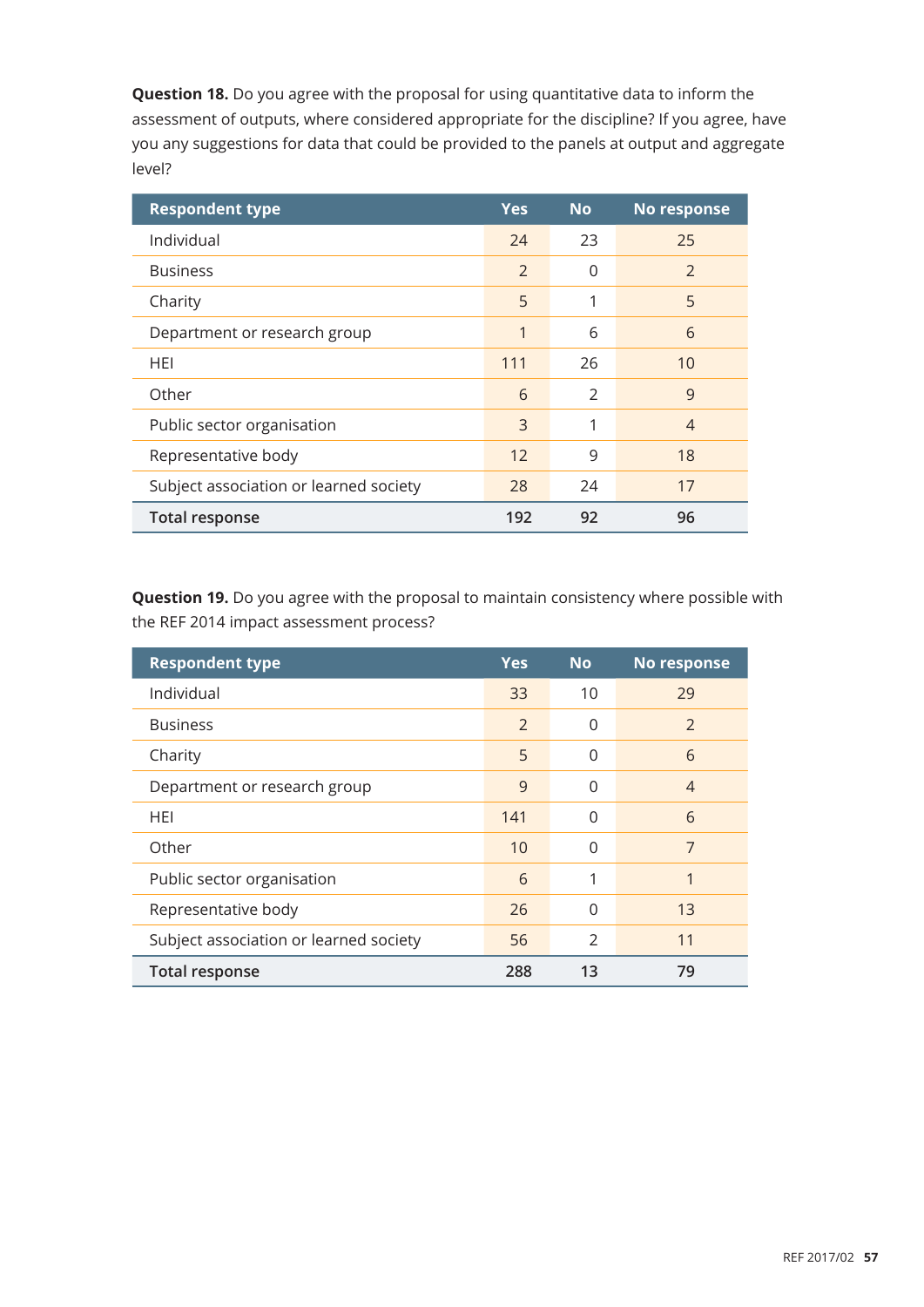**Question 18.** Do you agree with the proposal for using quantitative data to inform the assessment of outputs, where considered appropriate for the discipline? If you agree, have you any suggestions for data that could be provided to the panels at output and aggregate level?

| Respondent type | Yes | No | No response |
|---|---|---|---|
| Individual | 24 | 23 | 25 |
| Business | 2 | 0 | 2 |
| Charity | 5 | 1 | 5 |
| Department or research group | 1 | 6 | 6 |
| HEI | 111 | 26 | 10 |
| Other | 6 | 2 | 9 |
| Public sector organisation | 3 | 1 | 4 |
| Representative body | 12 | 9 | 18 |
| Subject association or learned society | 28 | 24 | 17 |
| **Total response** | **192** | **92** | **96** |

**Question 19.** Do you agree with the proposal to maintain consistency where possible with the REF 2014 impact assessment process?

| Respondent type | Yes | No | No response |
|---|---|---|---|
| Individual | 33 | 10 | 29 |
| Business | 2 | 0 | 2 |
| Charity | 5 | 0 | 6 |
| Department or research group | 9 | 0 | 4 |
| HEI | 141 | 0 | 6 |
| Other | 10 | 0 | 7 |
| Public sector organisation | 6 | 1 | 1 |
| Representative body | 26 | 0 | 13 |
| Subject association or learned society | 56 | 2 | 11 |
| **Total response** | **288** | **13** | **79** |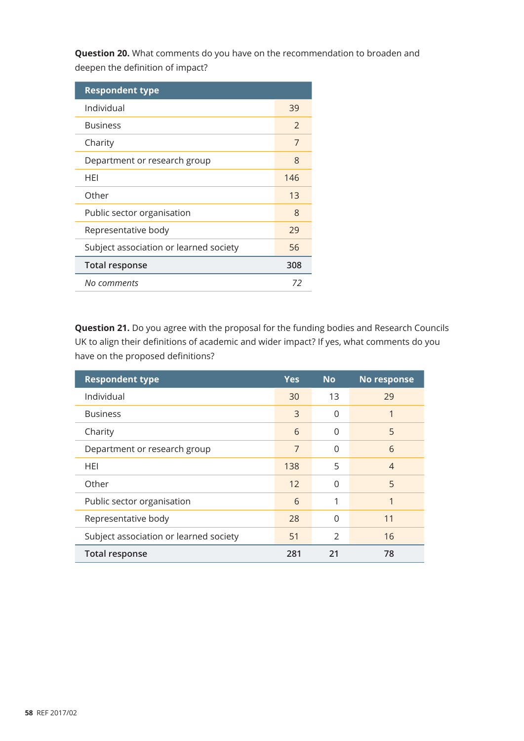**Question 20.** What comments do you have on the recommendation to broaden and deepen the definition of impact?

| Respondent type | |
|---|---|
| Individual | 39 |
| Business | 2 |
| Charity | 7 |
| Department or research group | 8 |
| HEI | 146 |
| Other | 13 |
| Public sector organisation | 8 |
| Representative body | 29 |
| Subject association or learned society | 56 |
| **Total response** | **308** |
| *No comments* | *72* |

**Question 21.** Do you agree with the proposal for the funding bodies and Research Councils UK to align their definitions of academic and wider impact? If yes, what comments do you have on the proposed definitions?

| Respondent type | Yes | No | No response |
|---|---|---|---|
| Individual | 30 | 13 | 29 |
| Business | 3 | 0 | 1 |
| Charity | 6 | 0 | 5 |
| Department or research group | 7 | 0 | 6 |
| HEI | 138 | 5 | 4 |
| Other | 12 | 0 | 5 |
| Public sector organisation | 6 | 1 | 1 |
| Representative body | 28 | 0 | 11 |
| Subject association or learned society | 51 | 2 | 16 |
| **Total response** | **281** | **21** | **78** |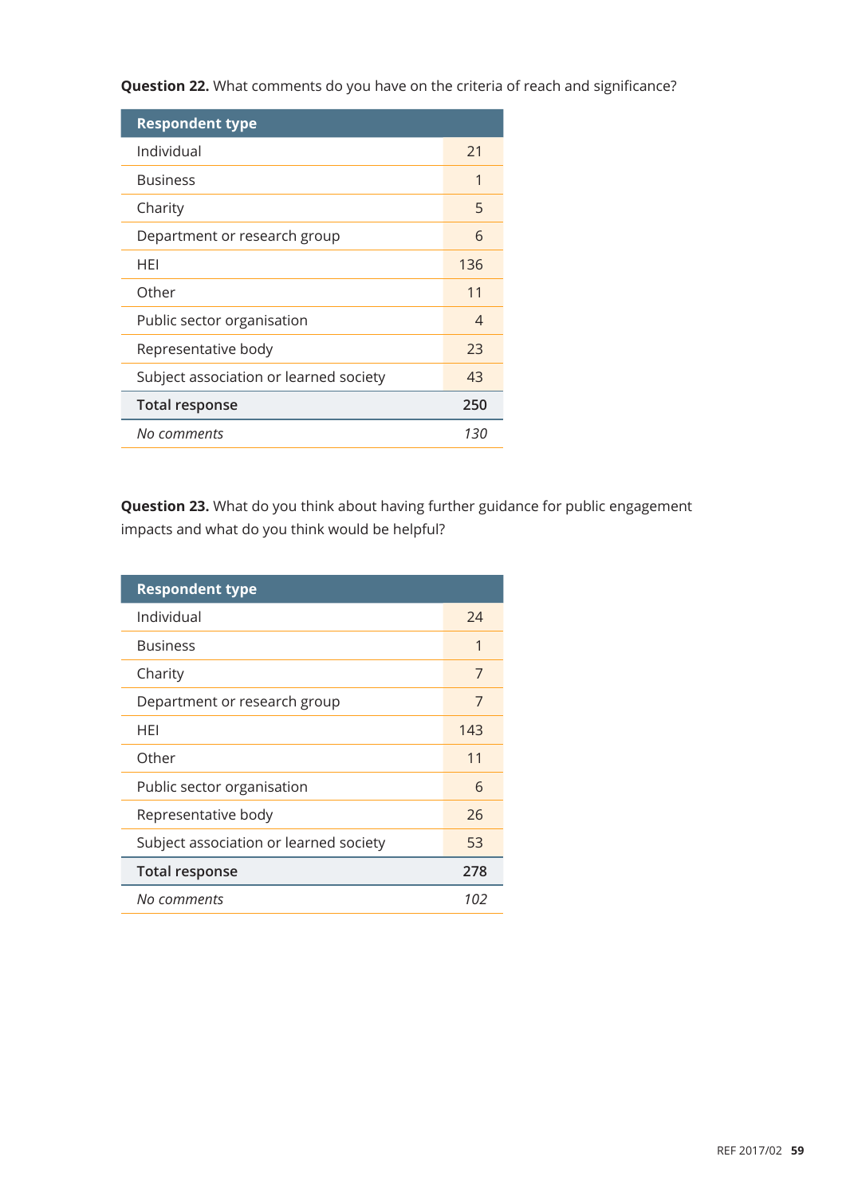**Question 22.** What comments do you have on the criteria of reach and significance?

| Respondent type | |
|---|---|
| Individual | 21 |
| Business | 1 |
| Charity | 5 |
| Department or research group | 6 |
| HEI | 136 |
| Other | 11 |
| Public sector organisation | 4 |
| Representative body | 23 |
| Subject association or learned society | 43 |
| **Total response** | **250** |
| *No comments* | *130* |

**Question 23.** What do you think about having further guidance for public engagement impacts and what do you think would be helpful?

| Respondent type | |
|---|---|
| Individual | 24 |
| Business | 1 |
| Charity | 7 |
| Department or research group | 7 |
| HEI | 143 |
| Other | 11 |
| Public sector organisation | 6 |
| Representative body | 26 |
| Subject association or learned society | 53 |
| **Total response** | **278** |
| *No comments* | *102* |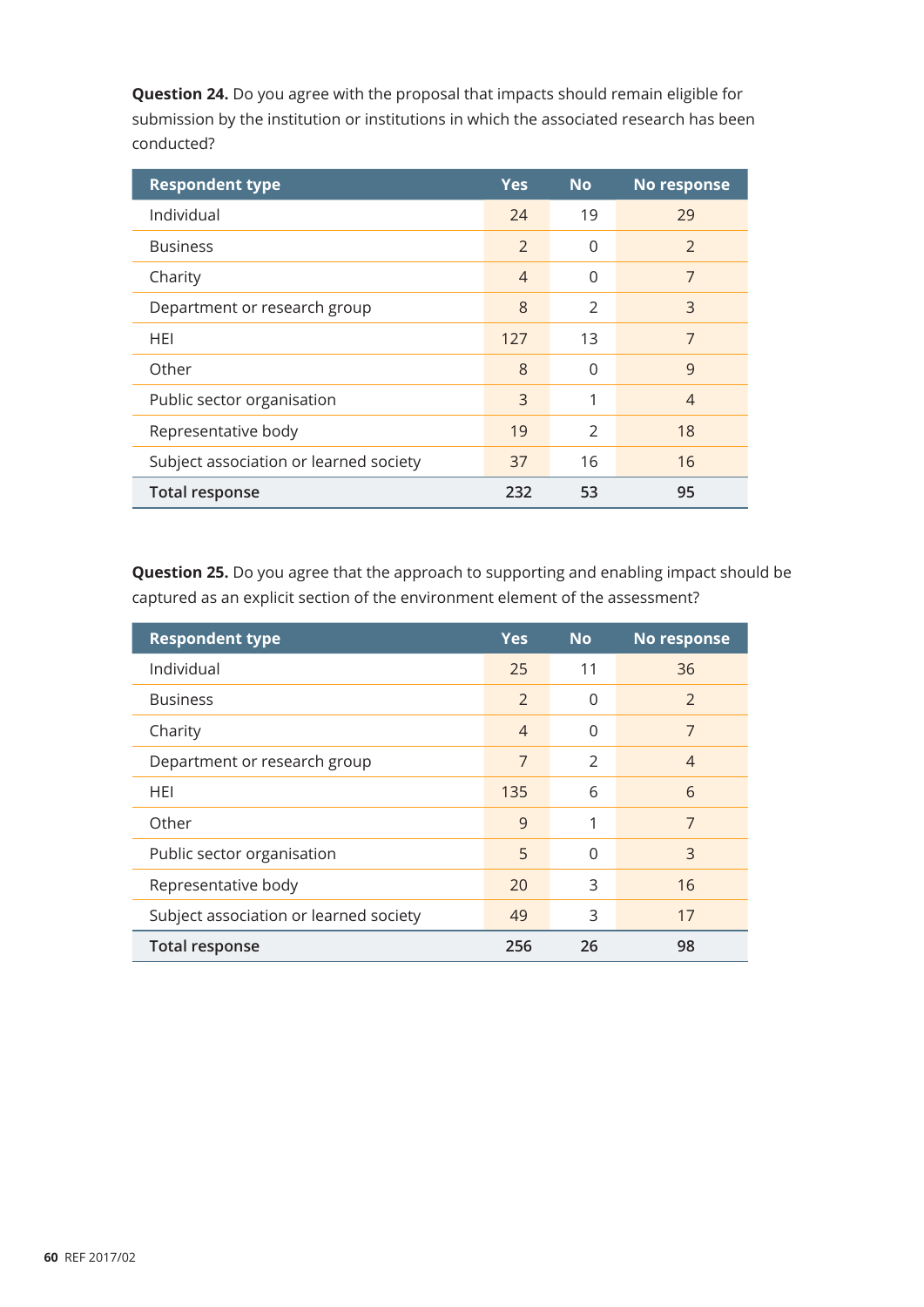**Question 24.** Do you agree with the proposal that impacts should remain eligible for submission by the institution or institutions in which the associated research has been conducted?

| Respondent type | Yes | No | No response |
|---|---|---|---|
| Individual | 24 | 19 | 29 |
| Business | 2 | 0 | 2 |
| Charity | 4 | 0 | 7 |
| Department or research group | 8 | 2 | 3 |
| HEI | 127 | 13 | 7 |
| Other | 8 | 0 | 9 |
| Public sector organisation | 3 | 1 | 4 |
| Representative body | 19 | 2 | 18 |
| Subject association or learned society | 37 | 16 | 16 |
| **Total response** | **232** | **53** | **95** |

**Question 25.** Do you agree that the approach to supporting and enabling impact should be captured as an explicit section of the environment element of the assessment?

| Respondent type | Yes | No | No response |
|---|---|---|---|
| Individual | 25 | 11 | 36 |
| Business | 2 | 0 | 2 |
| Charity | 4 | 0 | 7 |
| Department or research group | 7 | 2 | 4 |
| HEI | 135 | 6 | 6 |
| Other | 9 | 1 | 7 |
| Public sector organisation | 5 | 0 | 3 |
| Representative body | 20 | 3 | 16 |
| Subject association or learned society | 49 | 3 | 17 |
| **Total response** | **256** | **26** | **98** |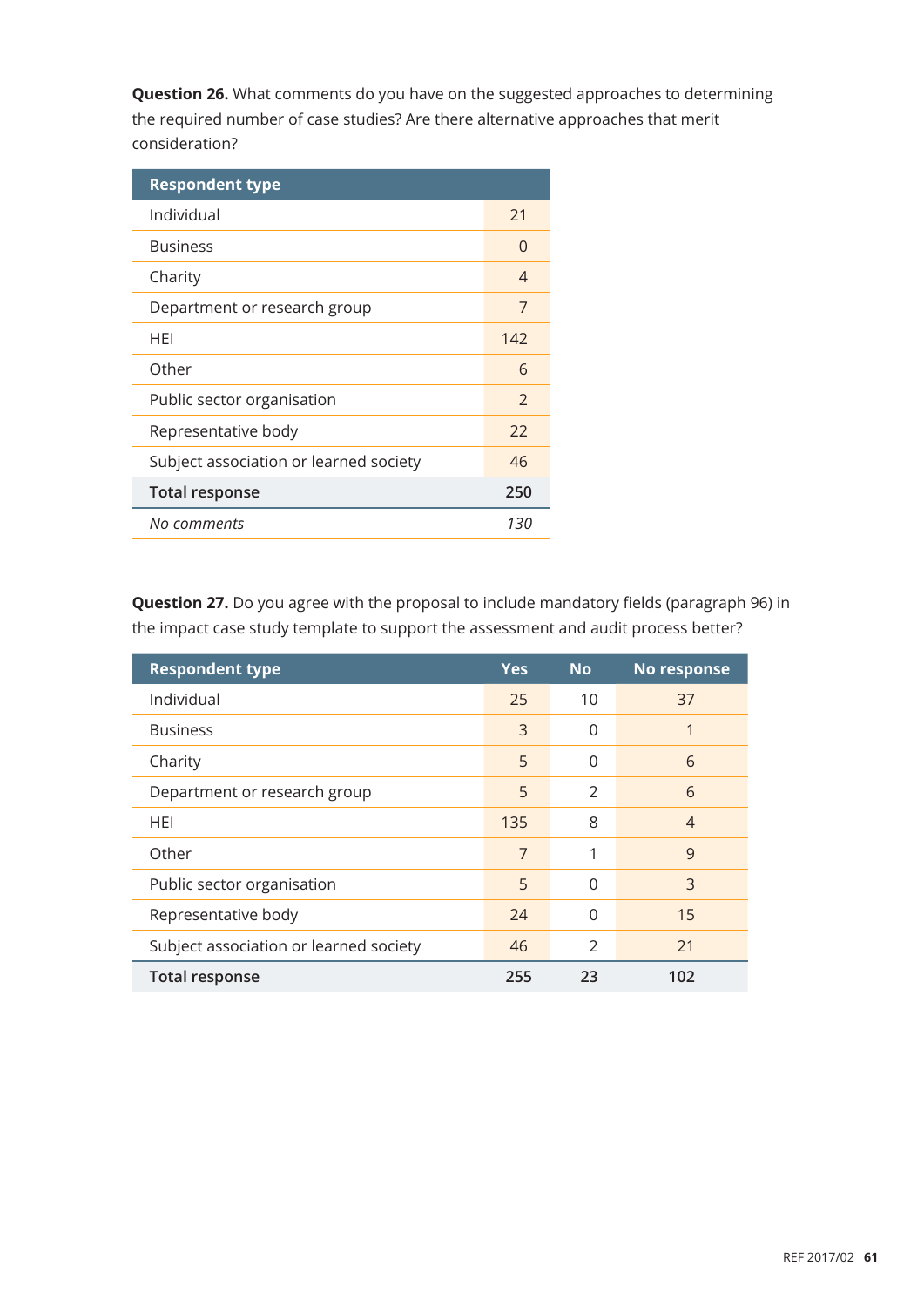**Question 26.** What comments do you have on the suggested approaches to determining the required number of case studies? Are there alternative approaches that merit consideration?

| Respondent type | |
|---|---|
| Individual | 21 |
| Business | 0 |
| Charity | 4 |
| Department or research group | 7 |
| HEI | 142 |
| Other | 6 |
| Public sector organisation | 2 |
| Representative body | 22 |
| Subject association or learned society | 46 |
| **Total response** | **250** |
| *No comments* | *130* |

**Question 27.** Do you agree with the proposal to include mandatory fields (paragraph 96) in the impact case study template to support the assessment and audit process better?

| Respondent type | Yes | No | No response |
|---|---|---|---|
| Individual | 25 | 10 | 37 |
| Business | 3 | 0 | 1 |
| Charity | 5 | 0 | 6 |
| Department or research group | 5 | 2 | 6 |
| HEI | 135 | 8 | 4 |
| Other | 7 | 1 | 9 |
| Public sector organisation | 5 | 0 | 3 |
| Representative body | 24 | 0 | 15 |
| Subject association or learned society | 46 | 2 | 21 |
| **Total response** | **255** | **23** | **102** |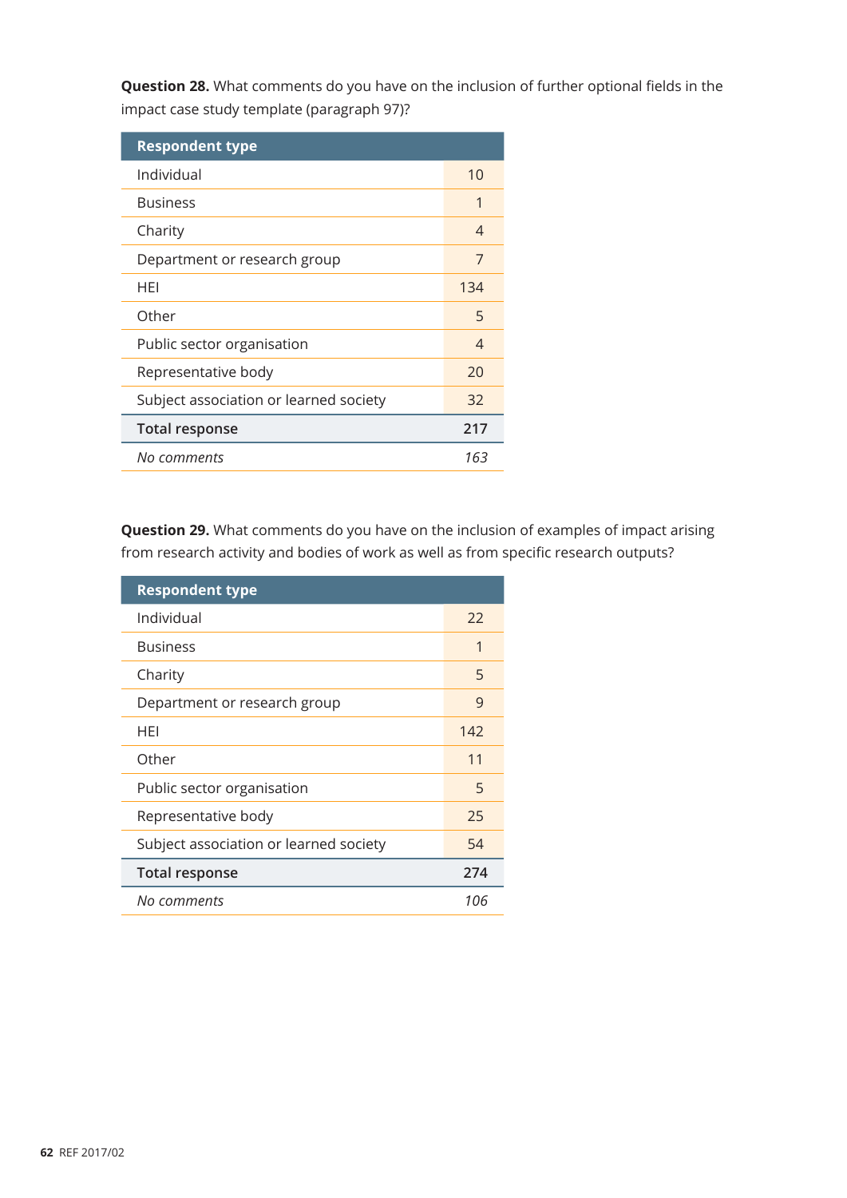**Question 28.** What comments do you have on the inclusion of further optional fields in the impact case study template (paragraph 97)?

| Respondent type | |
|---|---|
| Individual | 10 |
| Business | 1 |
| Charity | 4 |
| Department or research group | 7 |
| HEI | 134 |
| Other | 5 |
| Public sector organisation | 4 |
| Representative body | 20 |
| Subject association or learned society | 32 |
| **Total response** | **217** |
| *No comments* | *163* |

**Question 29.** What comments do you have on the inclusion of examples of impact arising from research activity and bodies of work as well as from specific research outputs?

| Respondent type | |
|---|---|
| Individual | 22 |
| Business | 1 |
| Charity | 5 |
| Department or research group | 9 |
| HEI | 142 |
| Other | 11 |
| Public sector organisation | 5 |
| Representative body | 25 |
| Subject association or learned society | 54 |
| **Total response** | **274** |
| *No comments* | *106* |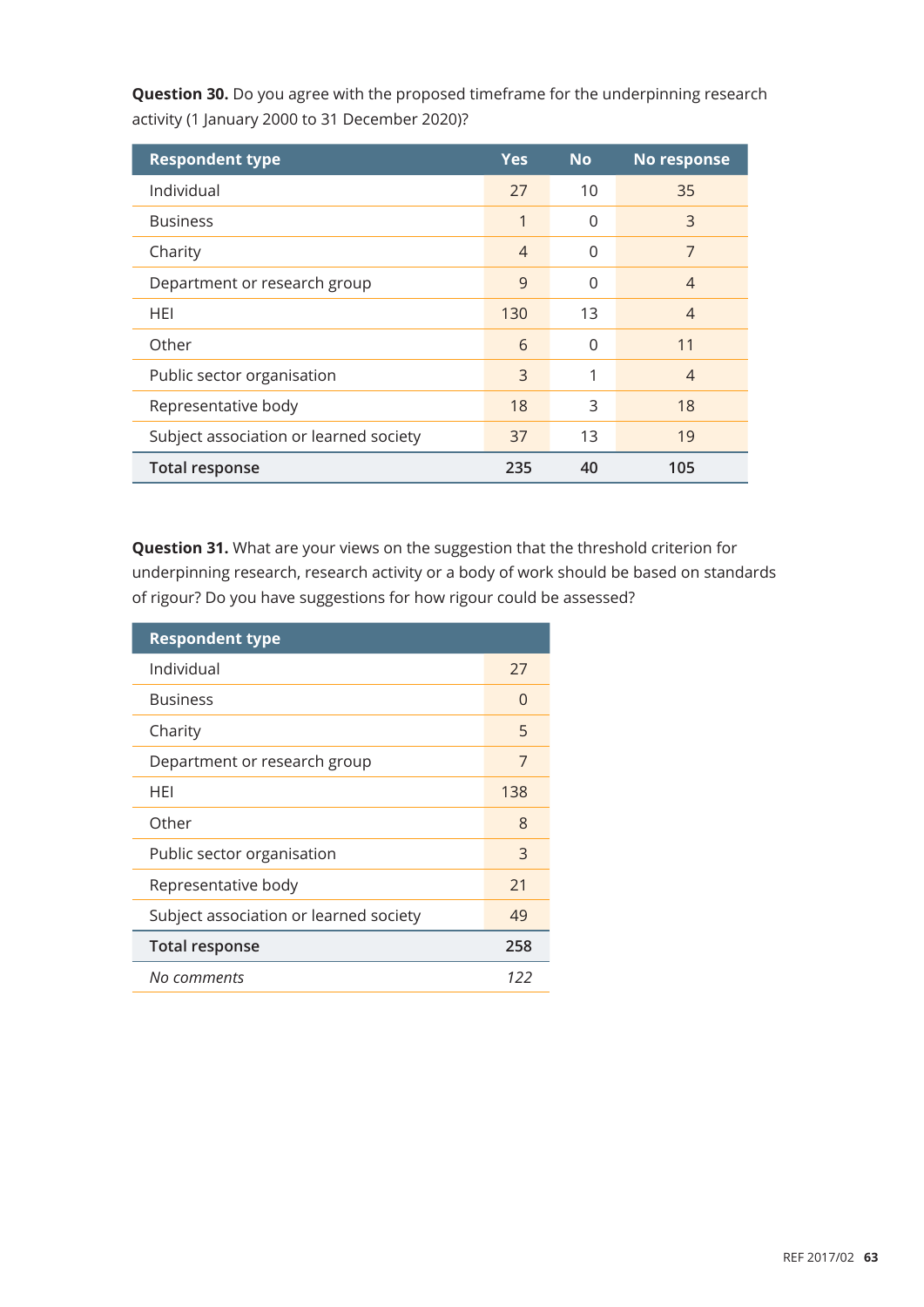**Question 30.** Do you agree with the proposed timeframe for the underpinning research activity (1 January 2000 to 31 December 2020)?

| Respondent type | Yes | No | No response |
|---|---|---|---|
| Individual | 27 | 10 | 35 |
| Business | 1 | 0 | 3 |
| Charity | 4 | 0 | 7 |
| Department or research group | 9 | 0 | 4 |
| HEI | 130 | 13 | 4 |
| Other | 6 | 0 | 11 |
| Public sector organisation | 3 | 1 | 4 |
| Representative body | 18 | 3 | 18 |
| Subject association or learned society | 37 | 13 | 19 |
| **Total response** | **235** | **40** | **105** |

**Question 31.** What are your views on the suggestion that the threshold criterion for underpinning research, research activity or a body of work should be based on standards of rigour? Do you have suggestions for how rigour could be assessed?

| Respondent type | |
|---|---|
| Individual | 27 |
| Business | 0 |
| Charity | 5 |
| Department or research group | 7 |
| HEI | 138 |
| Other | 8 |
| Public sector organisation | 3 |
| Representative body | 21 |
| Subject association or learned society | 49 |
| **Total response** | **258** |
| *No comments* | *122* |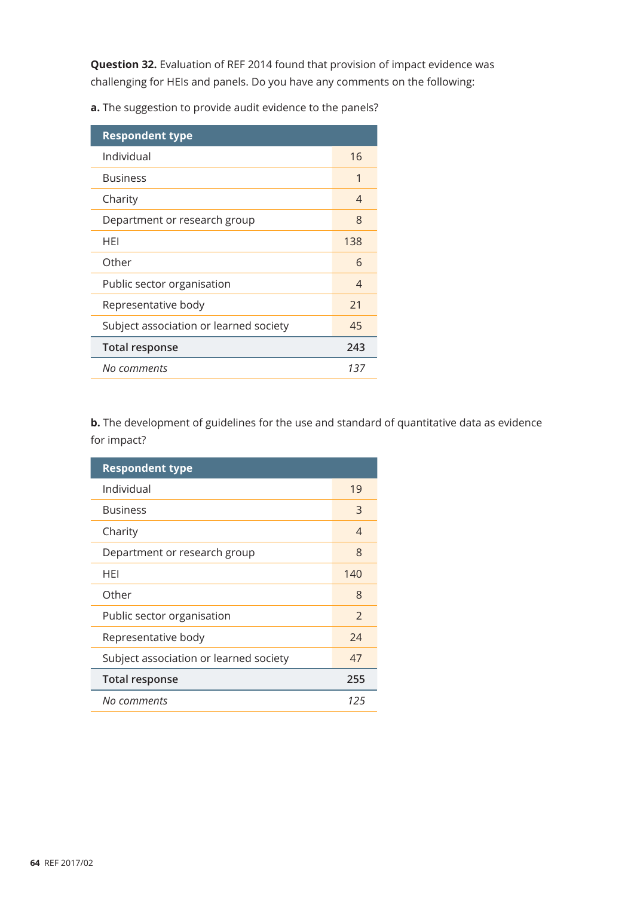**Question 32.** Evaluation of REF 2014 found that provision of impact evidence was challenging for HEIs and panels. Do you have any comments on the following:

**a.** The suggestion to provide audit evidence to the panels?

| Respondent type | |
|---|---|
| Individual | 16 |
| Business | 1 |
| Charity | 4 |
| Department or research group | 8 |
| HEI | 138 |
| Other | 6 |
| Public sector organisation | 4 |
| Representative body | 21 |
| Subject association or learned society | 45 |
| **Total response** | **243** |
| *No comments* | *137* |

**b.** The development of guidelines for the use and standard of quantitative data as evidence for impact?

| Respondent type | |
|---|---|
| Individual | 19 |
| Business | 3 |
| Charity | 4 |
| Department or research group | 8 |
| HEI | 140 |
| Other | 8 |
| Public sector organisation | 2 |
| Representative body | 24 |
| Subject association or learned society | 47 |
| **Total response** | **255** |
| *No comments* | *125* |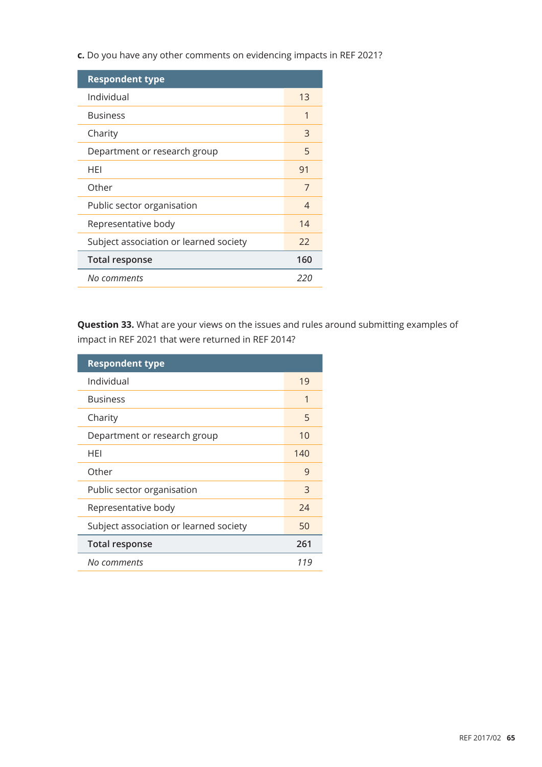**c.** Do you have any other comments on evidencing impacts in REF 2021?

| Respondent type | |
|---|---|
| Individual | 13 |
| Business | 1 |
| Charity | 3 |
| Department or research group | 5 |
| HEI | 91 |
| Other | 7 |
| Public sector organisation | 4 |
| Representative body | 14 |
| Subject association or learned society | 22 |
| **Total response** | **160** |
| *No comments* | *220* |

**Question 33.** What are your views on the issues and rules around submitting examples of impact in REF 2021 that were returned in REF 2014?

| Respondent type | |
|---|---|
| Individual | 19 |
| Business | 1 |
| Charity | 5 |
| Department or research group | 10 |
| HEI | 140 |
| Other | 9 |
| Public sector organisation | 3 |
| Representative body | 24 |
| Subject association or learned society | 50 |
| **Total response** | **261** |
| *No comments* | *119* |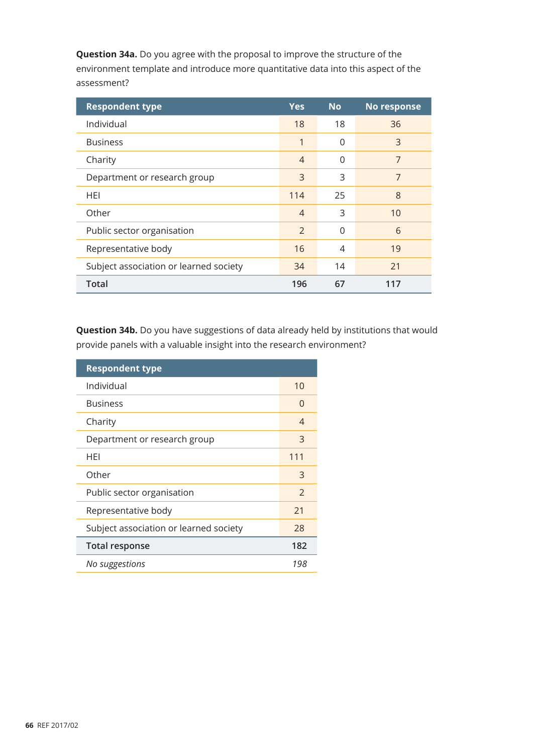**Question 34a.** Do you agree with the proposal to improve the structure of the environment template and introduce more quantitative data into this aspect of the assessment?

| Respondent type | Yes | No | No response |
|---|---|---|---|
| Individual | 18 | 18 | 36 |
| Business | 1 | 0 | 3 |
| Charity | 4 | 0 | 7 |
| Department or research group | 3 | 3 | 7 |
| HEI | 114 | 25 | 8 |
| Other | 4 | 3 | 10 |
| Public sector organisation | 2 | 0 | 6 |
| Representative body | 16 | 4 | 19 |
| Subject association or learned society | 34 | 14 | 21 |
| **Total** | **196** | **67** | **117** |

**Question 34b.** Do you have suggestions of data already held by institutions that would provide panels with a valuable insight into the research environment?

| Respondent type | |
|---|---|
| Individual | 10 |
| Business | 0 |
| Charity | 4 |
| Department or research group | 3 |
| HEI | 111 |
| Other | 3 |
| Public sector organisation | 2 |
| Representative body | 21 |
| Subject association or learned society | 28 |
| **Total response** | **182** |
| *No suggestions* | *198* |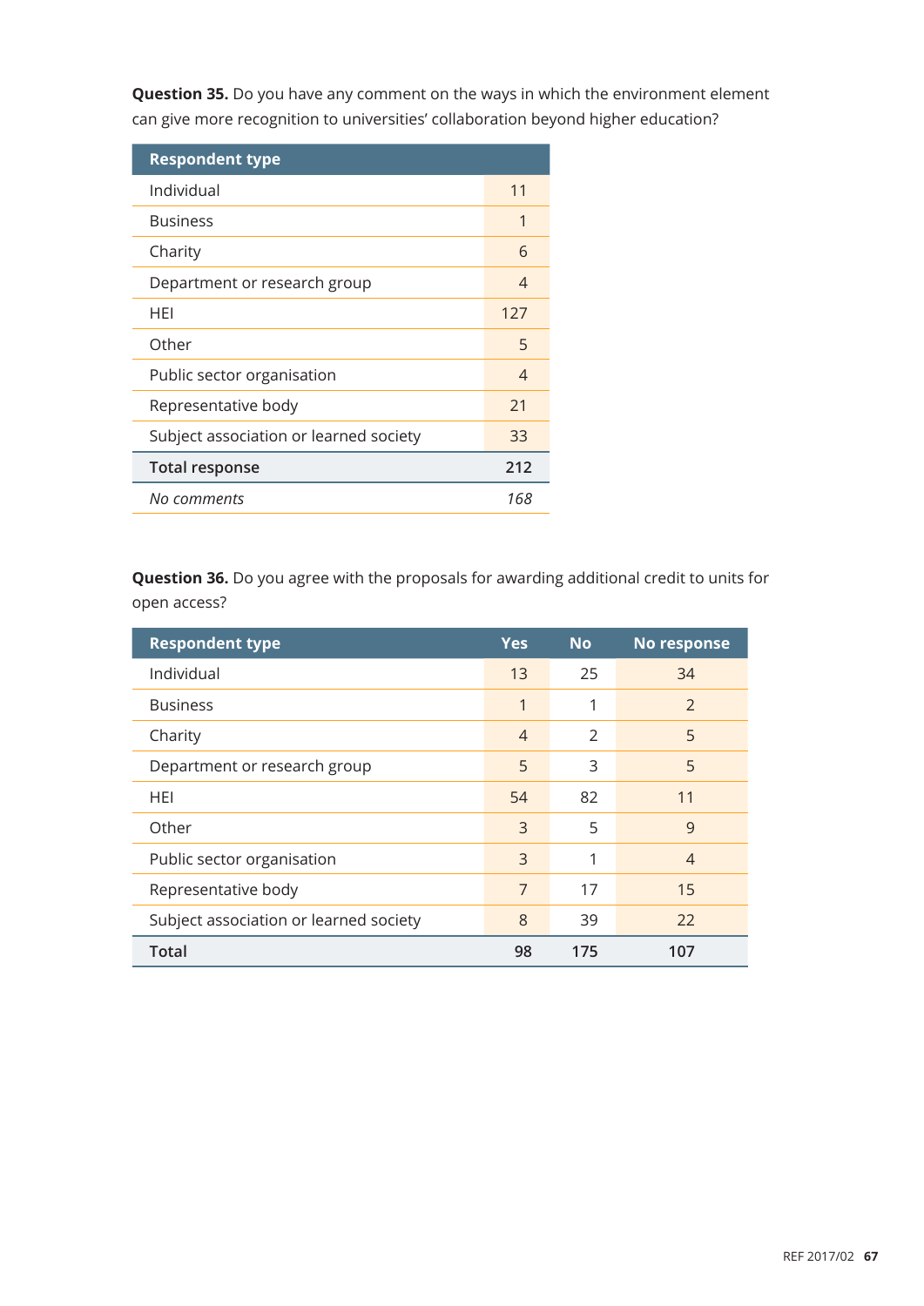**Question 35.** Do you have any comment on the ways in which the environment element can give more recognition to universities' collaboration beyond higher education?

| Respondent type | |
|---|---|
| Individual | 11 |
| Business | 1 |
| Charity | 6 |
| Department or research group | 4 |
| HEI | 127 |
| Other | 5 |
| Public sector organisation | 4 |
| Representative body | 21 |
| Subject association or learned society | 33 |
| **Total response** | **212** |
| *No comments* | *168* |

**Question 36.** Do you agree with the proposals for awarding additional credit to units for open access?

| Respondent type | Yes | No | No response |
|---|---|---|---|
| Individual | 13 | 25 | 34 |
| Business | 1 | 1 | 2 |
| Charity | 4 | 2 | 5 |
| Department or research group | 5 | 3 | 5 |
| HEI | 54 | 82 | 11 |
| Other | 3 | 5 | 9 |
| Public sector organisation | 3 | 1 | 4 |
| Representative body | 7 | 17 | 15 |
| Subject association or learned society | 8 | 39 | 22 |
| **Total** | **98** | **175** | **107** |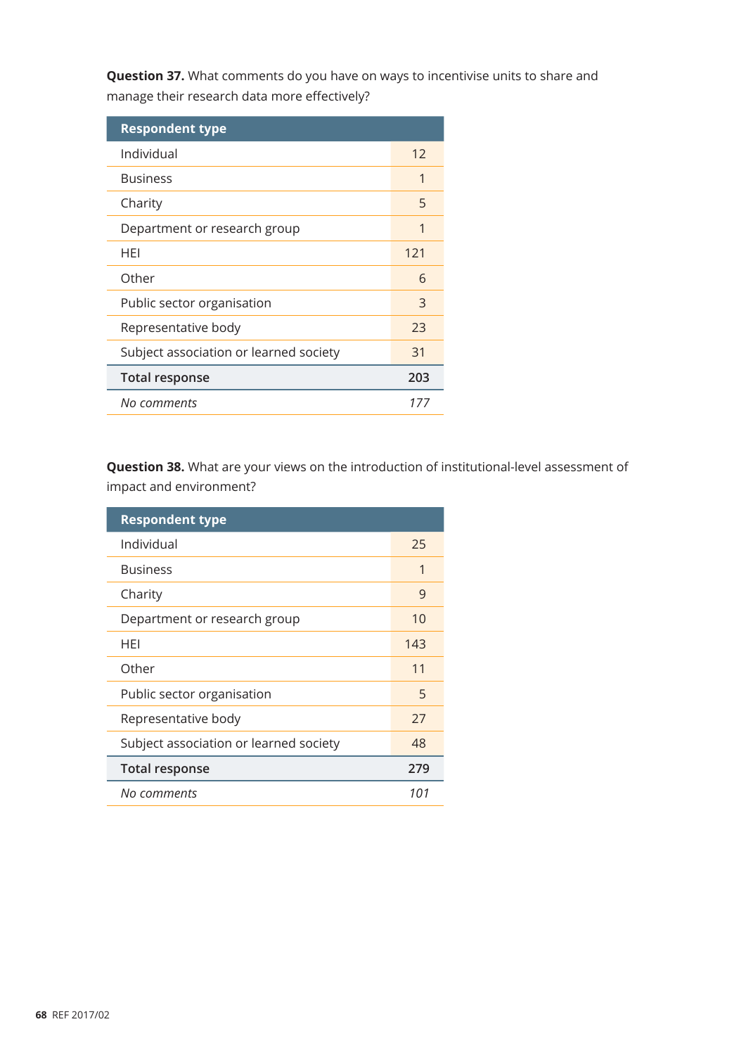**Question 37.** What comments do you have on ways to incentivise units to share and manage their research data more effectively?

| Respondent type | |
|---|---|
| Individual | 12 |
| Business | 1 |
| Charity | 5 |
| Department or research group | 1 |
| HEI | 121 |
| Other | 6 |
| Public sector organisation | 3 |
| Representative body | 23 |
| Subject association or learned society | 31 |
| **Total response** | **203** |
| *No comments* | *177* |

**Question 38.** What are your views on the introduction of institutional-level assessment of impact and environment?

| Respondent type | |
|---|---|
| Individual | 25 |
| Business | 1 |
| Charity | 9 |
| Department or research group | 10 |
| HEI | 143 |
| Other | 11 |
| Public sector organisation | 5 |
| Representative body | 27 |
| Subject association or learned society | 48 |
| **Total response** | **279** |
| *No comments* | *101* |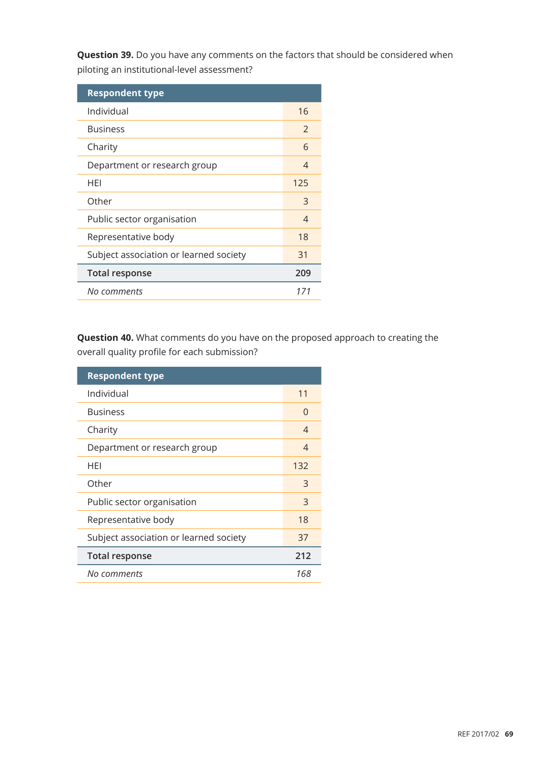**Question 39.** Do you have any comments on the factors that should be considered when piloting an institutional-level assessment?

| Respondent type | |
|---|---|
| Individual | 16 |
| Business | 2 |
| Charity | 6 |
| Department or research group | 4 |
| HEI | 125 |
| Other | 3 |
| Public sector organisation | 4 |
| Representative body | 18 |
| Subject association or learned society | 31 |
| **Total response** | **209** |
| *No comments* | *171* |

**Question 40.** What comments do you have on the proposed approach to creating the overall quality profile for each submission?

| Respondent type | |
|---|---|
| Individual | 11 |
| Business | 0 |
| Charity | 4 |
| Department or research group | 4 |
| HEI | 132 |
| Other | 3 |
| Public sector organisation | 3 |
| Representative body | 18 |
| Subject association or learned society | 37 |
| **Total response** | **212** |
| *No comments* | *168* |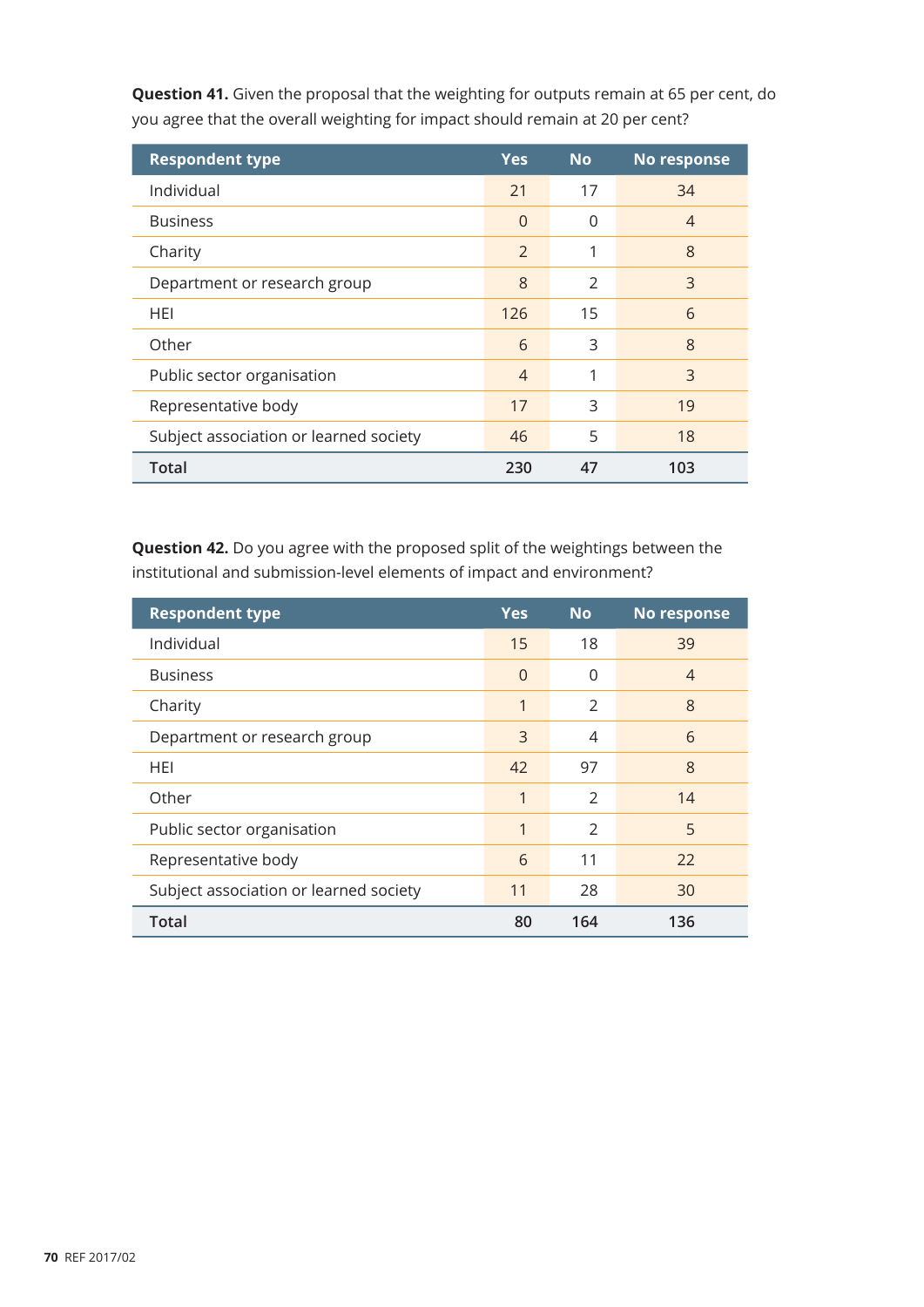**Question 41.** Given the proposal that the weighting for outputs remain at 65 per cent, do you agree that the overall weighting for impact should remain at 20 per cent?

| Respondent type | Yes | No | No response |
|---|---|---|---|
| Individual | 21 | 17 | 34 |
| Business | 0 | 0 | 4 |
| Charity | 2 | 1 | 8 |
| Department or research group | 8 | 2 | 3 |
| HEI | 126 | 15 | 6 |
| Other | 6 | 3 | 8 |
| Public sector organisation | 4 | 1 | 3 |
| Representative body | 17 | 3 | 19 |
| Subject association or learned society | 46 | 5 | 18 |
| **Total** | **230** | **47** | **103** |

**Question 42.** Do you agree with the proposed split of the weightings between the institutional and submission-level elements of impact and environment?

| Respondent type | Yes | No | No response |
|---|---|---|---|
| Individual | 15 | 18 | 39 |
| Business | 0 | 0 | 4 |
| Charity | 1 | 2 | 8 |
| Department or research group | 3 | 4 | 6 |
| HEI | 42 | 97 | 8 |
| Other | 1 | 2 | 14 |
| Public sector organisation | 1 | 2 | 5 |
| Representative body | 6 | 11 | 22 |
| Subject association or learned society | 11 | 28 | 30 |
| **Total** | **80** | **164** | **136** |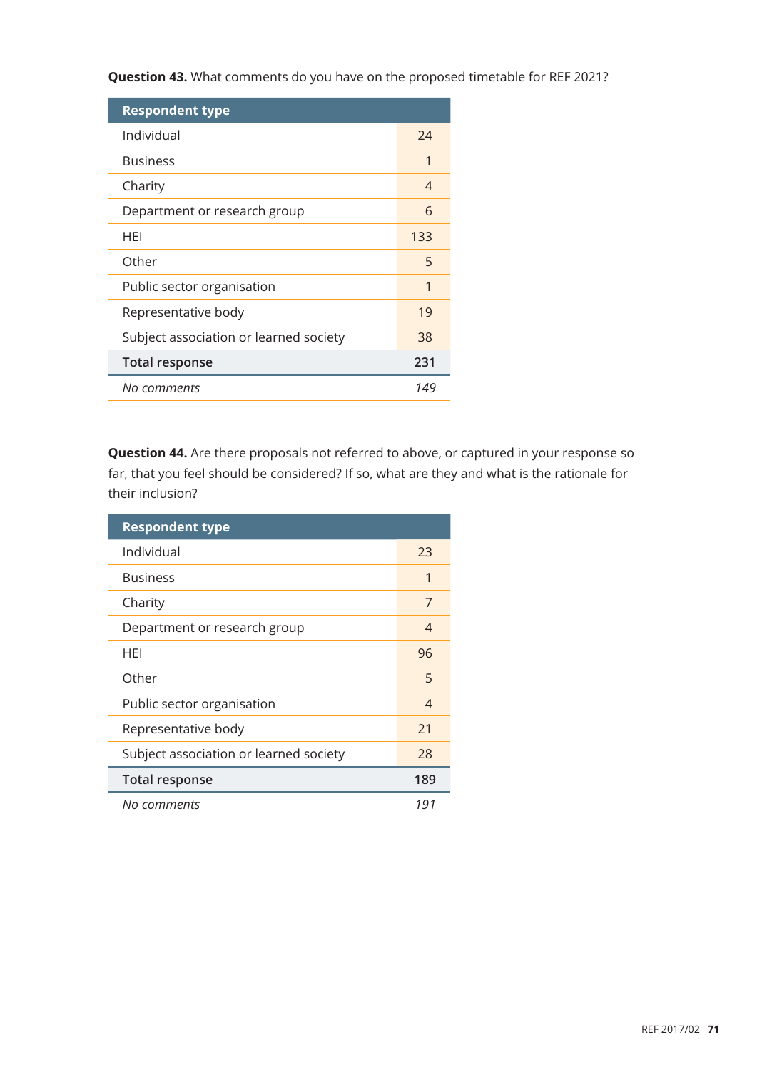**Question 43.** What comments do you have on the proposed timetable for REF 2021?

| Respondent type | |
|---|---|
| Individual | 24 |
| Business | 1 |
| Charity | 4 |
| Department or research group | 6 |
| HEI | 133 |
| Other | 5 |
| Public sector organisation | 1 |
| Representative body | 19 |
| Subject association or learned society | 38 |
| **Total response** | **231** |
| *No comments* | *149* |

**Question 44.** Are there proposals not referred to above, or captured in your response so far, that you feel should be considered? If so, what are they and what is the rationale for their inclusion?

| Respondent type | |
|---|---|
| Individual | 23 |
| Business | 1 |
| Charity | 7 |
| Department or research group | 4 |
| HEI | 96 |
| Other | 5 |
| Public sector organisation | 4 |
| Representative body | 21 |
| Subject association or learned society | 28 |
| **Total response** | **189** |
| *No comments* | *191* |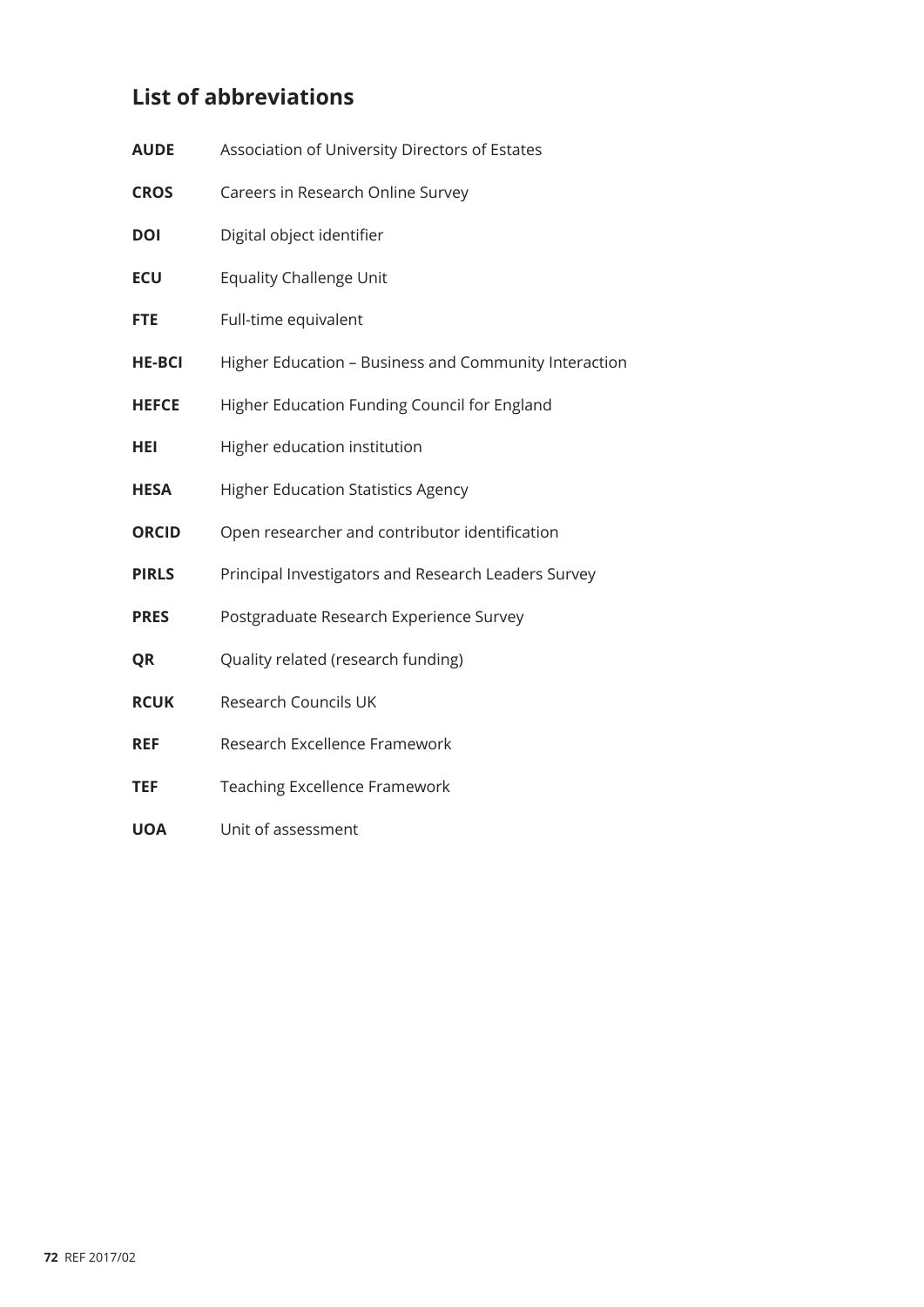## List of abbreviations

| | |
|---|---|
| **AUDE** | Association of University Directors of Estates |
| **CROS** | Careers in Research Online Survey |
| **DOI** | Digital object identifier |
| **ECU** | Equality Challenge Unit |
| **FTE** | Full-time equivalent |
| **HE-BCI** | Higher Education – Business and Community Interaction |
| **HEFCE** | Higher Education Funding Council for England |
| **HEI** | Higher education institution |
| **HESA** | Higher Education Statistics Agency |
| **ORCID** | Open researcher and contributor identification |
| **PIRLS** | Principal Investigators and Research Leaders Survey |
| **PRES** | Postgraduate Research Experience Survey |
| **QR** | Quality related (research funding) |
| **RCUK** | Research Councils UK |
| **REF** | Research Excellence Framework |
| **TEF** | Teaching Excellence Framework |
| **UOA** | Unit of assessment |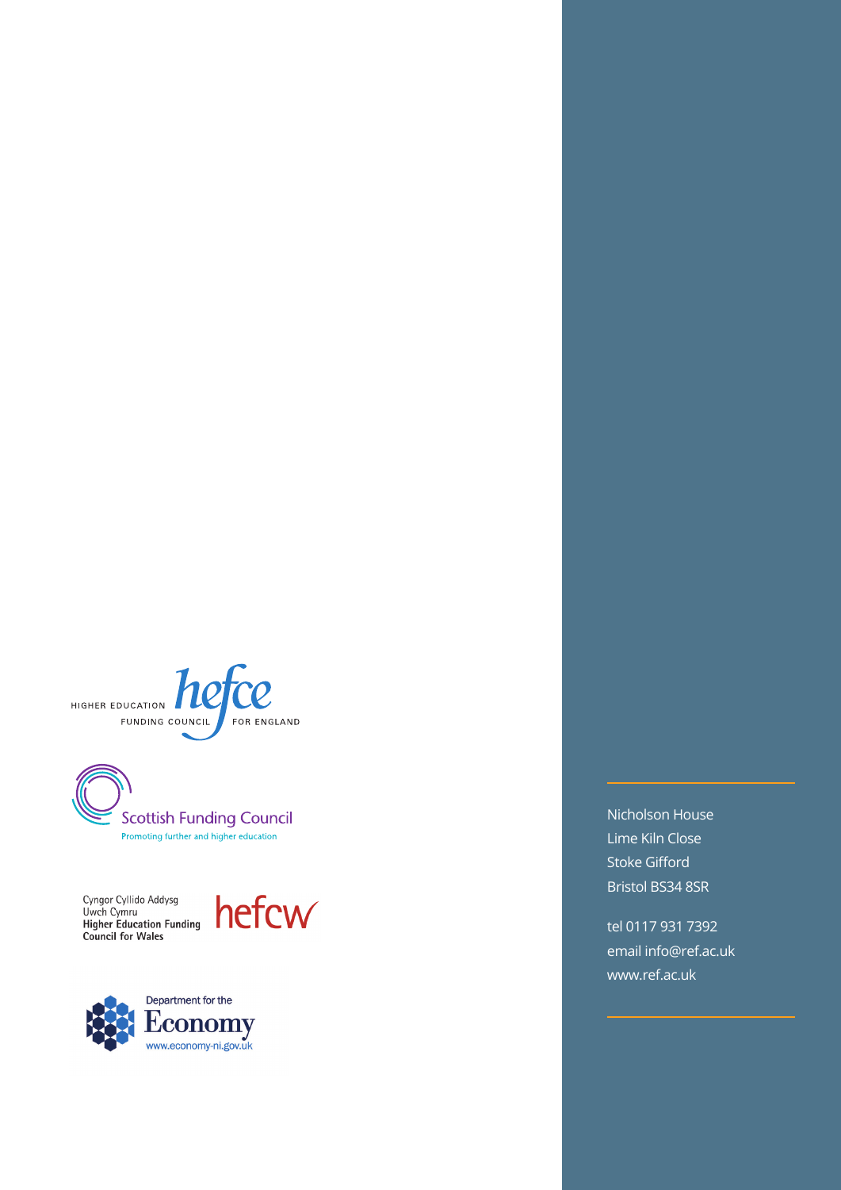HIGHER EDUCATION FUNDING COUNCIL FOR ENGLAND hefce

Scottish Funding Council
Promoting further and higher education

Cyngor Cyllido Addysg Uwch Cymru
**Higher Education Funding Council for Wales** hefcw

Department for the Economy
www.economy-ni.gov.uk

Nicholson House
Lime Kiln Close
Stoke Gifford
Bristol BS34 8SR

tel 0117 931 7392
email info@ref.ac.uk
www.ref.ac.uk